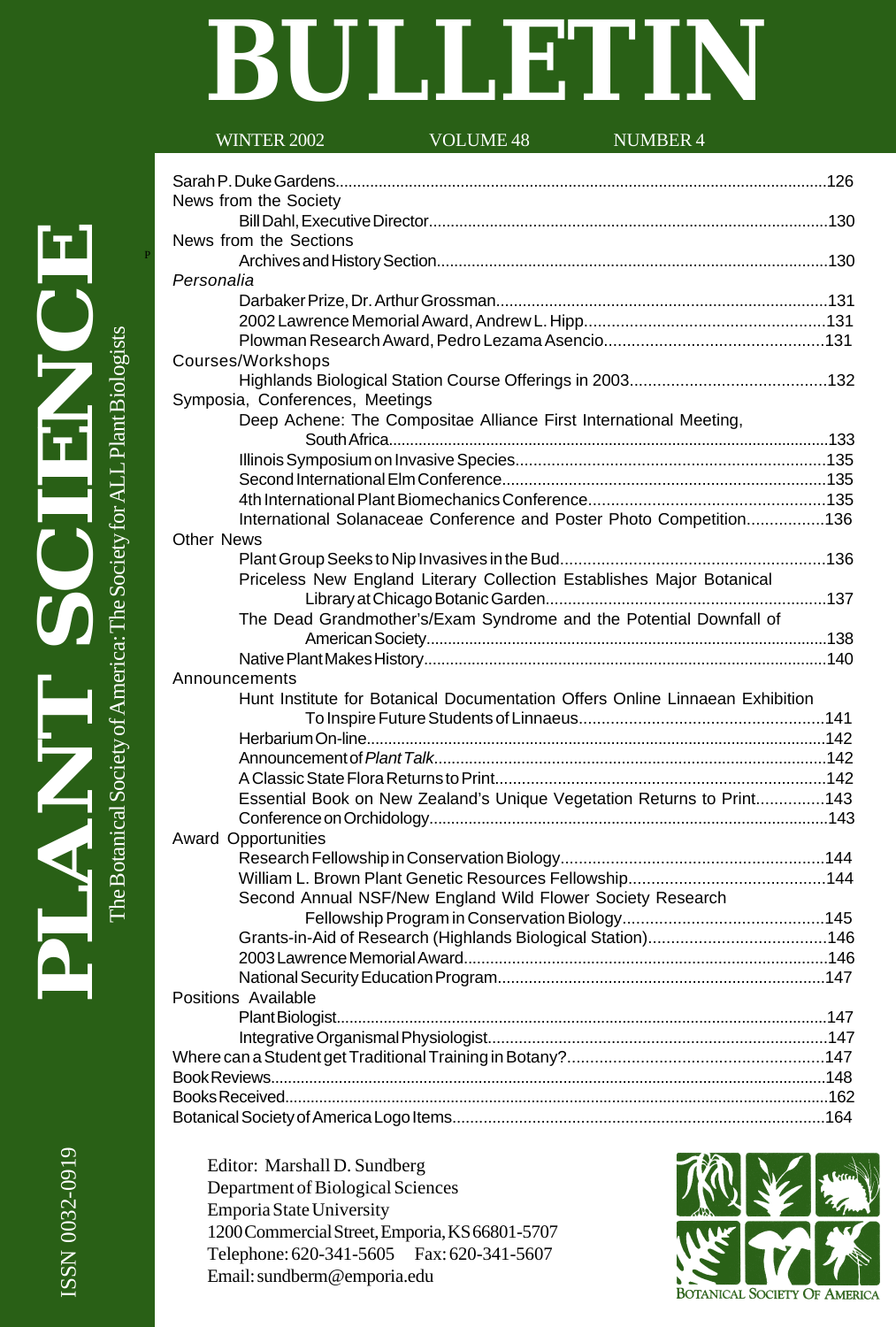# PLANT SCIENCE BULLETIN

The Botanical Society of America: The Society for ALL Plant Biologists

WINTER 2002 VOLUME 48 NUMBER 4

Sarah P. Duke Gardens.....126

News from the Society

- Bill Dahl, Executive Director.....130

News from the Sections

- Archives and History Section.....130

*Personalia*

- Darbaker Prize, Dr. Arthur Grossman.....131
- 2002 Lawrence Memorial Award, Andrew L. Hipp.....131
- Plowman Research Award, Pedro Lezama Asencio.....131

Courses/Workshops

- Highlands Biological Station Course Offerings in 2003.....132

Symposia, Conferences, Meetings

- Deep Achene: The Compositae Alliance First International Meeting, South Africa.....133
- Illinois Symposium on Invasive Species.....135
- Second International Elm Conference.....135
- 4th International Plant Biomechanics Conference.....135
- International Solanaceae Conference and Poster Photo Competition.....136

Other News

- Plant Group Seeks to Nip Invasives in the Bud.....136
- Priceless New England Literary Collection Establishes Major Botanical Library at Chicago Botanic Garden.....137
- The Dead Grandmother's/Exam Syndrome and the Potential Downfall of American Society.....138
- Native Plant Makes History.....140

Announcements

- Hunt Institute for Botanical Documentation Offers Online Linnaean Exhibition To Inspire Future Students of Linnaeus.....141
- Herbarium On-line.....142
- Announcement of *Plant Talk*.....142
- A Classic State Flora Returns to Print.....142
- Essential Book on New Zealand's Unique Vegetation Returns to Print.....143
- Conference on Orchidology.....143

Award Opportunities

- Research Fellowship in Conservation Biology.....144
- William L. Brown Plant Genetic Resources Fellowship.....144
- Second Annual NSF/New England Wild Flower Society Research Fellowship Program in Conservation Biology.....145
- Grants-in-Aid of Research (Highlands Biological Station).....146
- 2003 Lawrence Memorial Award.....146
- National Security Education Program.....147

Positions Available

- Plant Biologist.....147
- Integrative Organismal Physiologist.....147

Where can a Student get Traditional Training in Botany?.....147

Book Reviews.....148

Books Received.....162

Botanical Society of America Logo Items.....164

Editor: Marshall D. Sundberg
Department of Biological Sciences
Emporia State University
1200 Commercial Street, Emporia, KS 66801-5707
Telephone: 620-341-5605 Fax: 620-341-5607
Email: sundberm@emporia.edu

ISSN 0032-0919

Botanical Society of America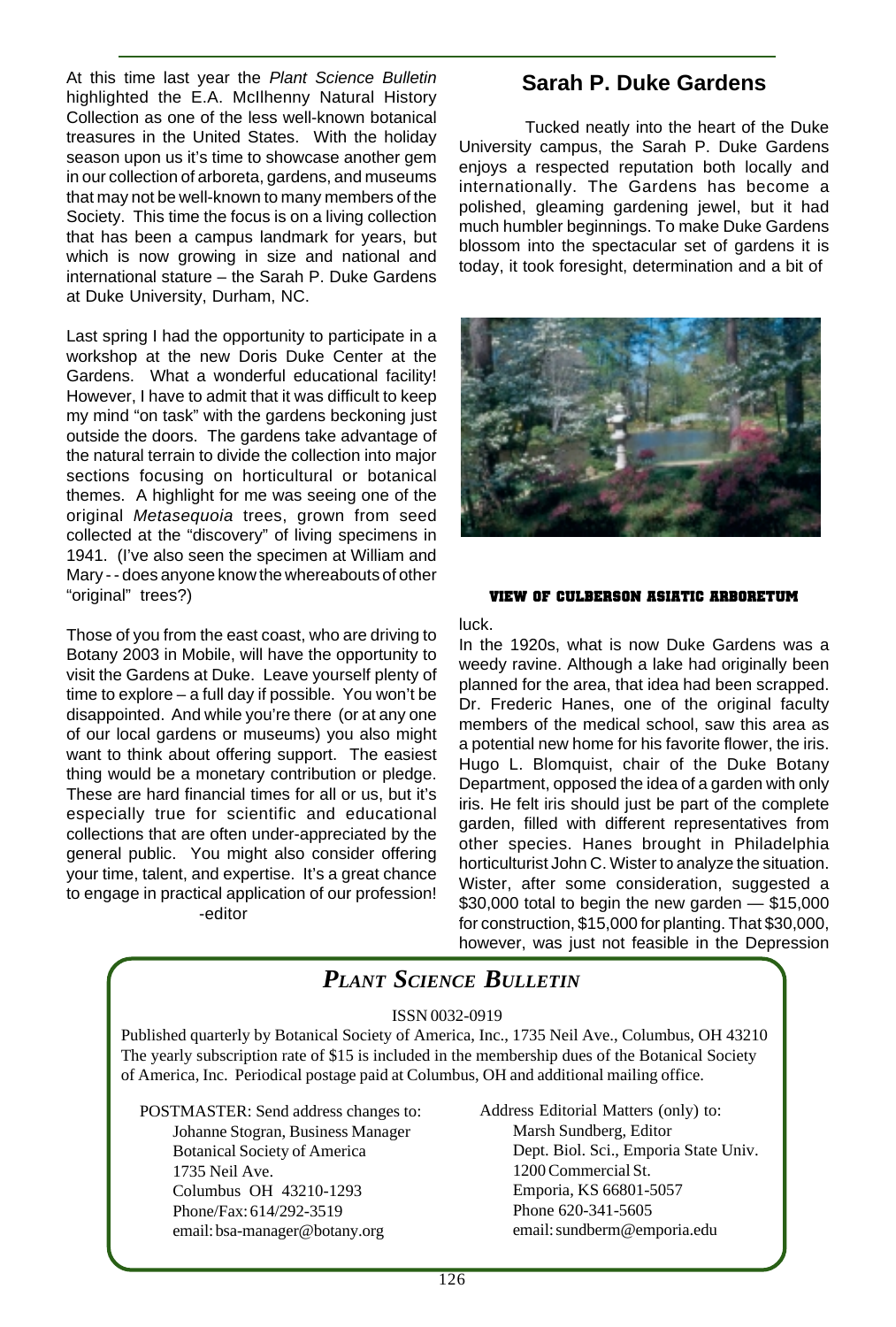At this time last year the *Plant Science Bulletin* highlighted the E.A. McIlhenny Natural History Collection as one of the less well-known botanical treasures in the United States. With the holiday season upon us it's time to showcase another gem in our collection of arboreta, gardens, and museums that may not be well-known to many members of the Society. This time the focus is on a living collection that has been a campus landmark for years, but which is now growing in size and national and international stature – the Sarah P. Duke Gardens at Duke University, Durham, NC.

Last spring I had the opportunity to participate in a workshop at the new Doris Duke Center at the Gardens. What a wonderful educational facility! However, I have to admit that it was difficult to keep my mind "on task" with the gardens beckoning just outside the doors. The gardens take advantage of the natural terrain to divide the collection into major sections focusing on horticultural or botanical themes. A highlight for me was seeing one of the original *Metasequoia* trees, grown from seed collected at the "discovery" of living specimens in 1941. (I've also seen the specimen at William and Mary - - does anyone know the whereabouts of other "original" trees?)

Those of you from the east coast, who are driving to Botany 2003 in Mobile, will have the opportunity to visit the Gardens at Duke. Leave yourself plenty of time to explore – a full day if possible. You won't be disappointed. And while you're there (or at any one of our local gardens or museums) you also might want to think about offering support. The easiest thing would be a monetary contribution or pledge. These are hard financial times for all or us, but it's especially true for scientific and educational collections that are often under-appreciated by the general public. You might also consider offering your time, talent, and expertise. It's a great chance to engage in practical application of our profession!

-editor

## Sarah P. Duke Gardens

Tucked neatly into the heart of the Duke University campus, the Sarah P. Duke Gardens enjoys a respected reputation both locally and internationally. The Gardens has become a polished, gleaming gardening jewel, but it had much humbler beginnings. To make Duke Gardens blossom into the spectacular set of gardens it is today, it took foresight, determination and a bit of luck.

**VIEW OF CULBERSON ASIATIC ARBORETUM**

In the 1920s, what is now Duke Gardens was a weedy ravine. Although a lake had originally been planned for the area, that idea had been scrapped. Dr. Frederic Hanes, one of the original faculty members of the medical school, saw this area as a potential new home for his favorite flower, the iris. Hugo L. Blomquist, chair of the Duke Botany Department, opposed the idea of a garden with only iris. He felt iris should just be part of the complete garden, filled with different representatives from other species. Hanes brought in Philadelphia horticulturist John C. Wister to analyze the situation. Wister, after some consideration, suggested a $30,000 total to begin the new garden — $15,000 for construction, $15,000 for planting. That $30,000, however, was just not feasible in the Depression

## *PLANT SCIENCE BULLETIN*

ISSN 0032-0919

Published quarterly by Botanical Society of America, Inc., 1735 Neil Ave., Columbus, OH 43210
The yearly subscription rate of $15 is included in the membership dues of the Botanical Society of America, Inc. Periodical postage paid at Columbus, OH and additional mailing office.

POSTMASTER: Send address changes to:
Johanne Stogran, Business Manager
Botanical Society of America
1735 Neil Ave.
Columbus OH 43210-1293
Phone/Fax: 614/292-3519
email: bsa-manager@botany.org

Address Editorial Matters (only) to:
Marsh Sundberg, Editor
Dept. Biol. Sci., Emporia State Univ.
1200 Commercial St.
Emporia, KS 66801-5057
Phone 620-341-5605
email: sundberm@emporia.edu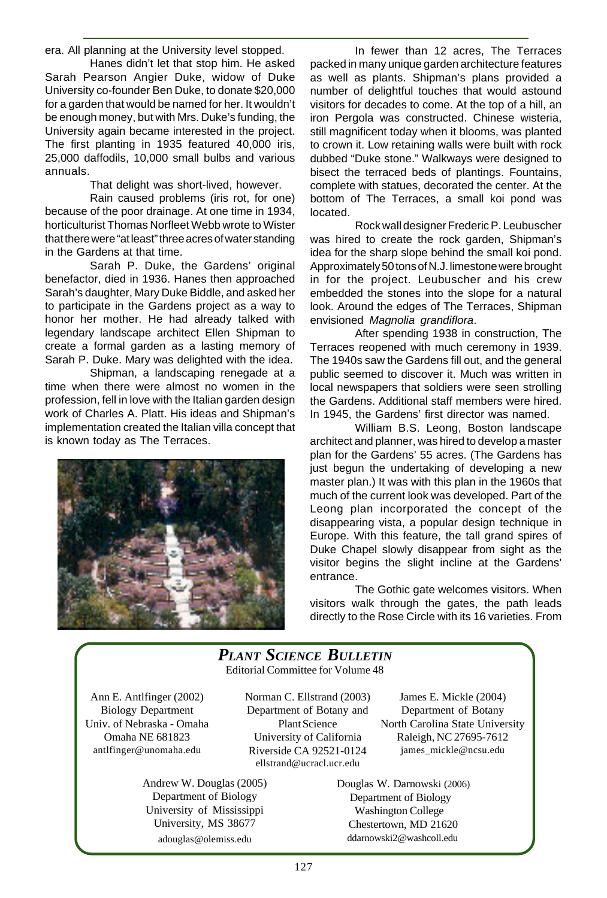era. All planning at the University level stopped.

Hanes didn't let that stop him. He asked Sarah Pearson Angier Duke, widow of Duke University co-founder Ben Duke, to donate $20,000 for a garden that would be named for her. It wouldn't be enough money, but with Mrs. Duke's funding, the University again became interested in the project. The first planting in 1935 featured 40,000 iris, 25,000 daffodils, 10,000 small bulbs and various annuals.

That delight was short-lived, however.

Rain caused problems (iris rot, for one) because of the poor drainage. At one time in 1934, horticulturist Thomas Norfleet Webb wrote to Wister that there were "at least" three acres of water standing in the Gardens at that time.

Sarah P. Duke, the Gardens' original benefactor, died in 1936. Hanes then approached Sarah's daughter, Mary Duke Biddle, and asked her to participate in the Gardens project as a way to honor her mother. He had already talked with legendary landscape architect Ellen Shipman to create a formal garden as a lasting memory of Sarah P. Duke. Mary was delighted with the idea.

Shipman, a landscaping renegade at a time when there were almost no women in the profession, fell in love with the Italian garden design work of Charles A. Platt. His ideas and Shipman's implementation created the Italian villa concept that is known today as The Terraces.

In fewer than 12 acres, The Terraces packed in many unique garden architecture features as well as plants. Shipman's plans provided a number of delightful touches that would astound visitors for decades to come. At the top of a hill, an iron Pergola was constructed. Chinese wisteria, still magnificent today when it blooms, was planted to crown it. Low retaining walls were built with rock dubbed "Duke stone." Walkways were designed to bisect the terraced beds of plantings. Fountains, complete with statues, decorated the center. At the bottom of The Terraces, a small koi pond was located.

Rock wall designer Frederic P. Leubuscher was hired to create the rock garden, Shipman's idea for the sharp slope behind the small koi pond. Approximately 50 tons of N.J. limestone were brought in for the project. Leubuscher and his crew embedded the stones into the slope for a natural look. Around the edges of The Terraces, Shipman envisioned *Magnolia grandiflora*.

After spending 1938 in construction, The Terraces reopened with much ceremony in 1939. The 1940s saw the Gardens fill out, and the general public seemed to discover it. Much was written in local newspapers that soldiers were seen strolling the Gardens. Additional staff members were hired. In 1945, the Gardens' first director was named.

William B.S. Leong, Boston landscape architect and planner, was hired to develop a master plan for the Gardens' 55 acres. (The Gardens has just begun the undertaking of developing a new master plan.) It was with this plan in the 1960s that much of the current look was developed. Part of the Leong plan incorporated the concept of the disappearing vista, a popular design technique in Europe. With this feature, the tall grand spires of Duke Chapel slowly disappear from sight as the visitor begins the slight incline at the Gardens' entrance.

The Gothic gate welcomes visitors. When visitors walk through the gates, the path leads directly to the Rose Circle with its 16 varieties. From

## *PLANT SCIENCE BULLETIN*

Editorial Committee for Volume 48

Ann E. Antlfinger (2002)
Biology Department
Univ. of Nebraska - Omaha
Omaha NE 681823
antlfinger@unomaha.edu

Norman C. Ellstrand (2003)
Department of Botany and Plant Science
University of California
Riverside CA 92521-0124
ellstrand@ucracl.ucr.edu

James E. Mickle (2004)
Department of Botany
North Carolina State University
Raleigh, NC 27695-7612
james_mickle@ncsu.edu

Andrew W. Douglas (2005)
Department of Biology
University of Mississippi
University, MS 38677
adouglas@olemiss.edu

Douglas W. Darnowski (2006)
Department of Biology
Washington College
Chestertown, MD 21620
ddarnowski2@washcoll.edu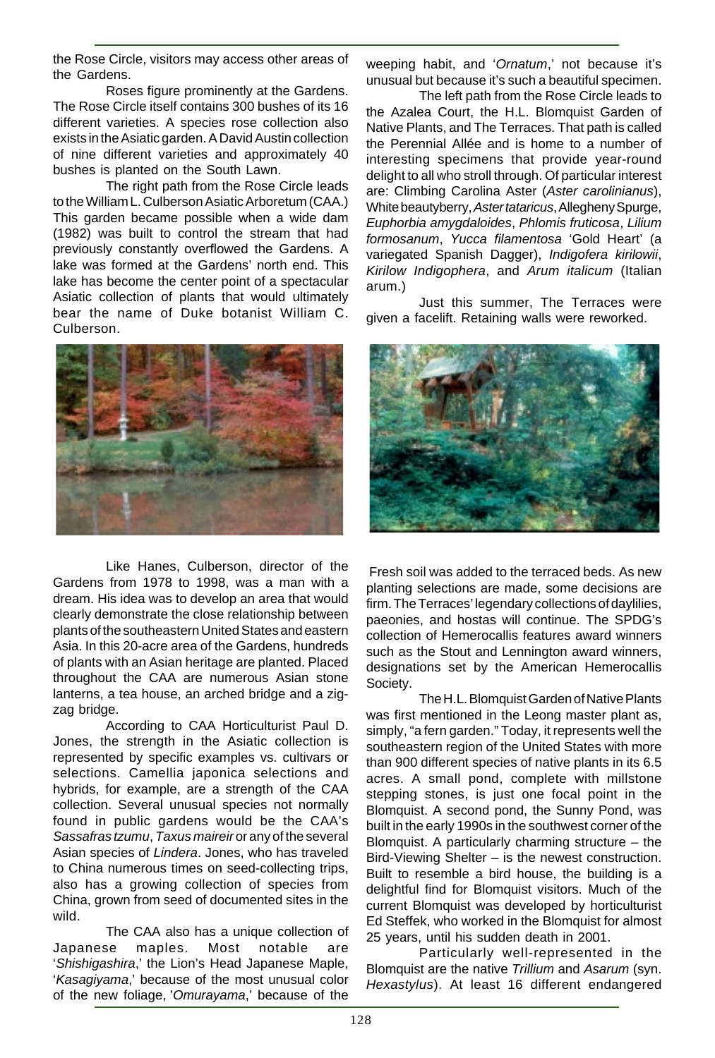the Rose Circle, visitors may access other areas of the Gardens.

Roses figure prominently at the Gardens. The Rose Circle itself contains 300 bushes of its 16 different varieties. A species rose collection also exists in the Asiatic garden. A David Austin collection of nine different varieties and approximately 40 bushes is planted on the South Lawn.

The right path from the Rose Circle leads to the William L. Culberson Asiatic Arboretum (CAA.) This garden became possible when a wide dam (1982) was built to control the stream that had previously constantly overflowed the Gardens. A lake was formed at the Gardens' north end. This lake has become the center point of a spectacular Asiatic collection of plants that would ultimately bear the name of Duke botanist William C. Culberson.

Like Hanes, Culberson, director of the Gardens from 1978 to 1998, was a man with a dream. His idea was to develop an area that would clearly demonstrate the close relationship between plants of the southeastern United States and eastern Asia. In this 20-acre area of the Gardens, hundreds of plants with an Asian heritage are planted. Placed throughout the CAA are numerous Asian stone lanterns, a tea house, an arched bridge and a zig-zag bridge.

According to CAA Horticulturist Paul D. Jones, the strength in the Asiatic collection is represented by specific examples vs. cultivars or selections. Camellia japonica selections and hybrids, for example, are a strength of the CAA collection. Several unusual species not normally found in public gardens would be the CAA's *Sassafras tzumu*, *Taxus maireir* or any of the several Asian species of *Lindera*. Jones, who has traveled to China numerous times on seed-collecting trips, also has a growing collection of species from China, grown from seed of documented sites in the wild.

The CAA also has a unique collection of Japanese maples. Most notable are '*Shishigashira*,' the Lion's Head Japanese Maple, '*Kasagiyama*,' because of the most unusual color of the new foliage, '*Omurayama*,' because of the weeping habit, and '*Ornatum*,' not because it's unusual but because it's such a beautiful specimen.

The left path from the Rose Circle leads to the Azalea Court, the H.L. Blomquist Garden of Native Plants, and The Terraces. That path is called the Perennial Allée and is home to a number of interesting specimens that provide year-round delight to all who stroll through. Of particular interest are: Climbing Carolina Aster (*Aster carolinianus*), White beautyberry, *Aster tataricus*, Allegheny Spurge, *Euphorbia amygdaloides*, *Phlomis fruticosa*, *Lilium formosanum*, *Yucca filamentosa* 'Gold Heart' (a variegated Spanish Dagger), *Indigofera kirilowii*, *Kirilow Indigophera*, and *Arum italicum* (Italian arum.)

Just this summer, The Terraces were given a facelift. Retaining walls were reworked. Fresh soil was added to the terraced beds. As new planting selections are made, some decisions are firm. The Terraces' legendary collections of daylilies, paeonies, and hostas will continue. The SPDG's collection of Hemerocallis features award winners such as the Stout and Lennington award winners, designations set by the American Hemerocallis Society.

The H.L. Blomquist Garden of Native Plants was first mentioned in the Leong master plant as, simply, "a fern garden." Today, it represents well the southeastern region of the United States with more than 900 different species of native plants in its 6.5 acres. A small pond, complete with millstone stepping stones, is just one focal point in the Blomquist. A second pond, the Sunny Pond, was built in the early 1990s in the southwest corner of the Blomquist. A particularly charming structure – the Bird-Viewing Shelter – is the newest construction. Built to resemble a bird house, the building is a delightful find for Blomquist visitors. Much of the current Blomquist was developed by horticulturist Ed Steffek, who worked in the Blomquist for almost 25 years, until his sudden death in 2001.

Particularly well-represented in the Blomquist are the native *Trillium* and *Asarum* (syn. *Hexastylus*). At least 16 different endangered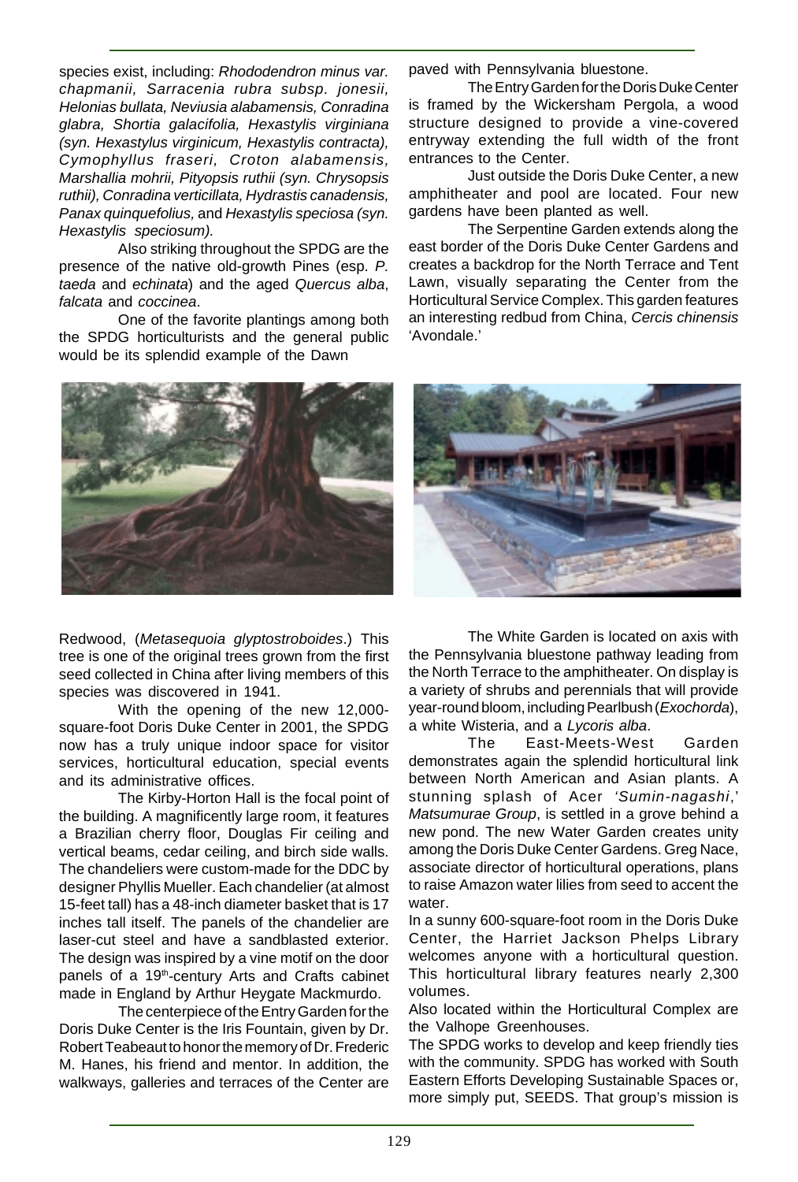species exist, including: *Rhododendron minus var. chapmanii, Sarracenia rubra subsp. jonesii, Helonias bullata, Neviusia alabamensis, Conradina glabra, Shortia galacifolia, Hexastylis virginiana (syn. Hexastylus virginicum, Hexastylis contracta), Cymophyllus fraseri, Croton alabamensis, Marshallia mohrii, Pityopsis ruthii (syn. Chrysopsis ruthii), Conradina verticillata, Hydrastis canadensis, Panax quinquefolius,* and *Hexastylis speciosa (syn. Hexastylis speciosum).*

Also striking throughout the SPDG are the presence of the native old-growth Pines (esp. *P. taeda* and *echinata*) and the aged *Quercus alba*, *falcata* and *coccinea*.

One of the favorite plantings among both the SPDG horticulturists and the general public would be its splendid example of the Dawn Redwood, (*Metasequoia glyptostroboides*.) This tree is one of the original trees grown from the first seed collected in China after living members of this species was discovered in 1941.

With the opening of the new 12,000-square-foot Doris Duke Center in 2001, the SPDG now has a truly unique indoor space for visitor services, horticultural education, special events and its administrative offices.

The Kirby-Horton Hall is the focal point of the building. A magnificently large room, it features a Brazilian cherry floor, Douglas Fir ceiling and vertical beams, cedar ceiling, and birch side walls. The chandeliers were custom-made for the DDC by designer Phyllis Mueller. Each chandelier (at almost 15-feet tall) has a 48-inch diameter basket that is 17 inches tall itself. The panels of the chandelier are laser-cut steel and have a sandblasted exterior. The design was inspired by a vine motif on the door panels of a 19th-century Arts and Crafts cabinet made in England by Arthur Heygate Mackmurdo.

The centerpiece of the Entry Garden for the Doris Duke Center is the Iris Fountain, given by Dr. Robert Teabeaut to honor the memory of Dr. Frederic M. Hanes, his friend and mentor. In addition, the walkways, galleries and terraces of the Center are paved with Pennsylvania bluestone.

The Entry Garden for the Doris Duke Center is framed by the Wickersham Pergola, a wood structure designed to provide a vine-covered entryway extending the full width of the front entrances to the Center.

Just outside the Doris Duke Center, a new amphitheater and pool are located. Four new gardens have been planted as well.

The Serpentine Garden extends along the east border of the Doris Duke Center Gardens and creates a backdrop for the North Terrace and Tent Lawn, visually separating the Center from the Horticultural Service Complex. This garden features an interesting redbud from China, *Cercis chinensis* 'Avondale.'

The White Garden is located on axis with the Pennsylvania bluestone pathway leading from the North Terrace to the amphitheater. On display is a variety of shrubs and perennials that will provide year-round bloom, including Pearlbush (*Exochorda*), a white Wisteria, and a *Lycoris alba*.

The East-Meets-West Garden demonstrates again the splendid horticultural link between North American and Asian plants. A stunning splash of Acer *'Sumin-nagashi*,' *Matsumurae Group*, is settled in a grove behind a new pond. The new Water Garden creates unity among the Doris Duke Center Gardens. Greg Nace, associate director of horticultural operations, plans to raise Amazon water lilies from seed to accent the water.

In a sunny 600-square-foot room in the Doris Duke Center, the Harriet Jackson Phelps Library welcomes anyone with a horticultural question. This horticultural library features nearly 2,300 volumes.

Also located within the Horticultural Complex are the Valhope Greenhouses.

The SPDG works to develop and keep friendly ties with the community. SPDG has worked with South Eastern Efforts Developing Sustainable Spaces or, more simply put, SEEDS. That group's mission is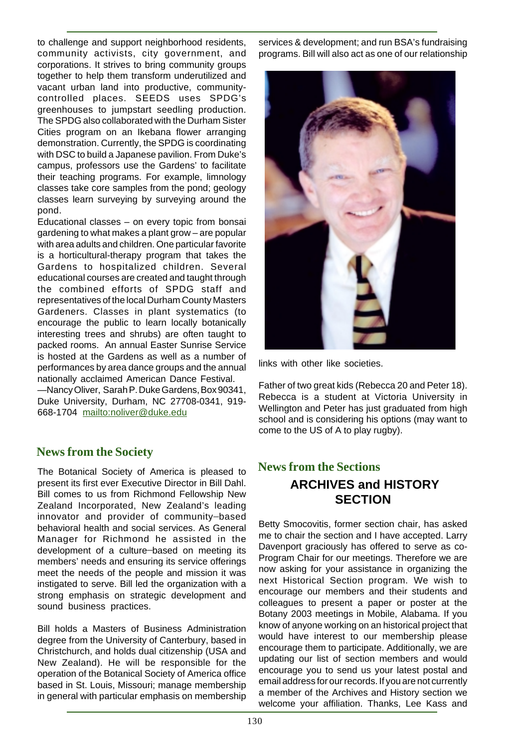to challenge and support neighborhood residents, community activists, city government, and corporations. It strives to bring community groups together to help them transform underutilized and vacant urban land into productive, community-controlled places. SEEDS uses SPDG's greenhouses to jumpstart seedling production. The SPDG also collaborated with the Durham Sister Cities program on an Ikebana flower arranging demonstration. Currently, the SPDG is coordinating with DSC to build a Japanese pavilion. From Duke's campus, professors use the Gardens' to facilitate their teaching programs. For example, limnology classes take core samples from the pond; geology classes learn surveying by surveying around the pond.

Educational classes – on every topic from bonsai gardening to what makes a plant grow – are popular with area adults and children. One particular favorite is a horticultural-therapy program that takes the Gardens to hospitalized children. Several educational courses are created and taught through the combined efforts of SPDG staff and representatives of the local Durham County Masters Gardeners. Classes in plant systematics (to encourage the public to learn locally botanically interesting trees and shrubs) are often taught to packed rooms. An annual Easter Sunrise Service is hosted at the Gardens as well as a number of performances by area dance groups and the annual nationally acclaimed American Dance Festival.

—Nancy Oliver, Sarah P. Duke Gardens, Box 90341, Duke University, Durham, NC 27708-0341, 919-668-1704 mailto:noliver@duke.edu

## News from the Society

The Botanical Society of America is pleased to present its first ever Executive Director in Bill Dahl. Bill comes to us from Richmond Fellowship New Zealand Incorporated, New Zealand's leading innovator and provider of community–based behavioral health and social services. As General Manager for Richmond he assisted in the development of a culture–based on meeting its members' needs and ensuring its service offerings meet the needs of the people and mission it was instigated to serve. Bill led the organization with a strong emphasis on strategic development and sound business practices.

Bill holds a Masters of Business Administration degree from the University of Canterbury, based in Christchurch, and holds dual citizenship (USA and New Zealand). He will be responsible for the operation of the Botanical Society of America office based in St. Louis, Missouri; manage membership in general with particular emphasis on membership services & development; and run BSA's fundraising programs. Bill will also act as one of our relationship links with other like societies.

Father of two great kids (Rebecca 20 and Peter 18). Rebecca is a student at Victoria University in Wellington and Peter has just graduated from high school and is considering his options (may want to come to the US of A to play rugby).

## News from the Sections

### ARCHIVES and HISTORY SECTION

Betty Smocovitis, former section chair, has asked me to chair the section and I have accepted. Larry Davenport graciously has offered to serve as co-Program Chair for our meetings. Therefore we are now asking for your assistance in organizing the next Historical Section program. We wish to encourage our members and their students and colleagues to present a paper or poster at the Botany 2003 meetings in Mobile, Alabama. If you know of anyone working on an historical project that would have interest to our membership please encourage them to participate. Additionally, we are updating our list of section members and would encourage you to send us your latest postal and email address for our records. If you are not currently a member of the Archives and History section we welcome your affiliation. Thanks, Lee Kass and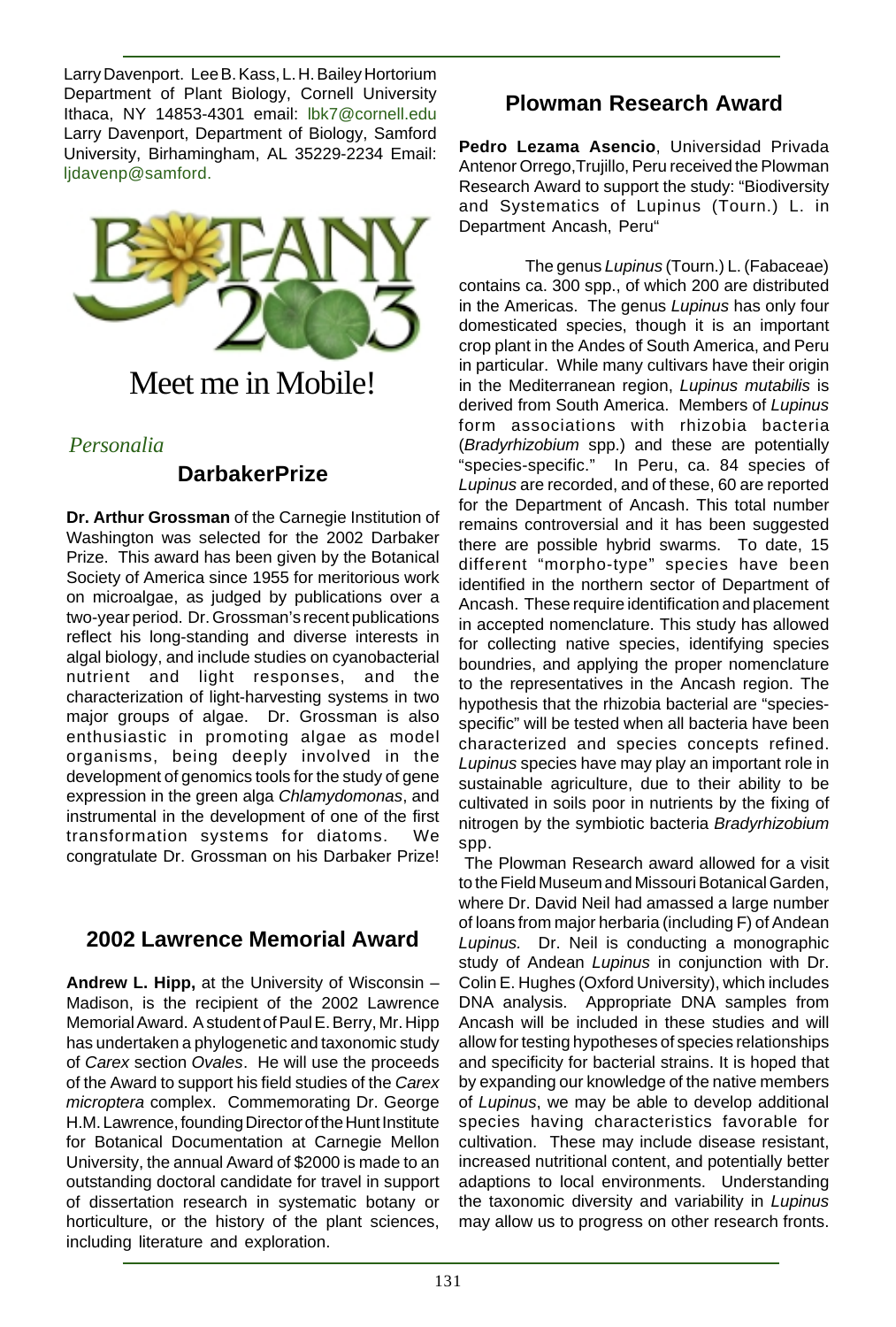Larry Davenport. Lee B. Kass, L. H. Bailey Hortorium Department of Plant Biology, Cornell University Ithaca, NY 14853-4301 email: lbk7@cornell.edu Larry Davenport, Department of Biology, Samford University, Birhamingham, AL 35229-2234 Email: ljdavenp@samford.

BOTANY 2003

Meet me in Mobile!

*Personalia*

## DarbakerPrize

**Dr. Arthur Grossman** of the Carnegie Institution of Washington was selected for the 2002 Darbaker Prize. This award has been given by the Botanical Society of America since 1955 for meritorious work on microalgae, as judged by publications over a two-year period. Dr. Grossman's recent publications reflect his long-standing and diverse interests in algal biology, and include studies on cyanobacterial nutrient and light responses, and the characterization of light-harvesting systems in two major groups of algae. Dr. Grossman is also enthusiastic in promoting algae as model organisms, being deeply involved in the development of genomics tools for the study of gene expression in the green alga *Chlamydomonas*, and instrumental in the development of one of the first transformation systems for diatoms. We congratulate Dr. Grossman on his Darbaker Prize!

## 2002 Lawrence Memorial Award

**Andrew L. Hipp,** at the University of Wisconsin – Madison, is the recipient of the 2002 Lawrence Memorial Award. A student of Paul E. Berry, Mr. Hipp has undertaken a phylogenetic and taxonomic study of *Carex* section *Ovales*. He will use the proceeds of the Award to support his field studies of the *Carex microptera* complex. Commemorating Dr. George H.M. Lawrence, founding Director of the Hunt Institute for Botanical Documentation at Carnegie Mellon University, the annual Award of $2000 is made to an outstanding doctoral candidate for travel in support of dissertation research in systematic botany or horticulture, or the history of the plant sciences, including literature and exploration.

## Plowman Research Award

**Pedro Lezama Asencio**, Universidad Privada Antenor Orrego, Trujillo, Peru received the Plowman Research Award to support the study: "Biodiversity and Systematics of Lupinus (Tourn.) L. in Department Ancash, Peru"

The genus *Lupinus* (Tourn.) L. (Fabaceae) contains ca. 300 spp., of which 200 are distributed in the Americas. The genus *Lupinus* has only four domesticated species, though it is an important crop plant in the Andes of South America, and Peru in particular. While many cultivars have their origin in the Mediterranean region, *Lupinus mutabilis* is derived from South America. Members of *Lupinus* form associations with rhizobia bacteria (*Bradyrhizobium* spp.) and these are potentially "species-specific." In Peru, ca. 84 species of *Lupinus* are recorded, and of these, 60 are reported for the Department of Ancash. This total number remains controversial and it has been suggested there are possible hybrid swarms. To date, 15 different "morpho-type" species have been identified in the northern sector of Department of Ancash. These require identification and placement in accepted nomenclature. This study has allowed for collecting native species, identifying species boundries, and applying the proper nomenclature to the representatives in the Ancash region. The hypothesis that the rhizobia bacterial are "species-specific" will be tested when all bacteria have been characterized and species concepts refined. *Lupinus* species have may play an important role in sustainable agriculture, due to their ability to be cultivated in soils poor in nutrients by the fixing of nitrogen by the symbiotic bacteria *Bradyrhizobium* spp.

The Plowman Research award allowed for a visit to the Field Museum and Missouri Botanical Garden, where Dr. David Neil had amassed a large number of loans from major herbaria (including F) of Andean *Lupinus.* Dr. Neil is conducting a monographic study of Andean *Lupinus* in conjunction with Dr. Colin E. Hughes (Oxford University), which includes DNA analysis. Appropriate DNA samples from Ancash will be included in these studies and will allow for testing hypotheses of species relationships and specificity for bacterial strains. It is hoped that by expanding our knowledge of the native members of *Lupinus*, we may be able to develop additional species having characteristics favorable for cultivation. These may include disease resistant, increased nutritional content, and potentially better adaptions to local environments. Understanding the taxonomic diversity and variability in *Lupinus* may allow us to progress on other research fronts.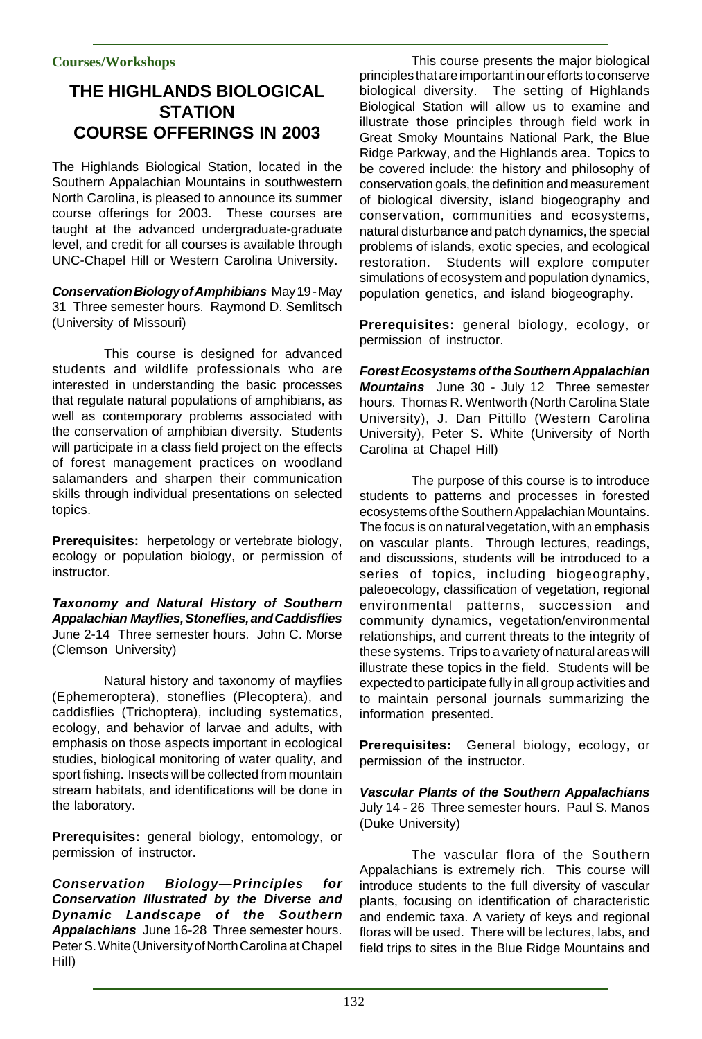**Courses/Workshops**

# THE HIGHLANDS BIOLOGICAL STATION COURSE OFFERINGS IN 2003

The Highlands Biological Station, located in the Southern Appalachian Mountains in southwestern North Carolina, is pleased to announce its summer course offerings for 2003. These courses are taught at the advanced undergraduate-graduate level, and credit for all courses is available through UNC-Chapel Hill or Western Carolina University.

***Conservation Biology of Amphibians*** May 19 - May 31 Three semester hours. Raymond D. Semlitsch (University of Missouri)

This course is designed for advanced students and wildlife professionals who are interested in understanding the basic processes that regulate natural populations of amphibians, as well as contemporary problems associated with the conservation of amphibian diversity. Students will participate in a class field project on the effects of forest management practices on woodland salamanders and sharpen their communication skills through individual presentations on selected topics.

**Prerequisites:** herpetology or vertebrate biology, ecology or population biology, or permission of instructor.

***Taxonomy and Natural History of Southern Appalachian Mayflies, Stoneflies, and Caddisflies*** June 2-14 Three semester hours. John C. Morse (Clemson University)

Natural history and taxonomy of mayflies (Ephemeroptera), stoneflies (Plecoptera), and caddisflies (Trichoptera), including systematics, ecology, and behavior of larvae and adults, with emphasis on those aspects important in ecological studies, biological monitoring of water quality, and sport fishing. Insects will be collected from mountain stream habitats, and identifications will be done in the laboratory.

**Prerequisites:** general biology, entomology, or permission of instructor.

***Conservation Biology—Principles for Conservation Illustrated by the Diverse and Dynamic Landscape of the Southern Appalachians*** June 16-28 Three semester hours. Peter S. White (University of North Carolina at Chapel Hill)

This course presents the major biological principles that are important in our efforts to conserve biological diversity. The setting of Highlands Biological Station will allow us to examine and illustrate those principles through field work in Great Smoky Mountains National Park, the Blue Ridge Parkway, and the Highlands area. Topics to be covered include: the history and philosophy of conservation goals, the definition and measurement of biological diversity, island biogeography and conservation, communities and ecosystems, natural disturbance and patch dynamics, the special problems of islands, exotic species, and ecological restoration. Students will explore computer simulations of ecosystem and population dynamics, population genetics, and island biogeography.

**Prerequisites:** general biology, ecology, or permission of instructor.

***Forest Ecosystems of the Southern Appalachian Mountains*** June 30 - July 12 Three semester hours. Thomas R. Wentworth (North Carolina State University), J. Dan Pittillo (Western Carolina University), Peter S. White (University of North Carolina at Chapel Hill)

The purpose of this course is to introduce students to patterns and processes in forested ecosystems of the Southern Appalachian Mountains. The focus is on natural vegetation, with an emphasis on vascular plants. Through lectures, readings, and discussions, students will be introduced to a series of topics, including biogeography, paleoecology, classification of vegetation, regional environmental patterns, succession and community dynamics, vegetation/environmental relationships, and current threats to the integrity of these systems. Trips to a variety of natural areas will illustrate these topics in the field. Students will be expected to participate fully in all group activities and to maintain personal journals summarizing the information presented.

**Prerequisites:** General biology, ecology, or permission of the instructor.

***Vascular Plants of the Southern Appalachians*** July 14 - 26 Three semester hours. Paul S. Manos (Duke University)

The vascular flora of the Southern Appalachians is extremely rich. This course will introduce students to the full diversity of vascular plants, focusing on identification of characteristic and endemic taxa. A variety of keys and regional floras will be used. There will be lectures, labs, and field trips to sites in the Blue Ridge Mountains and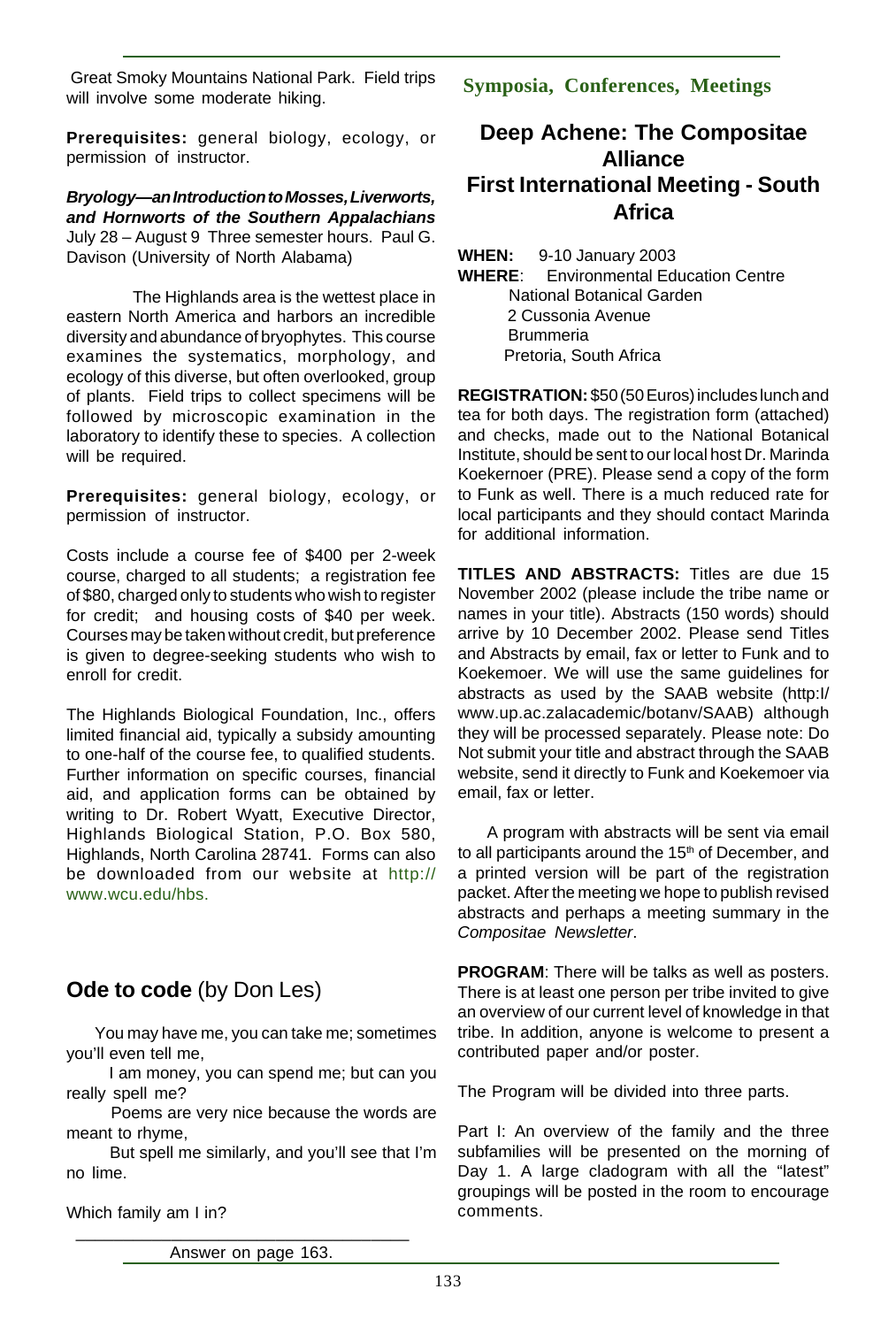Great Smoky Mountains National Park. Field trips will involve some moderate hiking.

**Prerequisites:** general biology, ecology, or permission of instructor.

***Bryology—an Introduction to Mosses, Liverworts, and Hornworts of the Southern Appalachians***
July 28 – August 9 Three semester hours. Paul G. Davison (University of North Alabama)

The Highlands area is the wettest place in eastern North America and harbors an incredible diversity and abundance of bryophytes. This course examines the systematics, morphology, and ecology of this diverse, but often overlooked, group of plants. Field trips to collect specimens will be followed by microscopic examination in the laboratory to identify these to species. A collection will be required.

**Prerequisites:** general biology, ecology, or permission of instructor.

Costs include a course fee of $400 per 2-week course, charged to all students; a registration fee of $80, charged only to students who wish to register for credit; and housing costs of $40 per week. Courses may be taken without credit, but preference is given to degree-seeking students who wish to enroll for credit.

The Highlands Biological Foundation, Inc., offers limited financial aid, typically a subsidy amounting to one-half of the course fee, to qualified students. Further information on specific courses, financial aid, and application forms can be obtained by writing to Dr. Robert Wyatt, Executive Director, Highlands Biological Station, P.O. Box 580, Highlands, North Carolina 28741. Forms can also be downloaded from our website at http://www.wcu.edu/hbs.

## **Ode to code** (by Don Les)

You may have me, you can take me; sometimes you'll even tell me,

I am money, you can spend me; but can you really spell me?

Poems are very nice because the words are meant to rhyme,

But spell me similarly, and you'll see that I'm no lime.

Which family am I in?

Answer on page 163.

## Symposia, Conferences, Meetings

# Deep Achene: The Compositae Alliance First International Meeting - South Africa

**WHEN:** 9-10 January 2003
**WHERE**: Environmental Education Centre
National Botanical Garden
2 Cussonia Avenue
Brummeria
Pretoria, South Africa

**REGISTRATION:** $50 (50 Euros) includes lunch and tea for both days. The registration form (attached) and checks, made out to the National Botanical Institute, should be sent to our local host Dr. Marinda Koekernoer (PRE). Please send a copy of the form to Funk as well. There is a much reduced rate for local participants and they should contact Marinda for additional information.

**TITLES AND ABSTRACTS:** Titles are due 15 November 2002 (please include the tribe name or names in your title). Abstracts (150 words) should arrive by 10 December 2002. Please send Titles and Abstracts by email, fax or letter to Funk and to Koekemoer. We will use the same guidelines for abstracts as used by the SAAB website (http:I/www.up.ac.zalacademic/botanv/SAAB) although they will be processed separately. Please note: Do Not submit your title and abstract through the SAAB website, send it directly to Funk and Koekemoer via email, fax or letter.

A program with abstracts will be sent via email to all participants around the 15th of December, and a printed version will be part of the registration packet. After the meeting we hope to publish revised abstracts and perhaps a meeting summary in the *Compositae Newsletter*.

**PROGRAM**: There will be talks as well as posters. There is at least one person per tribe invited to give an overview of our current level of knowledge in that tribe. In addition, anyone is welcome to present a contributed paper and/or poster.

The Program will be divided into three parts.

Part I: An overview of the family and the three subfamilies will be presented on the morning of Day 1. A large cladogram with all the "latest" groupings will be posted in the room to encourage comments.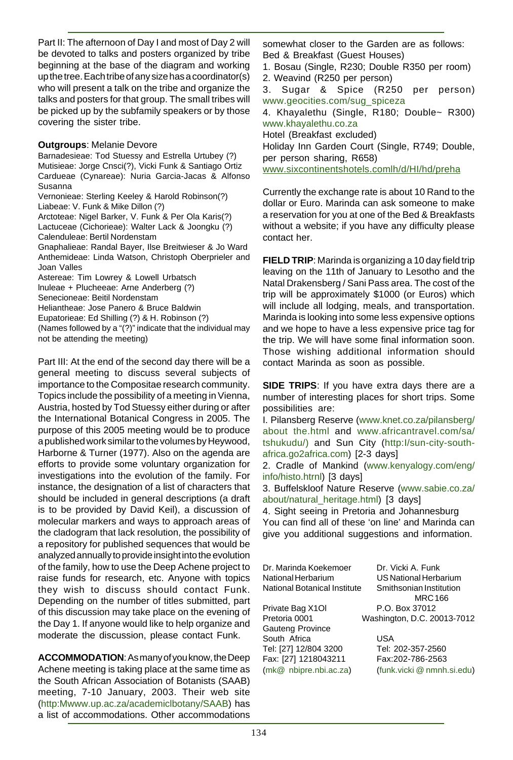Part II: The afternoon of Day I and most of Day 2 will be devoted to talks and posters organized by tribe beginning at the base of the diagram and working up the tree. Each tribe of any size has a coordinator(s) who will present a talk on the tribe and organize the talks and posters for that group. The small tribes will be picked up by the subfamily speakers or by those covering the sister tribe.

**Outgroups**: Melanie Devore
Barnadesieae: Tod Stuessy and Estrella Urtubey (?)
Mutisieae: Jorge Cnsci(?), Vicki Funk & Santiago Ortiz
Cardueae (Cynareae): Nuria Garcia-Jacas & Alfonso Susanna
Vernonieae: Sterling Keeley & Harold Robinson(?)
Liabeae: V. Funk & Mike Dillon (?)
Arctoteae: Nigel Barker, V. Funk & Per Ola Karis(?)
Lactuceae (Cichorieae): Walter Lack & Joongku (?)
Calenduleae: Bertil Nordenstam
Gnaphalieae: Randal Bayer, Ilse Breitwieser & Jo Ward
Anthemideae: Linda Watson, Christoph Oberprieler and Joan Valles
Astereae: Tim Lowrey & Lowell Urbatsch
lnuleae + Plucheeae: Arne Anderberg (?)
Senecioneae: Beitil Nordenstam
Heliantheae: Jose Panero & Bruce Baldwin
Eupatorieae: Ed Shilling (?) & H. Robinson (?)
(Names followed by a "(?)" indicate that the individual may not be attending the meeting)

Part III: At the end of the second day there will be a general meeting to discuss several subjects of importance to the Compositae research community. Topics include the possibility of a meeting in Vienna, Austria, hosted by Tod Stuessy either during or after the International Botanical Congress in 2005. The purpose of this 2005 meeting would be to produce a published work similar to the volumes by Heywood, Harborne & Turner (1977). Also on the agenda are efforts to provide some voluntary organization for investigations into the evolution of the family. For instance, the designation of a list of characters that should be included in general descriptions (a draft is to be provided by David Keil), a discussion of molecular markers and ways to approach areas of the cladogram that lack resolution, the possibility of a repository for published sequences that would be analyzed annually to provide insight into the evolution of the family, how to use the Deep Achene project to raise funds for research, etc. Anyone with topics they wish to discuss should contact Funk. Depending on the number of titles submitted, part of this discussion may take place on the evening of the Day 1. If anyone would like to help organize and moderate the discussion, please contact Funk.

**ACCOMMODATION**: As many of you know, the Deep Achene meeting is taking place at the same time as the South African Association of Botanists (SAAB) meeting, 7-10 January, 2003. Their web site (http:Mwww.up.ac.za/academiclbotany/SAAB) has a list of accommodations. Other accommodations somewhat closer to the Garden are as follows:

Bed & Breakfast (Guest Houses)

1. Bosau (Single, R230; Double R350 per room)
2. Weavind (R250 per person)
3. Sugar & Spice (R250 per person) www.geocities.com/sug_spiceza
4. Khayalethu (Single, R180; Double~ R300) www.khayalethu.co.za

Hotel (Breakfast excluded)
Holiday Inn Garden Court (Single, R749; Double, per person sharing, R658)
www.sixcontinentshotels.comlh/d/HI/hd/preha

Currently the exchange rate is about 10 Rand to the dollar or Euro. Marinda can ask someone to make a reservation for you at one of the Bed & Breakfasts without a website; if you have any difficulty please contact her.

**FIELD TRIP**: Marinda is organizing a 10 day field trip leaving on the 11th of January to Lesotho and the Natal Drakensberg / Sani Pass area. The cost of the trip will be approximately $1000 (or Euros) which will include all lodging, meals, and transportation. Marinda is looking into some less expensive options and we hope to have a less expensive price tag for the trip. We will have some final information soon. Those wishing additional information should contact Marinda as soon as possible.

**SIDE TRIPS**: If you have extra days there are a number of interesting places for short trips. Some possibilities are:

I. Pilansberg Reserve (www.knet.co.za/pilansberg/about the.html and www.africantravel.com/sa/tshukudu/) and Sun City (http:l/sun-city-south-africa.go2africa.com) [2-3 days]
2. Cradle of Mankind (www.kenyalogy.com/eng/info/histo.htrnl) [3 days]
3. Buffelskloof Nature Reserve (www.sabie.co.za/about/natural_heritage.html) [3 days]
4. Sight seeing in Pretoria and Johannesburg

You can find all of these 'on line' and Marinda can give you additional suggestions and information.

Dr. Marinda Koekemoer
National Herbarium
National Botanical Institute
Private Bag X1Ol
Pretoria 0001
Gauteng Province
South Africa
Tel: [27] 12/804 3200
Fax: [27] 1218043211
(mk@ nbipre.nbi.ac.za)

Dr. Vicki A. Funk
US National Herbarium
Smithsonian Institution
MRC 166
P.O. Box 37012
Washington, D.C. 20013-7012
USA
Tel: 202-357-2560
Fax:202-786-2563
(funk.vicki @ nmnh.si.edu)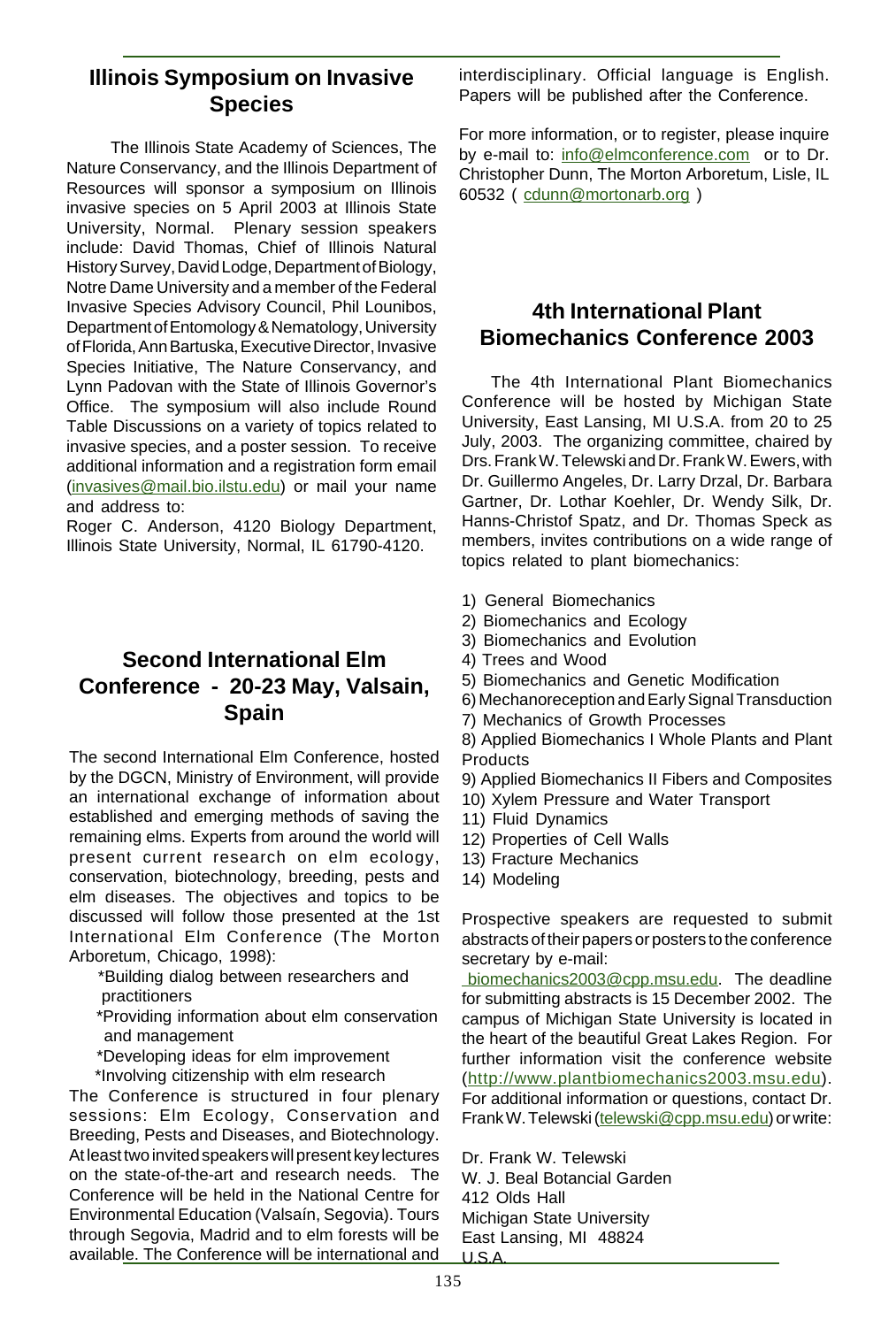## Illinois Symposium on Invasive Species

The Illinois State Academy of Sciences, The Nature Conservancy, and the Illinois Department of Resources will sponsor a symposium on Illinois invasive species on 5 April 2003 at Illinois State University, Normal. Plenary session speakers include: David Thomas, Chief of Illinois Natural History Survey, David Lodge, Department of Biology, Notre Dame University and a member of the Federal Invasive Species Advisory Council, Phil Lounibos, Department of Entomology & Nematology, University of Florida, Ann Bartuska, Executive Director, Invasive Species Initiative, The Nature Conservancy, and Lynn Padovan with the State of Illinois Governor's Office. The symposium will also include Round Table Discussions on a variety of topics related to invasive species, and a poster session. To receive additional information and a registration form email (invasives@mail.bio.ilstu.edu) or mail your name and address to:

Roger C. Anderson, 4120 Biology Department, Illinois State University, Normal, IL 61790-4120.

## Second International Elm Conference - 20-23 May, Valsain, Spain

The second International Elm Conference, hosted by the DGCN, Ministry of Environment, will provide an international exchange of information about established and emerging methods of saving the remaining elms. Experts from around the world will present current research on elm ecology, conservation, biotechnology, breeding, pests and elm diseases. The objectives and topics to be discussed will follow those presented at the 1st International Elm Conference (The Morton Arboretum, Chicago, 1998):

*Building dialog between researchers and practitioners
*Providing information about elm conservation and management
*Developing ideas for elm improvement
*Involving citizenship with elm research

The Conference is structured in four plenary sessions: Elm Ecology, Conservation and Breeding, Pests and Diseases, and Biotechnology. At least two invited speakers will present key lectures on the state-of-the-art and research needs. The Conference will be held in the National Centre for Environmental Education (Valsaín, Segovia). Tours through Segovia, Madrid and to elm forests will be available. The Conference will be international and interdisciplinary. Official language is English. Papers will be published after the Conference.

For more information, or to register, please inquire by e-mail to: info@elmconference.com or to Dr. Christopher Dunn, The Morton Arboretum, Lisle, IL 60532 ( cdunn@mortonarb.org )

## 4th International Plant Biomechanics Conference 2003

The 4th International Plant Biomechanics Conference will be hosted by Michigan State University, East Lansing, MI U.S.A. from 20 to 25 July, 2003. The organizing committee, chaired by Drs. Frank W. Telewski and Dr. Frank W. Ewers, with Dr. Guillermo Angeles, Dr. Larry Drzal, Dr. Barbara Gartner, Dr. Lothar Koehler, Dr. Wendy Silk, Dr. Hanns-Christof Spatz, and Dr. Thomas Speck as members, invites contributions on a wide range of topics related to plant biomechanics:

1) General Biomechanics
2) Biomechanics and Ecology
3) Biomechanics and Evolution
4) Trees and Wood
5) Biomechanics and Genetic Modification
6) Mechanoreception and Early Signal Transduction
7) Mechanics of Growth Processes
8) Applied Biomechanics I Whole Plants and Plant Products
9) Applied Biomechanics II Fibers and Composites
10) Xylem Pressure and Water Transport
11) Fluid Dynamics
12) Properties of Cell Walls
13) Fracture Mechanics
14) Modeling

Prospective speakers are requested to submit abstracts of their papers or posters to the conference secretary by e-mail: biomechanics2003@cpp.msu.edu. The deadline for submitting abstracts is 15 December 2002. The campus of Michigan State University is located in the heart of the beautiful Great Lakes Region. For further information visit the conference website (http://www.plantbiomechanics2003.msu.edu). For additional information or questions, contact Dr. Frank W. Telewski (telewski@cpp.msu.edu) or write:

Dr. Frank W. Telewski
W. J. Beal Botancial Garden
412 Olds Hall
Michigan State University
East Lansing, MI 48824
U.S.A.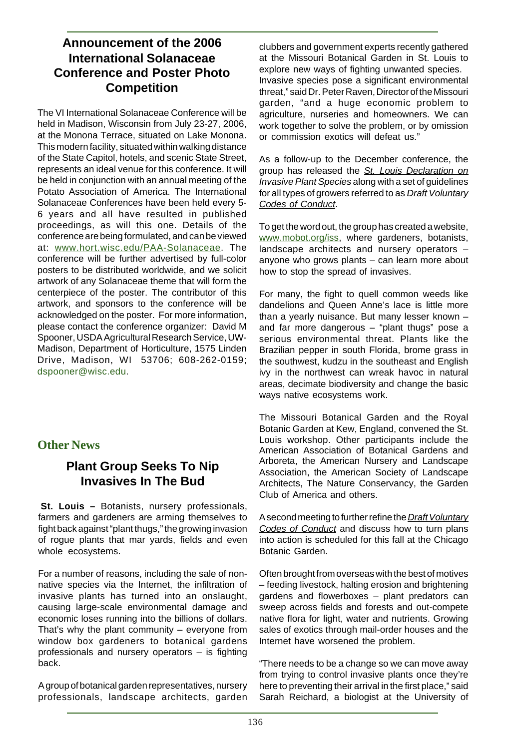## Announcement of the 2006 International Solanaceae Conference and Poster Photo Competition

The VI International Solanaceae Conference will be held in Madison, Wisconsin from July 23-27, 2006, at the Monona Terrace, situated on Lake Monona. This modern facility, situated within walking distance of the State Capitol, hotels, and scenic State Street, represents an ideal venue for this conference. It will be held in conjunction with an annual meeting of the Potato Association of America. The International Solanaceae Conferences have been held every 5-6 years and all have resulted in published proceedings, as will this one. Details of the conference are being formulated, and can be viewed at: www.hort.wisc.edu/PAA-Solanaceae. The conference will be further advertised by full-color posters to be distributed worldwide, and we solicit artwork of any Solanaceae theme that will form the centerpiece of the poster. The contributor of this artwork, and sponsors to the conference will be acknowledged on the poster. For more information, please contact the conference organizer: David M Spooner, USDA Agricultural Research Service, UW-Madison, Department of Horticulture, 1575 Linden Drive, Madison, WI 53706; 608-262-0159; dspooner@wisc.edu.

# Other News

## Plant Group Seeks To Nip Invasives In The Bud

**St. Louis –** Botanists, nursery professionals, farmers and gardeners are arming themselves to fight back against "plant thugs," the growing invasion of rogue plants that mar yards, fields and even whole ecosystems.

For a number of reasons, including the sale of non-native species via the Internet, the infiltration of invasive plants has turned into an onslaught, causing large-scale environmental damage and economic loses running into the billions of dollars. That's why the plant community – everyone from window box gardeners to botanical gardens professionals and nursery operators – is fighting back.

A group of botanical garden representatives, nursery professionals, landscape architects, garden clubbers and government experts recently gathered at the Missouri Botanical Garden in St. Louis to explore new ways of fighting unwanted species. Invasive species pose a significant environmental threat," said Dr. Peter Raven, Director of the Missouri garden, "and a huge economic problem to agriculture, nurseries and homeowners. We can work together to solve the problem, or by omission or commission exotics will defeat us."

As a follow-up to the December conference, the group has released the *St. Louis Declaration on Invasive Plant Species* along with a set of guidelines for all types of growers referred to as *Draft Voluntary Codes of Conduct*.

To get the word out, the group has created a website, www.mobot.org/iss, where gardeners, botanists, landscape architects and nursery operators – anyone who grows plants – can learn more about how to stop the spread of invasives.

For many, the fight to quell common weeds like dandelions and Queen Anne's lace is little more than a yearly nuisance. But many lesser known – and far more dangerous – "plant thugs" pose a serious environmental threat. Plants like the Brazilian pepper in south Florida, brome grass in the southwest, kudzu in the southeast and English ivy in the northwest can wreak havoc in natural areas, decimate biodiversity and change the basic ways native ecosystems work.

The Missouri Botanical Garden and the Royal Botanic Garden at Kew, England, convened the St. Louis workshop. Other participants include the American Association of Botanical Gardens and Arboreta, the American Nursery and Landscape Association, the American Society of Landscape Architects, The Nature Conservancy, the Garden Club of America and others.

A second meeting to further refine the *Draft Voluntary Codes of Conduct* and discuss how to turn plans into action is scheduled for this fall at the Chicago Botanic Garden.

Often brought from overseas with the best of motives – feeding livestock, halting erosion and brightening gardens and flowerboxes – plant predators can sweep across fields and forests and out-compete native flora for light, water and nutrients. Growing sales of exotics through mail-order houses and the Internet have worsened the problem.

"There needs to be a change so we can move away from trying to control invasive plants once they're here to preventing their arrival in the first place," said Sarah Reichard, a biologist at the University of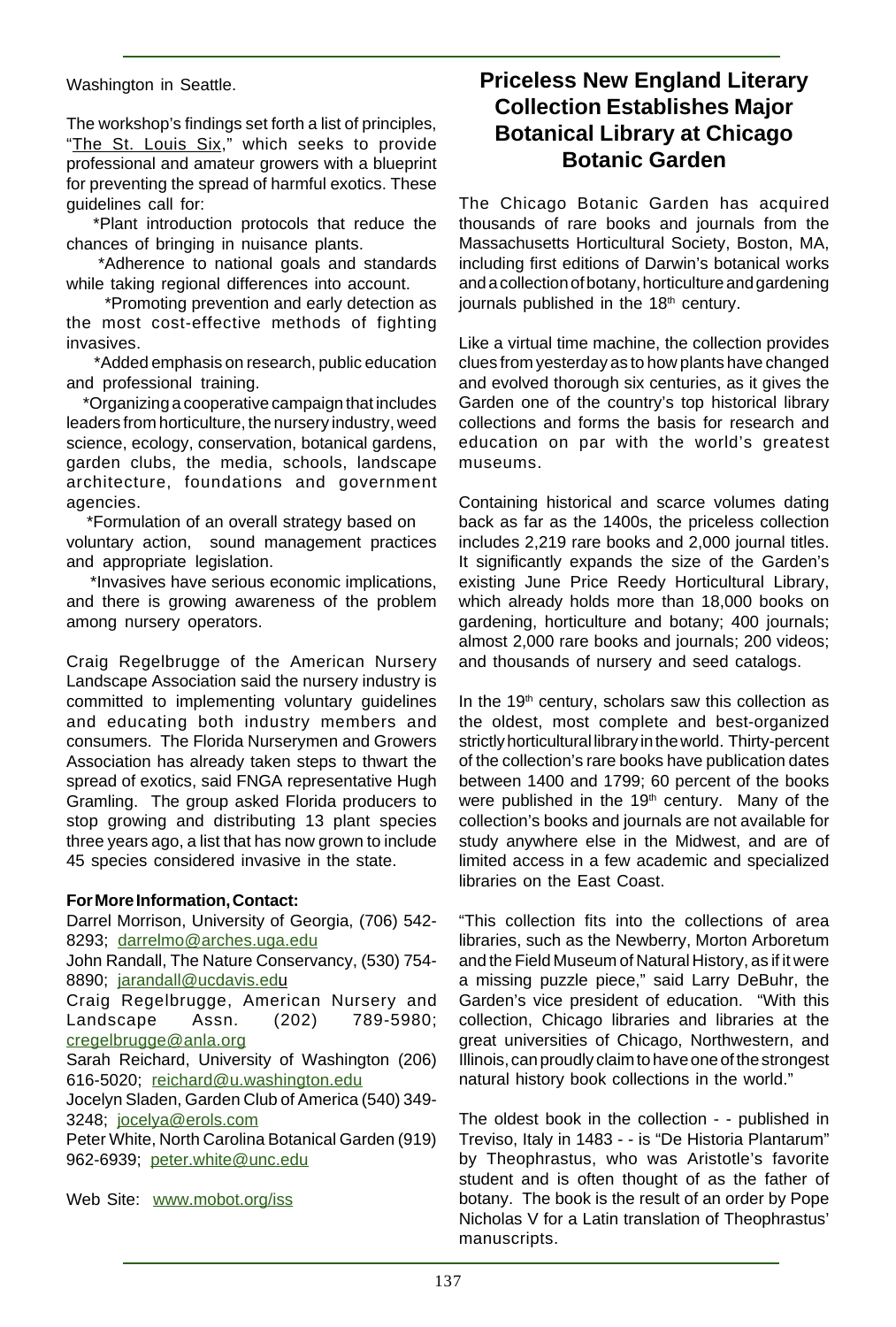Washington in Seattle.

The workshop's findings set forth a list of principles, "The St. Louis Six," which seeks to provide professional and amateur growers with a blueprint for preventing the spread of harmful exotics. These guidelines call for:

*Plant introduction protocols that reduce the chances of bringing in nuisance plants.

*Adherence to national goals and standards while taking regional differences into account.

*Promoting prevention and early detection as the most cost-effective methods of fighting invasives.

*Added emphasis on research, public education and professional training.

*Organizing a cooperative campaign that includes leaders from horticulture, the nursery industry, weed science, ecology, conservation, botanical gardens, garden clubs, the media, schools, landscape architecture, foundations and government agencies.

*Formulation of an overall strategy based on voluntary action, sound management practices and appropriate legislation.

*Invasives have serious economic implications, and there is growing awareness of the problem among nursery operators.

Craig Regelbrugge of the American Nursery Landscape Association said the nursery industry is committed to implementing voluntary guidelines and educating both industry members and consumers. The Florida Nurserymen and Growers Association has already taken steps to thwart the spread of exotics, said FNGA representative Hugh Gramling. The group asked Florida producers to stop growing and distributing 13 plant species three years ago, a list that has now grown to include 45 species considered invasive in the state.

**For More Information, Contact:**

Darrel Morrison, University of Georgia, (706) 542-8293; darrelmo@arches.uga.edu

John Randall, The Nature Conservancy, (530) 754-8890; jarandall@ucdavis.edu

Craig Regelbrugge, American Nursery and Landscape Assn. (202) 789-5980; cregelbrugge@anla.org

Sarah Reichard, University of Washington (206) 616-5020; reichard@u.washington.edu

Jocelyn Sladen, Garden Club of America (540) 349-3248; jocelya@erols.com

Peter White, North Carolina Botanical Garden (919) 962-6939; peter.white@unc.edu

Web Site: www.mobot.org/iss

## Priceless New England Literary Collection Establishes Major Botanical Library at Chicago Botanic Garden

The Chicago Botanic Garden has acquired thousands of rare books and journals from the Massachusetts Horticultural Society, Boston, MA, including first editions of Darwin's botanical works and a collection of botany, horticulture and gardening journals published in the 18th century.

Like a virtual time machine, the collection provides clues from yesterday as to how plants have changed and evolved thorough six centuries, as it gives the Garden one of the country's top historical library collections and forms the basis for research and education on par with the world's greatest museums.

Containing historical and scarce volumes dating back as far as the 1400s, the priceless collection includes 2,219 rare books and 2,000 journal titles. It significantly expands the size of the Garden's existing June Price Reedy Horticultural Library, which already holds more than 18,000 books on gardening, horticulture and botany; 400 journals; almost 2,000 rare books and journals; 200 videos; and thousands of nursery and seed catalogs.

In the 19th century, scholars saw this collection as the oldest, most complete and best-organized strictly horticultural library in the world. Thirty-percent of the collection's rare books have publication dates between 1400 and 1799; 60 percent of the books were published in the 19th century. Many of the collection's books and journals are not available for study anywhere else in the Midwest, and are of limited access in a few academic and specialized libraries on the East Coast.

"This collection fits into the collections of area libraries, such as the Newberry, Morton Arboretum and the Field Museum of Natural History, as if it were a missing puzzle piece," said Larry DeBuhr, the Garden's vice president of education. "With this collection, Chicago libraries and libraries at the great universities of Chicago, Northwestern, and Illinois, can proudly claim to have one of the strongest natural history book collections in the world."

The oldest book in the collection - - published in Treviso, Italy in 1483 - - is "De Historia Plantarum" by Theophrastus, who was Aristotle's favorite student and is often thought of as the father of botany. The book is the result of an order by Pope Nicholas V for a Latin translation of Theophrastus' manuscripts.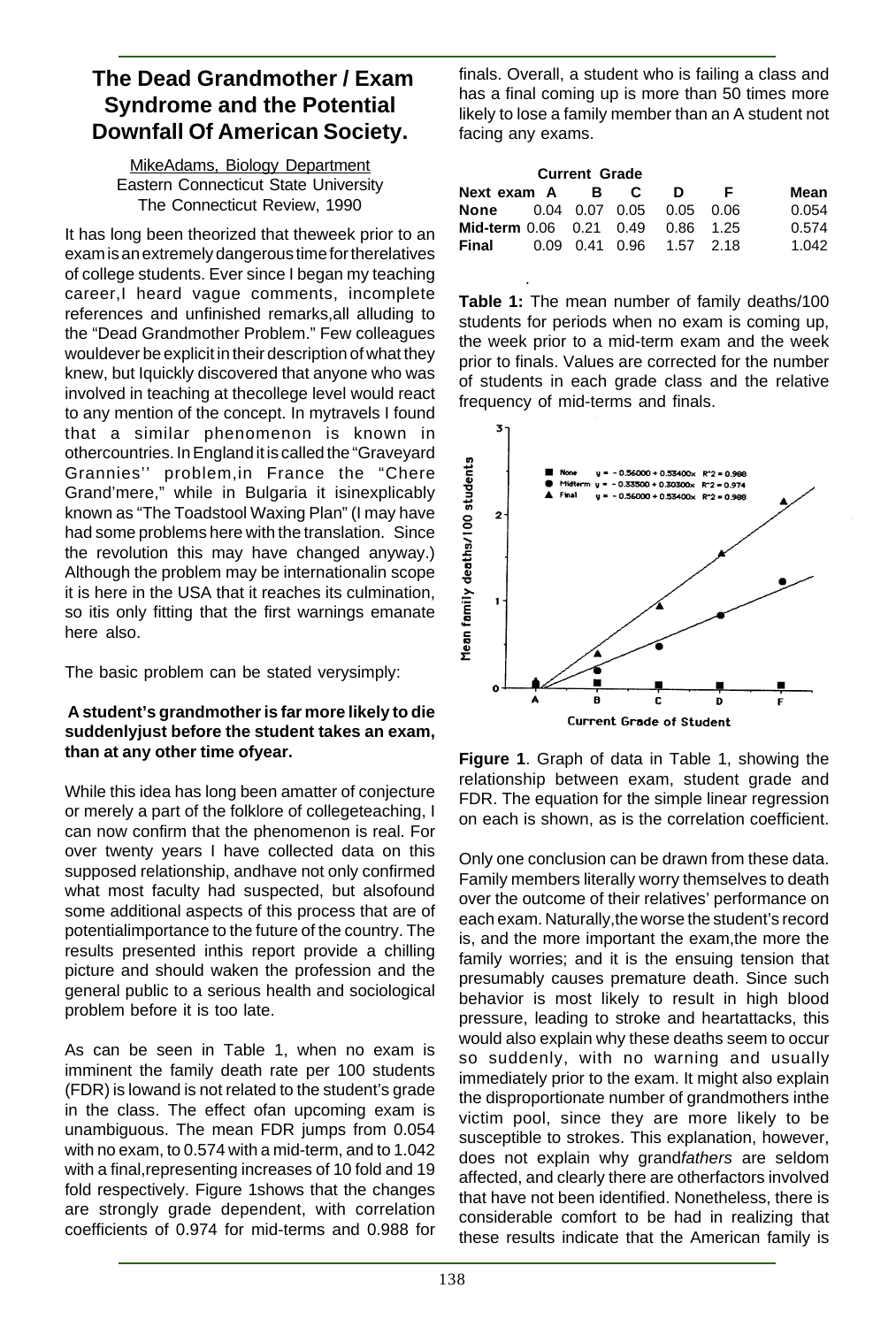# The Dead Grandmother / Exam Syndrome and the Potential Downfall Of American Society.

MikeAdams, Biology Department
Eastern Connecticut State University
The Connecticut Review, 1990

It has long been theorized that theweek prior to an exam is an extremely dangerous time for therelatives of college students. Ever since I began my teaching career,I heard vague comments, incomplete references and unfinished remarks,all alluding to the "Dead Grandmother Problem." Few colleagues wouldever be explicit in their description of what they knew, but Iquickly discovered that anyone who was involved in teaching at thecollege level would react to any mention of the concept. In mytravels I found that a similar phenomenon is known in othercountries. In England it is called the "Graveyard Grannies'' problem,in France the "Chere Grand'mere," while in Bulgaria it isinexplicably known as "The Toadstool Waxing Plan" (I may have had some problems here with the translation. Since the revolution this may have changed anyway.) Although the problem may be internationalin scope it is here in the USA that it reaches its culmination, so itis only fitting that the first warnings emanate here also.

The basic problem can be stated verysimply:

**A student's grandmother is far more likely to die suddenlyjust before the student takes an exam, than at any other time ofyear.**

While this idea has long been amatter of conjecture or merely a part of the folklore of collegeteaching, I can now confirm that the phenomenon is real. For over twenty years I have collected data on this supposed relationship, andhave not only confirmed what most faculty had suspected, but alsofound some additional aspects of this process that are of potentialimportance to the future of the country. The results presented inthis report provide a chilling picture and should waken the profession and the general public to a serious health and sociological problem before it is too late.

As can be seen in Table 1, when no exam is imminent the family death rate per 100 students (FDR) is lowand is not related to the student's grade in the class. The effect ofan upcoming exam is unambiguous. The mean FDR jumps from 0.054 with no exam, to 0.574 with a mid-term, and to 1.042 with a final,representing increases of 10 fold and 19 fold respectively. Figure 1shows that the changes are strongly grade dependent, with correlation coefficients of 0.974 for mid-terms and 0.988 for finals. Overall, a student who is failing a class and has a final coming up is more than 50 times more likely to lose a family member than an A student not facing any exams.

| | Current Grade | | | | | |
|---|---|---|---|---|---|---|
| **Next exam** | **A** | **B** | **C** | **D** | **F** | **Mean** |
| **None** | 0.04 | 0.07 | 0.05 | 0.05 | 0.06 | 0.054 |
| **Mid-term** | 0.06 | 0.21 | 0.49 | 0.86 | 1.25 | 0.574 |
| **Final** | 0.09 | 0.41 | 0.96 | 1.57 | 2.18 | 1.042 |

**Table 1:** The mean number of family deaths/100 students for periods when no exam is coming up, the week prior to a mid-term exam and the week prior to finals. Values are corrected for the number of students in each grade class and the relative frequency of mid-terms and finals.

**Figure 1**. Graph of data in Table 1, showing the relationship between exam, student grade and FDR. The equation for the simple linear regression on each is shown, as is the correlation coefficient.

Only one conclusion can be drawn from these data. Family members literally worry themselves to death over the outcome of their relatives' performance on each exam. Naturally,the worse the student's record is, and the more important the exam,the more the family worries; and it is the ensuing tension that presumably causes premature death. Since such behavior is most likely to result in high blood pressure, leading to stroke and heartattacks, this would also explain why these deaths seem to occur so suddenly, with no warning and usually immediately prior to the exam. It might also explain the disproportionate number of grandmothers inthe victim pool, since they are more likely to be susceptible to strokes. This explanation, however, does not explain why grand*fathers* are seldom affected, and clearly there are otherfactors involved that have not been identified. Nonetheless, there is considerable comfort to be had in realizing that these results indicate that the American family is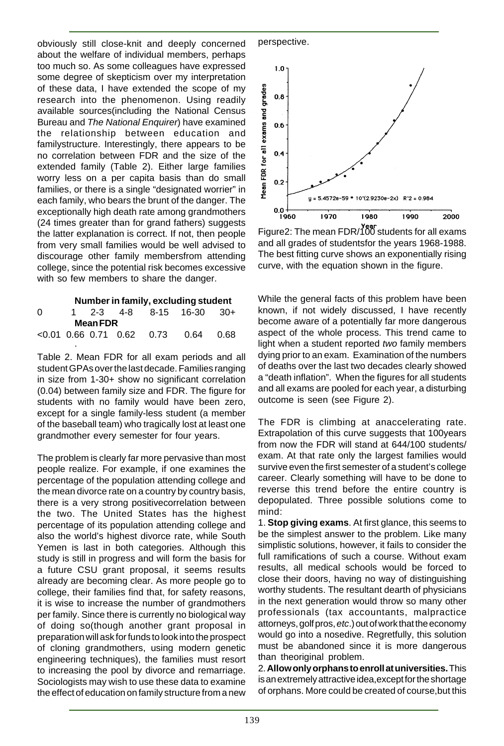obviously still close-knit and deeply concerned about the welfare of individual members, perhaps too much so. As some colleagues have expressed some degree of skepticism over my interpretation of these data, I have extended the scope of my research into the phenomenon. Using readily available sources(including the National Census Bureau and *The National Enquirer*) have examined the relationship between education and familystructure. Interestingly, there appears to be no correlation between FDR and the size of the extended family (Table 2). Either large families worry less on a per capita basis than do small families, or there is a single "designated worrier" in each family, who bears the brunt of the danger. The exceptionally high death rate among grandmothers (24 times greater than for grand fathers) suggests the latter explanation is correct. If not, then people from very small families would be well advised to discourage other family membersfrom attending college, since the potential risk becomes excessive with so few members to share the danger.

| | | | | | | |
|---|---|---|---|---|---|---|
| **Number in family, excluding student** | | | | | | |
| 0 | 1 | 2-3 | 4-8 | 8-15 | 16-30 | 30+ |
| **Mean FDR** | | | | | | |
| <0.01 | 0.66 | 0.71 | 0.62 | 0.73 | 0.64 | 0.68 |

Table 2. Mean FDR for all exam periods and all student GPAs over the last decade. Families ranging in size from 1-30+ show no significant correlation (0.04) between family size and FDR. The figure for students with no family would have been zero, except for a single family-less student (a member of the baseball team) who tragically lost at least one grandmother every semester for four years.

The problem is clearly far more pervasive than most people realize. For example, if one examines the percentage of the population attending college and the mean divorce rate on a country by country basis, there is a very strong positivecorrelation between the two. The United States has the highest percentage of its population attending college and also the world's highest divorce rate, while South Yemen is last in both categories. Although this study is still in progress and will form the basis for a future CSU grant proposal, it seems results already are becoming clear. As more people go to college, their families find that, for safety reasons, it is wise to increase the number of grandmothers per family. Since there is currently no biological way of doing so(though another grant proposal in preparation will ask for funds to look into the prospect of cloning grandmothers, using modern genetic engineering techniques), the families must resort to increasing the pool by divorce and remarriage. Sociologists may wish to use these data to examine the effect of education on family structure from a new perspective.

Figure2: The mean FDR/100 students for all exams and all grades of studentsfor the years 1968-1988. The best fitting curve shows an exponentially rising curve, with the equation shown in the figure.

While the general facts of this problem have been known, if not widely discussed, I have recently become aware of a potentially far more dangerous aspect of the whole process. This trend came to light when a student reported *two* family members dying prior to an exam. Examination of the numbers of deaths over the last two decades clearly showed a "death inflation". When the figures for all students and all exams are pooled for each year, a disturbing outcome is seen (see Figure 2).

The FDR is climbing at anaccelerating rate. Extrapolation of this curve suggests that 100years from now the FDR will stand at 644/100 students/ exam. At that rate only the largest families would survive even the first semester of a student's college career. Clearly something will have to be done to reverse this trend before the entire country is depopulated. Three possible solutions come to mind:

1. **Stop giving exams**. At first glance, this seems to be the simplest answer to the problem. Like many simplistic solutions, however, it fails to consider the full ramifications of such a course. Without exam results, all medical schools would be forced to close their doors, having no way of distinguishing worthy students. The resultant dearth of physicians in the next generation would throw so many other professionals (tax accountants, malpractice attorneys, golf pros, *etc*.) out of work that the economy would go into a nosedive. Regretfully, this solution must be abandoned since it is more dangerous than theoriginal problem.
2. **Allow only orphans to enroll at universities.** This is an extremely attractive idea, except for the shortage of orphans. More could be created of course, but this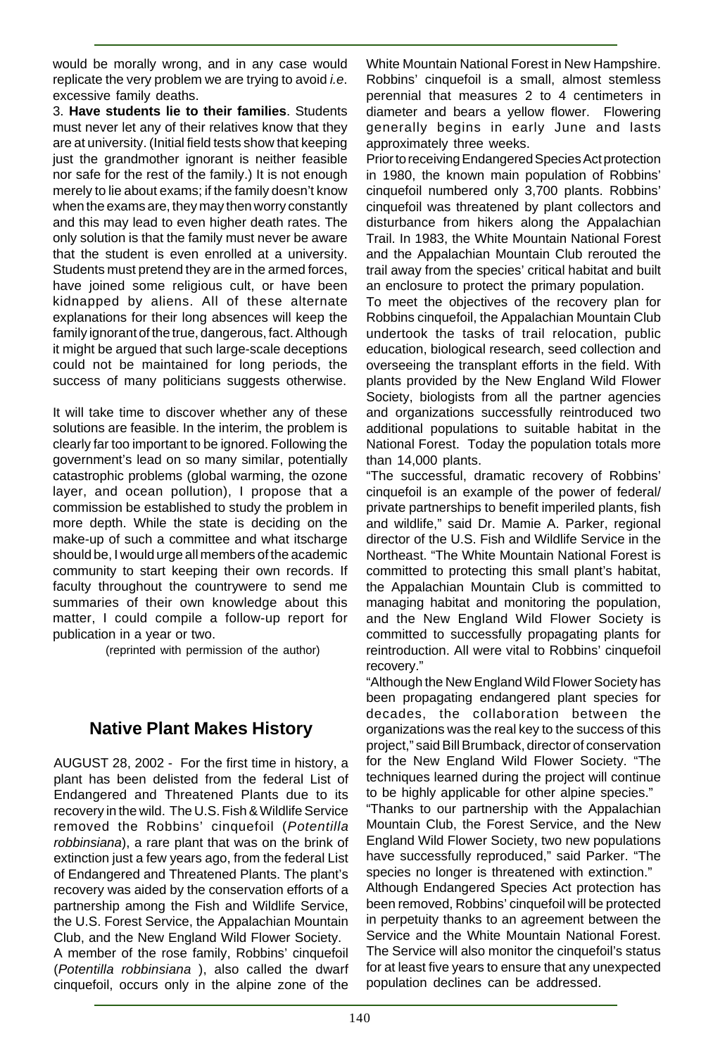would be morally wrong, and in any case would replicate the very problem we are trying to avoid *i.e*. excessive family deaths.

3. **Have students lie to their families**. Students must never let any of their relatives know that they are at university. (Initial field tests show that keeping just the grandmother ignorant is neither feasible nor safe for the rest of the family.) It is not enough merely to lie about exams; if the family doesn't know when the exams are, they may then worry constantly and this may lead to even higher death rates. The only solution is that the family must never be aware that the student is even enrolled at a university. Students must pretend they are in the armed forces, have joined some religious cult, or have been kidnapped by aliens. All of these alternate explanations for their long absences will keep the family ignorant of the true, dangerous, fact. Although it might be argued that such large-scale deceptions could not be maintained for long periods, the success of many politicians suggests otherwise.

It will take time to discover whether any of these solutions are feasible. In the interim, the problem is clearly far too important to be ignored. Following the government's lead on so many similar, potentially catastrophic problems (global warming, the ozone layer, and ocean pollution), I propose that a commission be established to study the problem in more depth. While the state is deciding on the make-up of such a committee and what itscharge should be, I would urge all members of the academic community to start keeping their own records. If faculty throughout the countrywere to send me summaries of their own knowledge about this matter, I could compile a follow-up report for publication in a year or two.

(reprinted with permission of the author)

## Native Plant Makes History

AUGUST 28, 2002 - For the first time in history, a plant has been delisted from the federal List of Endangered and Threatened Plants due to its recovery in the wild. The U.S. Fish & Wildlife Service removed the Robbins' cinquefoil (*Potentilla robbinsiana*), a rare plant that was on the brink of extinction just a few years ago, from the federal List of Endangered and Threatened Plants. The plant's recovery was aided by the conservation efforts of a partnership among the Fish and Wildlife Service, the U.S. Forest Service, the Appalachian Mountain Club, and the New England Wild Flower Society.

A member of the rose family, Robbins' cinquefoil (*Potentilla robbinsiana* ), also called the dwarf cinquefoil, occurs only in the alpine zone of the White Mountain National Forest in New Hampshire. Robbins' cinquefoil is a small, almost stemless perennial that measures 2 to 4 centimeters in diameter and bears a yellow flower. Flowering generally begins in early June and lasts approximately three weeks.

Prior to receiving Endangered Species Act protection in 1980, the known main population of Robbins' cinquefoil numbered only 3,700 plants. Robbins' cinquefoil was threatened by plant collectors and disturbance from hikers along the Appalachian Trail. In 1983, the White Mountain National Forest and the Appalachian Mountain Club rerouted the trail away from the species' critical habitat and built an enclosure to protect the primary population.

To meet the objectives of the recovery plan for Robbins cinquefoil, the Appalachian Mountain Club undertook the tasks of trail relocation, public education, biological research, seed collection and overseeing the transplant efforts in the field. With plants provided by the New England Wild Flower Society, biologists from all the partner agencies and organizations successfully reintroduced two additional populations to suitable habitat in the National Forest. Today the population totals more than 14,000 plants.

"The successful, dramatic recovery of Robbins' cinquefoil is an example of the power of federal/private partnerships to benefit imperiled plants, fish and wildlife," said Dr. Mamie A. Parker, regional director of the U.S. Fish and Wildlife Service in the Northeast. "The White Mountain National Forest is committed to protecting this small plant's habitat, the Appalachian Mountain Club is committed to managing habitat and monitoring the population, and the New England Wild Flower Society is committed to successfully propagating plants for reintroduction. All were vital to Robbins' cinquefoil recovery."

"Although the New England Wild Flower Society has been propagating endangered plant species for decades, the collaboration between the organizations was the real key to the success of this project," said Bill Brumback, director of conservation for the New England Wild Flower Society. "The techniques learned during the project will continue to be highly applicable for other alpine species."

"Thanks to our partnership with the Appalachian Mountain Club, the Forest Service, and the New England Wild Flower Society, two new populations have successfully reproduced," said Parker. "The species no longer is threatened with extinction."

Although Endangered Species Act protection has been removed, Robbins' cinquefoil will be protected in perpetuity thanks to an agreement between the Service and the White Mountain National Forest. The Service will also monitor the cinquefoil's status for at least five years to ensure that any unexpected population declines can be addressed.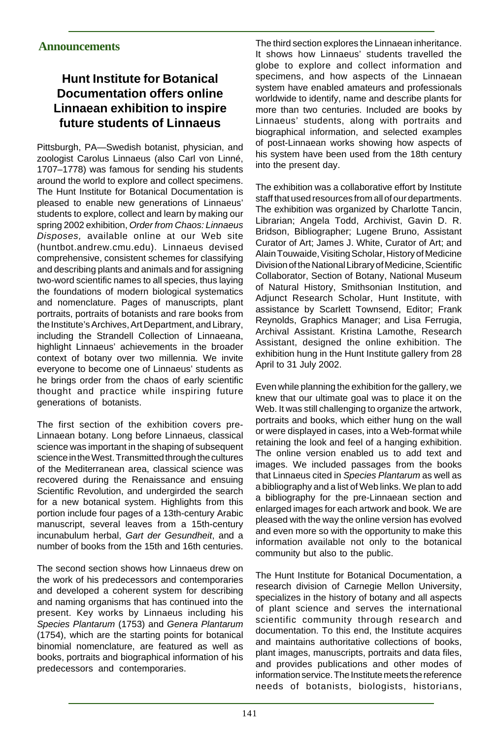## Announcements

### Hunt Institute for Botanical Documentation offers online Linnaean exhibition to inspire future students of Linnaeus

Pittsburgh, PA—Swedish botanist, physician, and zoologist Carolus Linnaeus (also Carl von Linné, 1707–1778) was famous for sending his students around the world to explore and collect specimens. The Hunt Institute for Botanical Documentation is pleased to enable new generations of Linnaeus' students to explore, collect and learn by making our spring 2002 exhibition, *Order from Chaos: Linnaeus Disposes,* available online at our Web site (huntbot.andrew.cmu.edu). Linnaeus devised comprehensive, consistent schemes for classifying and describing plants and animals and for assigning two-word scientific names to all species, thus laying the foundations of modern biological systematics and nomenclature. Pages of manuscripts, plant portraits, portraits of botanists and rare books from the Institute's Archives, Art Department, and Library, including the Strandell Collection of Linnaeana, highlight Linnaeus' achievements in the broader context of botany over two millennia. We invite everyone to become one of Linnaeus' students as he brings order from the chaos of early scientific thought and practice while inspiring future generations of botanists.

The first section of the exhibition covers pre-Linnaean botany. Long before Linnaeus, classical science was important in the shaping of subsequent science in the West. Transmitted through the cultures of the Mediterranean area, classical science was recovered during the Renaissance and ensuing Scientific Revolution, and undergirded the search for a new botanical system. Highlights from this portion include four pages of a 13th-century Arabic manuscript, several leaves from a 15th-century incunabulum herbal, *Gart der Gesundheit*, and a number of books from the 15th and 16th centuries.

The second section shows how Linnaeus drew on the work of his predecessors and contemporaries and developed a coherent system for describing and naming organisms that has continued into the present. Key works by Linnaeus including his *Species Plantarum* (1753) and *Genera Plantarum* (1754), which are the starting points for botanical binomial nomenclature, are featured as well as books, portraits and biographical information of his predecessors and contemporaries.

The third section explores the Linnaean inheritance. It shows how Linnaeus' students travelled the globe to explore and collect information and specimens, and how aspects of the Linnaean system have enabled amateurs and professionals worldwide to identify, name and describe plants for more than two centuries. Included are books by Linnaeus' students, along with portraits and biographical information, and selected examples of post-Linnaean works showing how aspects of his system have been used from the 18th century into the present day.

The exhibition was a collaborative effort by Institute staff that used resources from all of our departments. The exhibition was organized by Charlotte Tancin, Librarian; Angela Todd, Archivist, Gavin D. R. Bridson, Bibliographer; Lugene Bruno, Assistant Curator of Art; James J. White, Curator of Art; and Alain Touwaide, Visiting Scholar, History of Medicine Division of the National Library of Medicine, Scientific Collaborator, Section of Botany, National Museum of Natural History, Smithsonian Institution, and Adjunct Research Scholar, Hunt Institute, with assistance by Scarlett Townsend, Editor; Frank Reynolds, Graphics Manager; and Lisa Ferrugia, Archival Assistant. Kristina Lamothe, Research Assistant, designed the online exhibition. The exhibition hung in the Hunt Institute gallery from 28 April to 31 July 2002.

Even while planning the exhibition for the gallery, we knew that our ultimate goal was to place it on the Web. It was still challenging to organize the artwork, portraits and books, which either hung on the wall or were displayed in cases, into a Web-format while retaining the look and feel of a hanging exhibition. The online version enabled us to add text and images. We included passages from the books that Linnaeus cited in *Species Plantarum* as well as a bibliography and a list of Web links. We plan to add a bibliography for the pre-Linnaean section and enlarged images for each artwork and book. We are pleased with the way the online version has evolved and even more so with the opportunity to make this information available not only to the botanical community but also to the public.

The Hunt Institute for Botanical Documentation, a research division of Carnegie Mellon University, specializes in the history of botany and all aspects of plant science and serves the international scientific community through research and documentation. To this end, the Institute acquires and maintains authoritative collections of books, plant images, manuscripts, portraits and data files, and provides publications and other modes of information service. The Institute meets the reference needs of botanists, biologists, historians,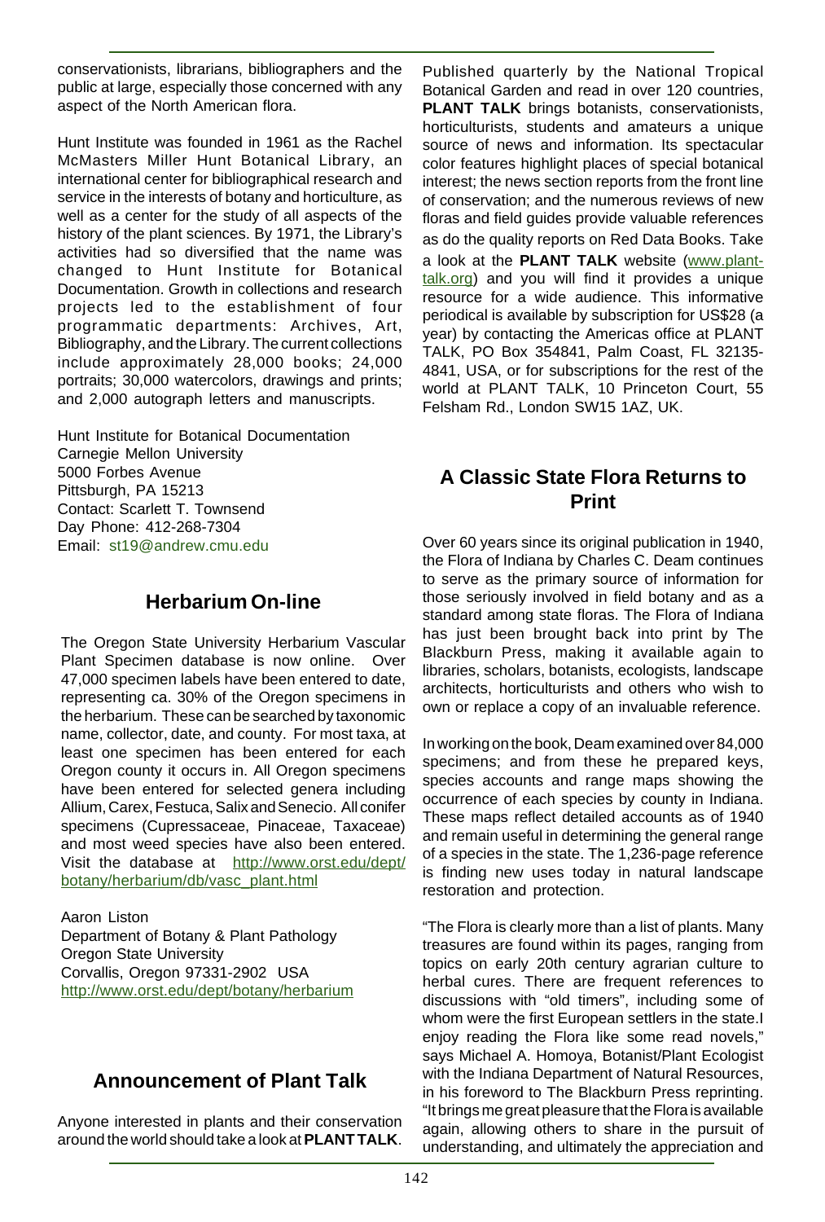conservationists, librarians, bibliographers and the public at large, especially those concerned with any aspect of the North American flora.

Hunt Institute was founded in 1961 as the Rachel McMasters Miller Hunt Botanical Library, an international center for bibliographical research and service in the interests of botany and horticulture, as well as a center for the study of all aspects of the history of the plant sciences. By 1971, the Library's activities had so diversified that the name was changed to Hunt Institute for Botanical Documentation. Growth in collections and research projects led to the establishment of four programmatic departments: Archives, Art, Bibliography, and the Library. The current collections include approximately 28,000 books; 24,000 portraits; 30,000 watercolors, drawings and prints; and 2,000 autograph letters and manuscripts.

Hunt Institute for Botanical Documentation
Carnegie Mellon University
5000 Forbes Avenue
Pittsburgh, PA 15213
Contact: Scarlett T. Townsend
Day Phone: 412-268-7304
Email: st19@andrew.cmu.edu

## Herbarium On-line

The Oregon State University Herbarium Vascular Plant Specimen database is now online. Over 47,000 specimen labels have been entered to date, representing ca. 30% of the Oregon specimens in the herbarium. These can be searched by taxonomic name, collector, date, and county. For most taxa, at least one specimen has been entered for each Oregon county it occurs in. All Oregon specimens have been entered for selected genera including Allium, Carex, Festuca, Salix and Senecio. All conifer specimens (Cupressaceae, Pinaceae, Taxaceae) and most weed species have also been entered. Visit the database at http://www.orst.edu/dept/botany/herbarium/db/vasc_plant.html

Aaron Liston
Department of Botany & Plant Pathology
Oregon State University
Corvallis, Oregon 97331-2902 USA
http://www.orst.edu/dept/botany/herbarium

## Announcement of Plant Talk

Anyone interested in plants and their conservation around the world should take a look at **PLANT TALK**. Published quarterly by the National Tropical Botanical Garden and read in over 120 countries, **PLANT TALK** brings botanists, conservationists, horticulturists, students and amateurs a unique source of news and information. Its spectacular color features highlight places of special botanical interest; the news section reports from the front line of conservation; and the numerous reviews of new floras and field guides provide valuable references as do the quality reports on Red Data Books. Take a look at the **PLANT TALK** website (www.plant-talk.org) and you will find it provides a unique resource for a wide audience. This informative periodical is available by subscription for US$28 (a year) by contacting the Americas office at PLANT TALK, PO Box 354841, Palm Coast, FL 32135-4841, USA, or for subscriptions for the rest of the world at PLANT TALK, 10 Princeton Court, 55 Felsham Rd., London SW15 1AZ, UK.

## A Classic State Flora Returns to Print

Over 60 years since its original publication in 1940, the Flora of Indiana by Charles C. Deam continues to serve as the primary source of information for those seriously involved in field botany and as a standard among state floras. The Flora of Indiana has just been brought back into print by The Blackburn Press, making it available again to libraries, scholars, botanists, ecologists, landscape architects, horticulturists and others who wish to own or replace a copy of an invaluable reference.

In working on the book, Deam examined over 84,000 specimens; and from these he prepared keys, species accounts and range maps showing the occurrence of each species by county in Indiana. These maps reflect detailed accounts as of 1940 and remain useful in determining the general range of a species in the state. The 1,236-page reference is finding new uses today in natural landscape restoration and protection.

"The Flora is clearly more than a list of plants. Many treasures are found within its pages, ranging from topics on early 20th century agrarian culture to herbal cures. There are frequent references to discussions with "old timers", including some of whom were the first European settlers in the state.I enjoy reading the Flora like some read novels," says Michael A. Homoya, Botanist/Plant Ecologist with the Indiana Department of Natural Resources, in his foreword to The Blackburn Press reprinting. "It brings me great pleasure that the Flora is available again, allowing others to share in the pursuit of understanding, and ultimately the appreciation and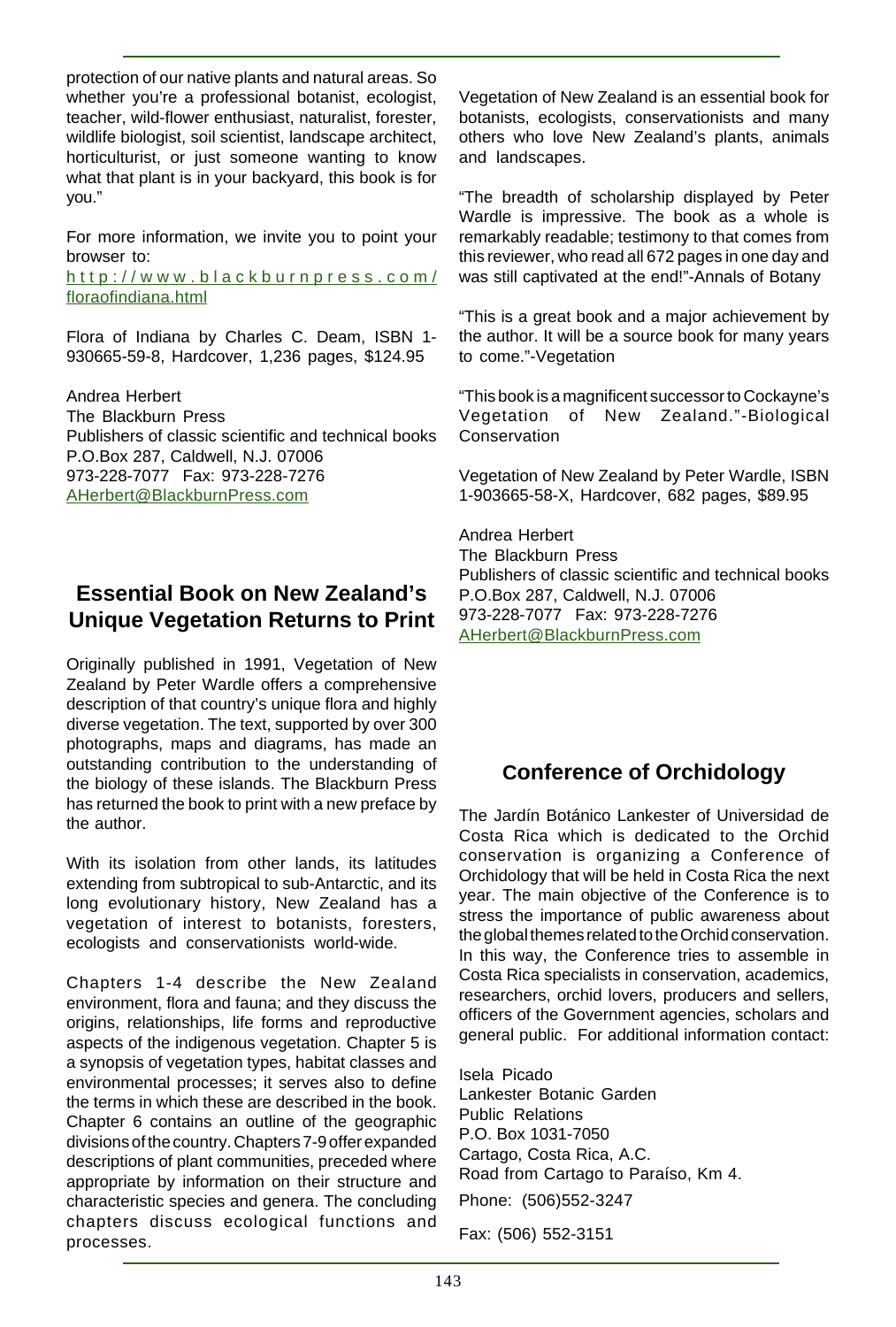protection of our native plants and natural areas. So whether you're a professional botanist, ecologist, teacher, wild-flower enthusiast, naturalist, forester, wildlife biologist, soil scientist, landscape architect, horticulturist, or just someone wanting to know what that plant is in your backyard, this book is for you."

For more information, we invite you to point your browser to:
http://www.blackburnpress.com/floraofindiana.html

Flora of Indiana by Charles C. Deam, ISBN 1-930665-59-8, Hardcover, 1,236 pages, $124.95

Andrea Herbert
The Blackburn Press
Publishers of classic scientific and technical books
P.O.Box 287, Caldwell, N.J. 07006
973-228-7077 Fax: 973-228-7276
AHerbert@BlackburnPress.com

## Essential Book on New Zealand's Unique Vegetation Returns to Print

Originally published in 1991, Vegetation of New Zealand by Peter Wardle offers a comprehensive description of that country's unique flora and highly diverse vegetation. The text, supported by over 300 photographs, maps and diagrams, has made an outstanding contribution to the understanding of the biology of these islands. The Blackburn Press has returned the book to print with a new preface by the author.

With its isolation from other lands, its latitudes extending from subtropical to sub-Antarctic, and its long evolutionary history, New Zealand has a vegetation of interest to botanists, foresters, ecologists and conservationists world-wide.

Chapters 1-4 describe the New Zealand environment, flora and fauna; and they discuss the origins, relationships, life forms and reproductive aspects of the indigenous vegetation. Chapter 5 is a synopsis of vegetation types, habitat classes and environmental processes; it serves also to define the terms in which these are described in the book. Chapter 6 contains an outline of the geographic divisions of the country. Chapters 7-9 offer expanded descriptions of plant communities, preceded where appropriate by information on their structure and characteristic species and genera. The concluding chapters discuss ecological functions and processes.

Vegetation of New Zealand is an essential book for botanists, ecologists, conservationists and many others who love New Zealand's plants, animals and landscapes.

"The breadth of scholarship displayed by Peter Wardle is impressive. The book as a whole is remarkably readable; testimony to that comes from this reviewer, who read all 672 pages in one day and was still captivated at the end!"-Annals of Botany

"This is a great book and a major achievement by the author. It will be a source book for many years to come."-Vegetation

"This book is a magnificent successor to Cockayne's Vegetation of New Zealand."-Biological Conservation

Vegetation of New Zealand by Peter Wardle, ISBN 1-903665-58-X, Hardcover, 682 pages, $89.95

Andrea Herbert
The Blackburn Press
Publishers of classic scientific and technical books
P.O.Box 287, Caldwell, N.J. 07006
973-228-7077 Fax: 973-228-7276
AHerbert@BlackburnPress.com

## Conference of Orchidology

The Jardín Botánico Lankester of Universidad de Costa Rica which is dedicated to the Orchid conservation is organizing a Conference of Orchidology that will be held in Costa Rica the next year. The main objective of the Conference is to stress the importance of public awareness about the global themes related to the Orchid conservation. In this way, the Conference tries to assemble in Costa Rica specialists in conservation, academics, researchers, orchid lovers, producers and sellers, officers of the Government agencies, scholars and general public. For additional information contact:

Isela Picado
Lankester Botanic Garden
Public Relations
P.O. Box 1031-7050
Cartago, Costa Rica, A.C.
Road from Cartago to Paraíso, Km 4.
Phone: (506)552-3247
Fax: (506) 552-3151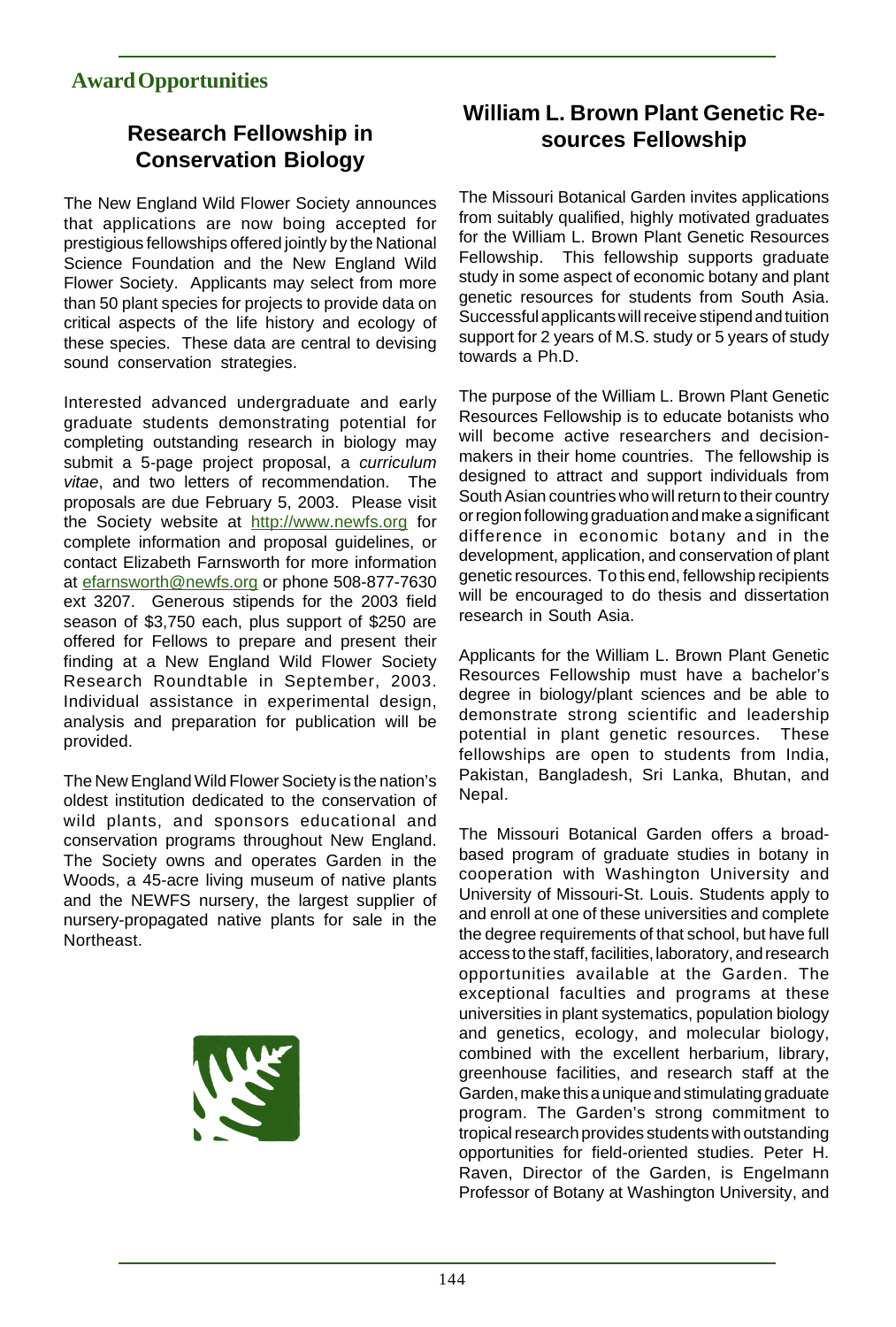## Award Opportunities

### Research Fellowship in Conservation Biology

The New England Wild Flower Society announces that applications are now boing accepted for prestigious fellowships offered jointly by the National Science Foundation and the New England Wild Flower Society. Applicants may select from more than 50 plant species for projects to provide data on critical aspects of the life history and ecology of these species. These data are central to devising sound conservation strategies.

Interested advanced undergraduate and early graduate students demonstrating potential for completing outstanding research in biology may submit a 5-page project proposal, a *curriculum vitae*, and two letters of recommendation. The proposals are due February 5, 2003. Please visit the Society website at http://www.newfs.org for complete information and proposal guidelines, or contact Elizabeth Farnsworth for more information at efarnsworth@newfs.org or phone 508-877-7630 ext 3207. Generous stipends for the 2003 field season of $3,750 each, plus support of $250 are offered for Fellows to prepare and present their finding at a New England Wild Flower Society Research Roundtable in September, 2003. Individual assistance in experimental design, analysis and preparation for publication will be provided.

The New England Wild Flower Society is the nation's oldest institution dedicated to the conservation of wild plants, and sponsors educational and conservation programs throughout New England. The Society owns and operates Garden in the Woods, a 45-acre living museum of native plants and the NEWFS nursery, the largest supplier of nursery-propagated native plants for sale in the Northeast.

### William L. Brown Plant Genetic Resources Fellowship

The Missouri Botanical Garden invites applications from suitably qualified, highly motivated graduates for the William L. Brown Plant Genetic Resources Fellowship. This fellowship supports graduate study in some aspect of economic botany and plant genetic resources for students from South Asia. Successful applicants will receive stipend and tuition support for 2 years of M.S. study or 5 years of study towards a Ph.D.

The purpose of the William L. Brown Plant Genetic Resources Fellowship is to educate botanists who will become active researchers and decision-makers in their home countries. The fellowship is designed to attract and support individuals from South Asian countries who will return to their country or region following graduation and make a significant difference in economic botany and in the development, application, and conservation of plant genetic resources. To this end, fellowship recipients will be encouraged to do thesis and dissertation research in South Asia.

Applicants for the William L. Brown Plant Genetic Resources Fellowship must have a bachelor's degree in biology/plant sciences and be able to demonstrate strong scientific and leadership potential in plant genetic resources. These fellowships are open to students from India, Pakistan, Bangladesh, Sri Lanka, Bhutan, and Nepal.

The Missouri Botanical Garden offers a broad-based program of graduate studies in botany in cooperation with Washington University and University of Missouri-St. Louis. Students apply to and enroll at one of these universities and complete the degree requirements of that school, but have full access to the staff, facilities, laboratory, and research opportunities available at the Garden. The exceptional faculties and programs at these universities in plant systematics, population biology and genetics, ecology, and molecular biology, combined with the excellent herbarium, library, greenhouse facilities, and research staff at the Garden, make this a unique and stimulating graduate program. The Garden's strong commitment to tropical research provides students with outstanding opportunities for field-oriented studies. Peter H. Raven, Director of the Garden, is Engelmann Professor of Botany at Washington University, and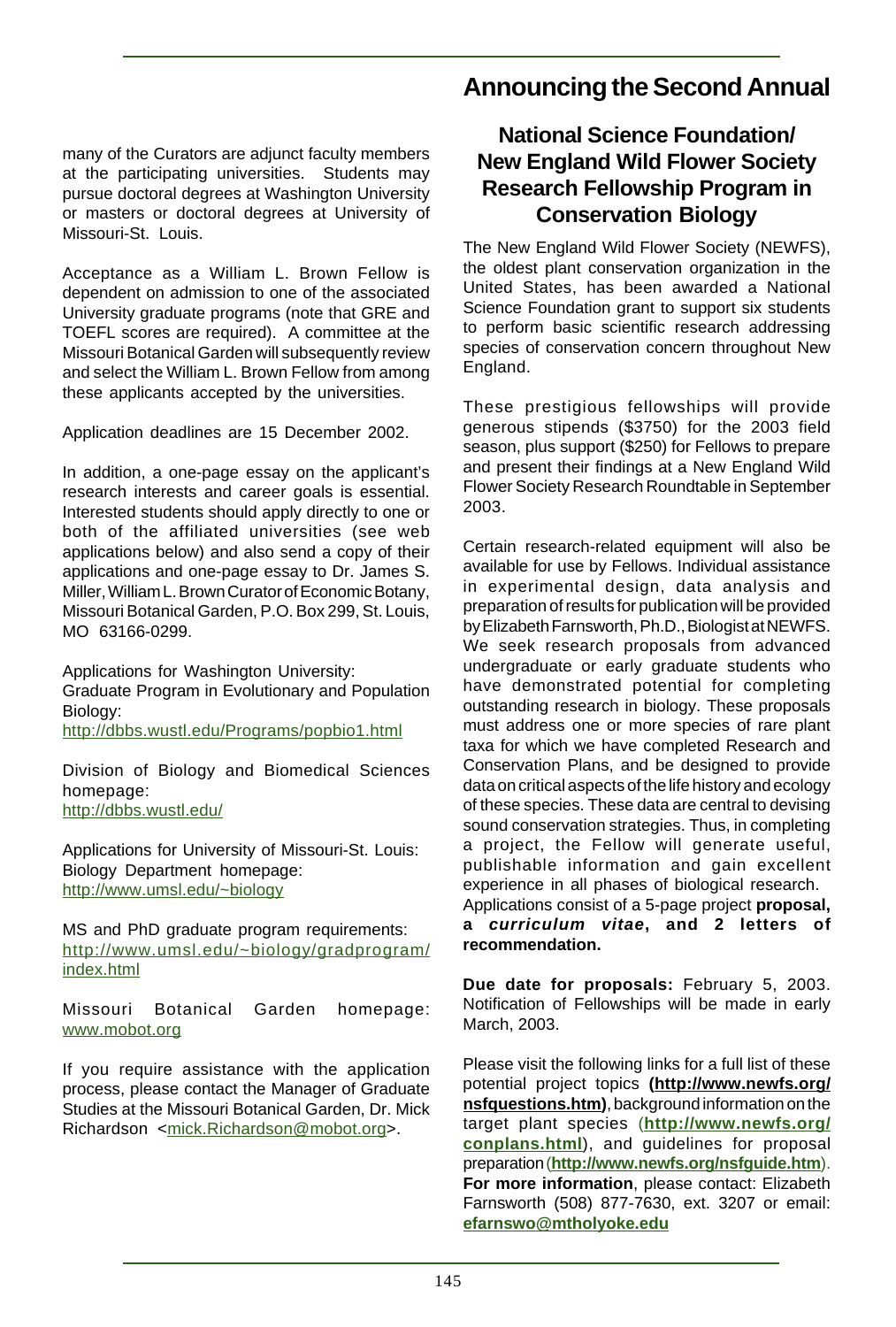many of the Curators are adjunct faculty members at the participating universities. Students may pursue doctoral degrees at Washington University or masters or doctoral degrees at University of Missouri-St. Louis.

Acceptance as a William L. Brown Fellow is dependent on admission to one of the associated University graduate programs (note that GRE and TOEFL scores are required). A committee at the Missouri Botanical Garden will subsequently review and select the William L. Brown Fellow from among these applicants accepted by the universities.

Application deadlines are 15 December 2002.

In addition, a one-page essay on the applicant's research interests and career goals is essential. Interested students should apply directly to one or both of the affiliated universities (see web applications below) and also send a copy of their applications and one-page essay to Dr. James S. Miller, William L. Brown Curator of Economic Botany, Missouri Botanical Garden, P.O. Box 299, St. Louis, MO 63166-0299.

Applications for Washington University:
Graduate Program in Evolutionary and Population Biology:
http://dbbs.wustl.edu/Programs/popbio1.html

Division of Biology and Biomedical Sciences homepage:
http://dbbs.wustl.edu/

Applications for University of Missouri-St. Louis:
Biology Department homepage:
http://www.umsl.edu/~biology

MS and PhD graduate program requirements:
http://www.umsl.edu/~biology/gradprogram/index.html

Missouri Botanical Garden homepage:
www.mobot.org

If you require assistance with the application process, please contact the Manager of Graduate Studies at the Missouri Botanical Garden, Dr. Mick Richardson <mick.Richardson@mobot.org>.

# Announcing the Second Annual

## National Science Foundation/ New England Wild Flower Society Research Fellowship Program in Conservation Biology

The New England Wild Flower Society (NEWFS), the oldest plant conservation organization in the United States, has been awarded a National Science Foundation grant to support six students to perform basic scientific research addressing species of conservation concern throughout New England.

These prestigious fellowships will provide generous stipends ($3750) for the 2003 field season, plus support ($250) for Fellows to prepare and present their findings at a New England Wild Flower Society Research Roundtable in September 2003.

Certain research-related equipment will also be available for use by Fellows. Individual assistance in experimental design, data analysis and preparation of results for publication will be provided by Elizabeth Farnsworth, Ph.D., Biologist at NEWFS. We seek research proposals from advanced undergraduate or early graduate students who have demonstrated potential for completing outstanding research in biology. These proposals must address one or more species of rare plant taxa for which we have completed Research and Conservation Plans, and be designed to provide data on critical aspects of the life history and ecology of these species. These data are central to devising sound conservation strategies. Thus, in completing a project, the Fellow will generate useful, publishable information and gain excellent experience in all phases of biological research.
Applications consist of a 5-page project **proposal, a *curriculum vitae*, and 2 letters of recommendation.**

**Due date for proposals:** February 5, 2003. Notification of Fellowships will be made in early March, 2003.

Please visit the following links for a full list of these potential project topics **(http://www.newfs.org/nsfquestions.htm)**, background information on the target plant species (**http://www.newfs.org/conplans.html**), and guidelines for proposal preparation (**http://www.newfs.org/nsfguide.htm**). **For more information**, please contact: Elizabeth Farnsworth (508) 877-7630, ext. 3207 or email: **efarnswo@mtholyoke.edu**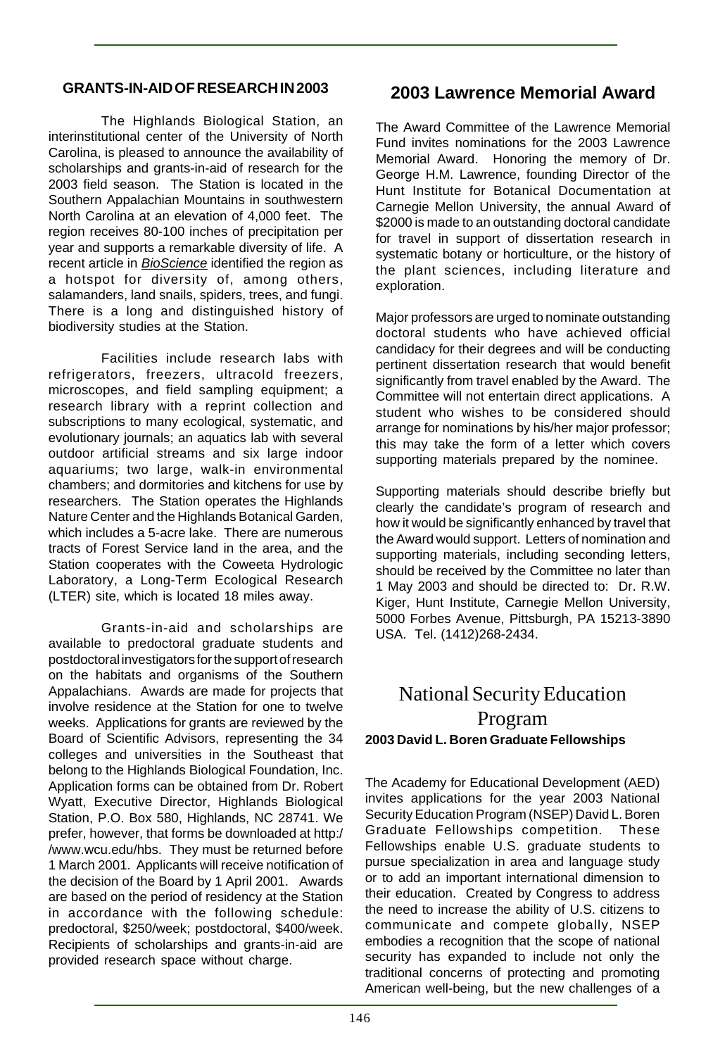## GRANTS-IN-AID OF RESEARCH IN 2003

The Highlands Biological Station, an interinstitutional center of the University of North Carolina, is pleased to announce the availability of scholarships and grants-in-aid of research for the 2003 field season. The Station is located in the Southern Appalachian Mountains in southwestern North Carolina at an elevation of 4,000 feet. The region receives 80-100 inches of precipitation per year and supports a remarkable diversity of life. A recent article in *BioScience* identified the region as a hotspot for diversity of, among others, salamanders, land snails, spiders, trees, and fungi. There is a long and distinguished history of biodiversity studies at the Station.

Facilities include research labs with refrigerators, freezers, ultracold freezers, microscopes, and field sampling equipment; a research library with a reprint collection and subscriptions to many ecological, systematic, and evolutionary journals; an aquatics lab with several outdoor artificial streams and six large indoor aquariums; two large, walk-in environmental chambers; and dormitories and kitchens for use by researchers. The Station operates the Highlands Nature Center and the Highlands Botanical Garden, which includes a 5-acre lake. There are numerous tracts of Forest Service land in the area, and the Station cooperates with the Coweeta Hydrologic Laboratory, a Long-Term Ecological Research (LTER) site, which is located 18 miles away.

Grants-in-aid and scholarships are available to predoctoral graduate students and postdoctoral investigators for the support of research on the habitats and organisms of the Southern Appalachians. Awards are made for projects that involve residence at the Station for one to twelve weeks. Applications for grants are reviewed by the Board of Scientific Advisors, representing the 34 colleges and universities in the Southeast that belong to the Highlands Biological Foundation, Inc. Application forms can be obtained from Dr. Robert Wyatt, Executive Director, Highlands Biological Station, P.O. Box 580, Highlands, NC 28741. We prefer, however, that forms be downloaded at http://www.wcu.edu/hbs. They must be returned before 1 March 2001. Applicants will receive notification of the decision of the Board by 1 April 2001. Awards are based on the period of residency at the Station in accordance with the following schedule: predoctoral, $250/week; postdoctoral, $400/week. Recipients of scholarships and grants-in-aid are provided research space without charge.

## 2003 Lawrence Memorial Award

The Award Committee of the Lawrence Memorial Fund invites nominations for the 2003 Lawrence Memorial Award. Honoring the memory of Dr. George H.M. Lawrence, founding Director of the Hunt Institute for Botanical Documentation at Carnegie Mellon University, the annual Award of $2000 is made to an outstanding doctoral candidate for travel in support of dissertation research in systematic botany or horticulture, or the history of the plant sciences, including literature and exploration.

Major professors are urged to nominate outstanding doctoral students who have achieved official candidacy for their degrees and will be conducting pertinent dissertation research that would benefit significantly from travel enabled by the Award. The Committee will not entertain direct applications. A student who wishes to be considered should arrange for nominations by his/her major professor; this may take the form of a letter which covers supporting materials prepared by the nominee.

Supporting materials should describe briefly but clearly the candidate's program of research and how it would be significantly enhanced by travel that the Award would support. Letters of nomination and supporting materials, including seconding letters, should be received by the Committee no later than 1 May 2003 and should be directed to: Dr. R.W. Kiger, Hunt Institute, Carnegie Mellon University, 5000 Forbes Avenue, Pittsburgh, PA 15213-3890 USA. Tel. (1412)268-2434.

## National Security Education Program

### 2003 David L. Boren Graduate Fellowships

The Academy for Educational Development (AED) invites applications for the year 2003 National Security Education Program (NSEP) David L. Boren Graduate Fellowships competition. These Fellowships enable U.S. graduate students to pursue specialization in area and language study or to add an important international dimension to their education. Created by Congress to address the need to increase the ability of U.S. citizens to communicate and compete globally, NSEP embodies a recognition that the scope of national security has expanded to include not only the traditional concerns of protecting and promoting American well-being, but the new challenges of a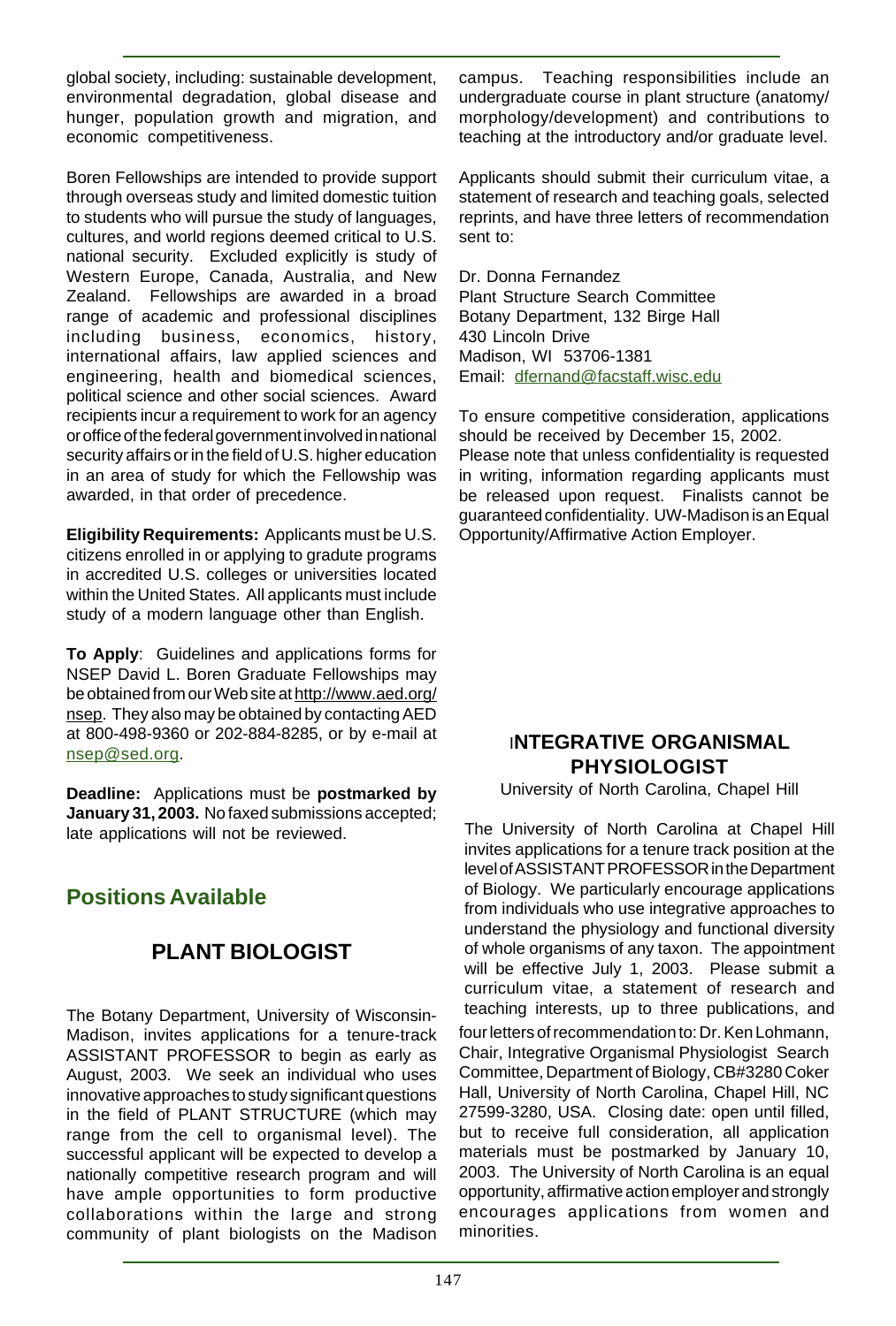global society, including: sustainable development, environmental degradation, global disease and hunger, population growth and migration, and economic competitiveness.

Boren Fellowships are intended to provide support through overseas study and limited domestic tuition to students who will pursue the study of languages, cultures, and world regions deemed critical to U.S. national security. Excluded explicitly is study of Western Europe, Canada, Australia, and New Zealand. Fellowships are awarded in a broad range of academic and professional disciplines including business, economics, history, international affairs, law applied sciences and engineering, health and biomedical sciences, political science and other social sciences. Award recipients incur a requirement to work for an agency or office of the federal government involved in national security affairs or in the field of U.S. higher education in an area of study for which the Fellowship was awarded, in that order of precedence.

**Eligibility Requirements:** Applicants must be U.S. citizens enrolled in or applying to gradute programs in accredited U.S. colleges or universities located within the United States. All applicants must include study of a modern language other than English.

**To Apply**: Guidelines and applications forms for NSEP David L. Boren Graduate Fellowships may be obtained from our Web site at http://www.aed.org/nsep. They also may be obtained by contacting AED at 800-498-9360 or 202-884-8285, or by e-mail at nsep@sed.org.

**Deadline:** Applications must be **postmarked by January 31, 2003.** No faxed submissions accepted; late applications will not be reviewed.

## Positions Available

### PLANT BIOLOGIST

The Botany Department, University of Wisconsin-Madison, invites applications for a tenure-track ASSISTANT PROFESSOR to begin as early as August, 2003. We seek an individual who uses innovative approaches to study significant questions in the field of PLANT STRUCTURE (which may range from the cell to organismal level). The successful applicant will be expected to develop a nationally competitive research program and will have ample opportunities to form productive collaborations within the large and strong community of plant biologists on the Madison campus. Teaching responsibilities include an undergraduate course in plant structure (anatomy/morphology/development) and contributions to teaching at the introductory and/or graduate level.

Applicants should submit their curriculum vitae, a statement of research and teaching goals, selected reprints, and have three letters of recommendation sent to:

Dr. Donna Fernandez
Plant Structure Search Committee
Botany Department, 132 Birge Hall
430 Lincoln Drive
Madison, WI 53706-1381
Email: dfernand@facstaff.wisc.edu

To ensure competitive consideration, applications should be received by December 15, 2002.
Please note that unless confidentiality is requested in writing, information regarding applicants must be released upon request. Finalists cannot be guaranteed confidentiality. UW-Madison is an Equal Opportunity/Affirmative Action Employer.

### INTEGRATIVE ORGANISMAL PHYSIOLOGIST

University of North Carolina, Chapel Hill

The University of North Carolina at Chapel Hill invites applications for a tenure track position at the level of ASSISTANT PROFESSOR in the Department of Biology. We particularly encourage applications from individuals who use integrative approaches to understand the physiology and functional diversity of whole organisms of any taxon. The appointment will be effective July 1, 2003. Please submit a curriculum vitae, a statement of research and teaching interests, up to three publications, and four letters of recommendation to: Dr. Ken Lohmann, Chair, Integrative Organismal Physiologist Search Committee, Department of Biology, CB#3280 Coker Hall, University of North Carolina, Chapel Hill, NC 27599-3280, USA. Closing date: open until filled, but to receive full consideration, all application materials must be postmarked by January 10, 2003. The University of North Carolina is an equal opportunity, affirmative action employer and strongly encourages applications from women and minorities.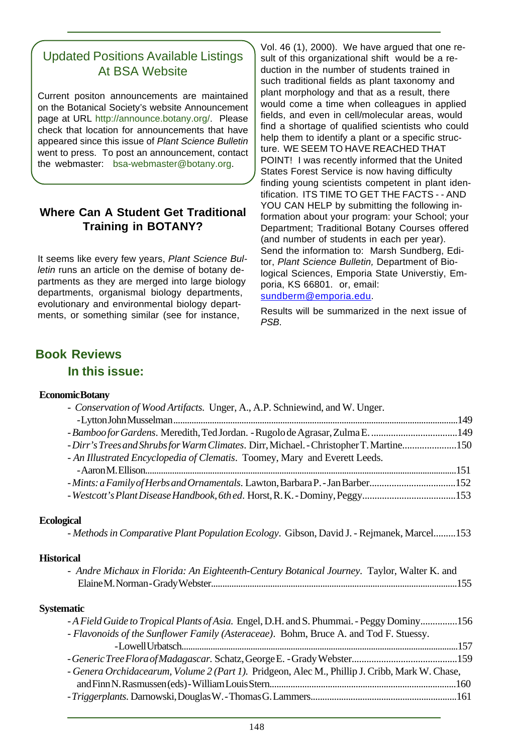## Updated Positions Available Listings At BSA Website

Current positon announcements are maintained on the Botanical Society's website Announcement page at URL http://announce.botany.org/. Please check that location for announcements that have appeared since this issue of *Plant Science Bulletin* went to press. To post an announcement, contact the webmaster: bsa-webmaster@botany.org.

## Where Can A Student Get Traditional Training in BOTANY?

It seems like every few years, *Plant Science Bulletin* runs an article on the demise of botany departments as they are merged into large biology departments, organismal biology departments, evolutionary and environmental biology departments, or something similar (see for instance, Vol. 46 (1), 2000). We have argued that one result of this organizational shift would be a reduction in the number of students trained in such traditional fields as plant taxonomy and plant morphology and that as a result, there would come a time when colleagues in applied fields, and even in cell/molecular areas, would find a shortage of qualified scientists who could help them to identify a plant or a specific structure. WE SEEM TO HAVE REACHED THAT POINT! I was recently informed that the United States Forest Service is now having difficulty finding young scientists competent in plant identification. ITS TIME TO GET THE FACTS - - AND YOU CAN HELP by submitting the following information about your program: your School; your Department; Traditional Botany Courses offered (and number of students in each per year). Send the information to: Marsh Sundberg, Editor, *Plant Science Bulletin,* Department of Biological Sciences, Emporia State Universtiy, Emporia, KS 66801. or, email: sundberm@emporia.edu.

Results will be summarized in the next issue of *PSB*.

## Book Reviews

### In this issue:

**Economic Botany**

- *Conservation of Wood Artifacts.* Unger, A., A.P. Schniewind, and W. Unger. - Lytton John Musselman....149
- *Bamboo for Gardens*. Meredith, Ted Jordan. - Rugolo de Agrasar, Zulma E. ....149
- *Dirr's Trees and Shrubs for Warm Climates*. Dirr, Michael. - Christopher T. Martine....150
- *An Illustrated Encyclopedia of Clematis*. Toomey, Mary and Everett Leeds. - Aaron M. Ellison....151
- *Mints: a Family of Herbs and Ornamentals.* Lawton, Barbara P. - Jan Barber....152
- *Westcott's Plant Disease Handbook, 6th ed*. Horst, R. K. - Dominy, Peggy....153

**Ecological**

- *Methods in Comparative Plant Population Ecology*. Gibson, David J. - Rejmanek, Marcel.........153

**Historical**

- *Andre Michaux in Florida: An Eighteenth-Century Botanical Journey.* Taylor, Walter K. and Elaine M. Norman - Grady Webster....155

**Systematic**

- *A Field Guide to Tropical Plants of Asia.* Engel, D.H. and S. Phummai. - Peggy Dominy...............156
- *Flavonoids of the Sunflower Family (Asteraceae)*. Bohm, Bruce A. and Tod F. Stuessy. - Lowell Urbatsch....157
- *Generic Tree Flora of Madagascar.* Schatz, George E. - Grady Webster....159
- *Genera Orchidacearum, Volume 2 (Part 1).* Pridgeon, Alec M., Phillip J. Cribb, Mark W. Chase, and Finn N. Rasmussen (eds) - William Louis Stern....160
- *Triggerplants.* Darnowski, Douglas W. - Thomas G. Lammers....161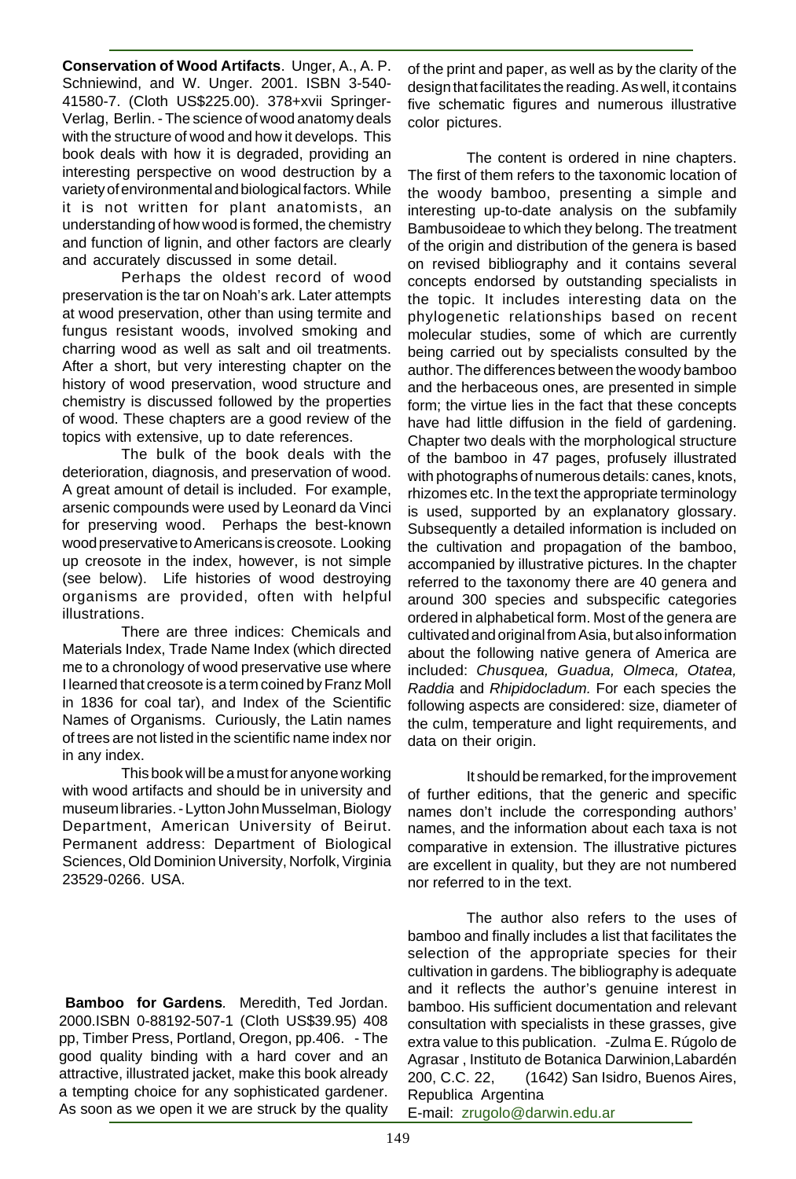**Conservation of Wood Artifacts**. Unger, A., A. P. Schniewind, and W. Unger. 2001. ISBN 3-540-41580-7. (Cloth US$225.00). 378+xvii Springer-Verlag, Berlin. - The science of wood anatomy deals with the structure of wood and how it develops. This book deals with how it is degraded, providing an interesting perspective on wood destruction by a variety of environmental and biological factors. While it is not written for plant anatomists, an understanding of how wood is formed, the chemistry and function of lignin, and other factors are clearly and accurately discussed in some detail.

Perhaps the oldest record of wood preservation is the tar on Noah's ark. Later attempts at wood preservation, other than using termite and fungus resistant woods, involved smoking and charring wood as well as salt and oil treatments. After a short, but very interesting chapter on the history of wood preservation, wood structure and chemistry is discussed followed by the properties of wood. These chapters are a good review of the topics with extensive, up to date references.

The bulk of the book deals with the deterioration, diagnosis, and preservation of wood. A great amount of detail is included. For example, arsenic compounds were used by Leonard da Vinci for preserving wood. Perhaps the best-known wood preservative to Americans is creosote. Looking up creosote in the index, however, is not simple (see below). Life histories of wood destroying organisms are provided, often with helpful illustrations.

There are three indices: Chemicals and Materials Index, Trade Name Index (which directed me to a chronology of wood preservative use where I learned that creosote is a term coined by Franz Moll in 1836 for coal tar), and Index of the Scientific Names of Organisms. Curiously, the Latin names of trees are not listed in the scientific name index nor in any index.

This book will be a must for anyone working with wood artifacts and should be in university and museum libraries. - Lytton John Musselman, Biology Department, American University of Beirut. Permanent address: Department of Biological Sciences, Old Dominion University, Norfolk, Virginia 23529-0266. USA.

**Bamboo for Gardens**. Meredith, Ted Jordan. 2000.ISBN 0-88192-507-1 (Cloth US$39.95) 408 pp, Timber Press, Portland, Oregon, pp.406. - The good quality binding with a hard cover and an attractive, illustrated jacket, make this book already a tempting choice for any sophisticated gardener. As soon as we open it we are struck by the quality of the print and paper, as well as by the clarity of the design that facilitates the reading. As well, it contains five schematic figures and numerous illustrative color pictures.

The content is ordered in nine chapters. The first of them refers to the taxonomic location of the woody bamboo, presenting a simple and interesting up-to-date analysis on the subfamily Bambusoideae to which they belong. The treatment of the origin and distribution of the genera is based on revised bibliography and it contains several concepts endorsed by outstanding specialists in the topic. It includes interesting data on the phylogenetic relationships based on recent molecular studies, some of which are currently being carried out by specialists consulted by the author. The differences between the woody bamboo and the herbaceous ones, are presented in simple form; the virtue lies in the fact that these concepts have had little diffusion in the field of gardening. Chapter two deals with the morphological structure of the bamboo in 47 pages, profusely illustrated with photographs of numerous details: canes, knots, rhizomes etc. In the text the appropriate terminology is used, supported by an explanatory glossary. Subsequently a detailed information is included on the cultivation and propagation of the bamboo, accompanied by illustrative pictures. In the chapter referred to the taxonomy there are 40 genera and around 300 species and subspecific categories ordered in alphabetical form. Most of the genera are cultivated and original from Asia, but also information about the following native genera of America are included: *Chusquea, Guadua, Olmeca, Otatea, Raddia* and *Rhipidocladum.* For each species the following aspects are considered: size, diameter of the culm, temperature and light requirements, and data on their origin.

It should be remarked, for the improvement of further editions, that the generic and specific names don't include the corresponding authors' names, and the information about each taxa is not comparative in extension. The illustrative pictures are excellent in quality, but they are not numbered nor referred to in the text.

The author also refers to the uses of bamboo and finally includes a list that facilitates the selection of the appropriate species for their cultivation in gardens. The bibliography is adequate and it reflects the author's genuine interest in bamboo. His sufficient documentation and relevant consultation with specialists in these grasses, give extra value to this publication. -Zulma E. Rúgolo de Agrasar , Instituto de Botanica Darwinion,Labardén 200, C.C. 22, (1642) San Isidro, Buenos Aires, Republica Argentina
E-mail: zrugolo@darwin.edu.ar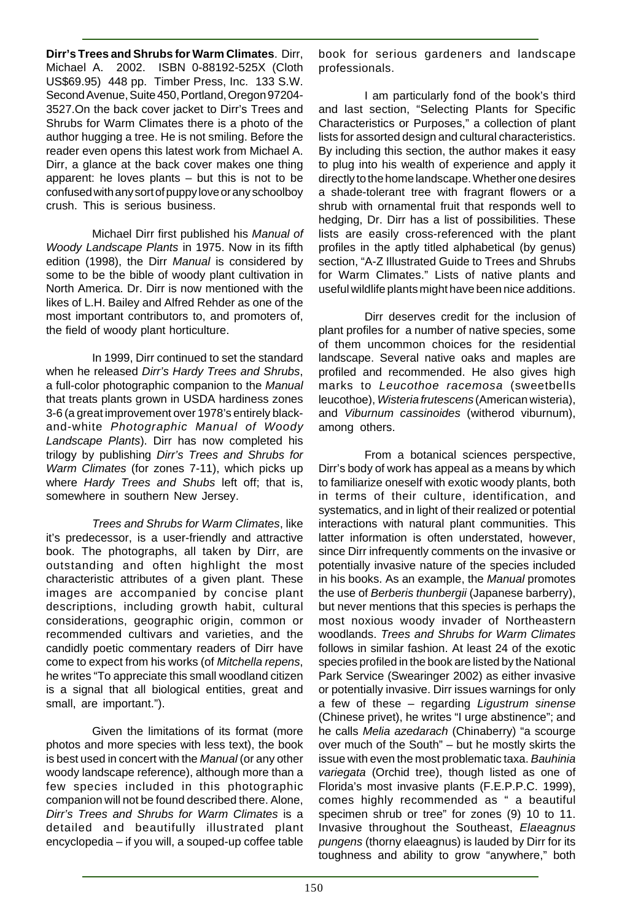**Dirr's Trees and Shrubs for Warm Climates**. Dirr, Michael A. 2002. ISBN 0-88192-525X (Cloth US$69.95) 448 pp. Timber Press, Inc. 133 S.W. Second Avenue, Suite 450, Portland, Oregon 97204-3527.On the back cover jacket to Dirr's Trees and Shrubs for Warm Climates there is a photo of the author hugging a tree. He is not smiling. Before the reader even opens this latest work from Michael A. Dirr, a glance at the back cover makes one thing apparent: he loves plants – but this is not to be confused with any sort of puppy love or any schoolboy crush. This is serious business.

Michael Dirr first published his *Manual of Woody Landscape Plants* in 1975. Now in its fifth edition (1998), the Dirr *Manual* is considered by some to be the bible of woody plant cultivation in North America. Dr. Dirr is now mentioned with the likes of L.H. Bailey and Alfred Rehder as one of the most important contributors to, and promoters of, the field of woody plant horticulture.

In 1999, Dirr continued to set the standard when he released *Dirr's Hardy Trees and Shrubs*, a full-color photographic companion to the *Manual* that treats plants grown in USDA hardiness zones 3-6 (a great improvement over 1978's entirely black-and-white *Photographic Manual of Woody Landscape Plants*). Dirr has now completed his trilogy by publishing *Dirr's Trees and Shrubs for Warm Climates* (for zones 7-11), which picks up where *Hardy Trees and Shubs* left off; that is, somewhere in southern New Jersey.

*Trees and Shrubs for Warm Climates*, like it's predecessor, is a user-friendly and attractive book. The photographs, all taken by Dirr, are outstanding and often highlight the most characteristic attributes of a given plant. These images are accompanied by concise plant descriptions, including growth habit, cultural considerations, geographic origin, common or recommended cultivars and varieties, and the candidly poetic commentary readers of Dirr have come to expect from his works (of *Mitchella repens*, he writes "To appreciate this small woodland citizen is a signal that all biological entities, great and small, are important.").

Given the limitations of its format (more photos and more species with less text), the book is best used in concert with the *Manual* (or any other woody landscape reference), although more than a few species included in this photographic companion will not be found described there. Alone, *Dirr's Trees and Shrubs for Warm Climates* is a detailed and beautifully illustrated plant encyclopedia – if you will, a souped-up coffee table book for serious gardeners and landscape professionals.

I am particularly fond of the book's third and last section, "Selecting Plants for Specific Characteristics or Purposes," a collection of plant lists for assorted design and cultural characteristics. By including this section, the author makes it easy to plug into his wealth of experience and apply it directly to the home landscape. Whether one desires a shade-tolerant tree with fragrant flowers or a shrub with ornamental fruit that responds well to hedging, Dr. Dirr has a list of possibilities. These lists are easily cross-referenced with the plant profiles in the aptly titled alphabetical (by genus) section, "A-Z Illustrated Guide to Trees and Shrubs for Warm Climates." Lists of native plants and useful wildlife plants might have been nice additions.

Dirr deserves credit for the inclusion of plant profiles for a number of native species, some of them uncommon choices for the residential landscape. Several native oaks and maples are profiled and recommended. He also gives high marks to *Leucothoe racemosa* (sweetbells leucothoe), *Wisteria frutescens* (American wisteria), and *Viburnum cassinoides* (witherod viburnum), among others.

From a botanical sciences perspective, Dirr's body of work has appeal as a means by which to familiarize oneself with exotic woody plants, both in terms of their culture, identification, and systematics, and in light of their realized or potential interactions with natural plant communities. This latter information is often understated, however, since Dirr infrequently comments on the invasive or potentially invasive nature of the species included in his books. As an example, the *Manual* promotes the use of *Berberis thunbergii* (Japanese barberry), but never mentions that this species is perhaps the most noxious woody invader of Northeastern woodlands. *Trees and Shrubs for Warm Climates* follows in similar fashion. At least 24 of the exotic species profiled in the book are listed by the National Park Service (Swearinger 2002) as either invasive or potentially invasive. Dirr issues warnings for only a few of these – regarding *Ligustrum sinense* (Chinese privet), he writes "I urge abstinence"; and he calls *Melia azedarach* (Chinaberry) "a scourge over much of the South" – but he mostly skirts the issue with even the most problematic taxa. *Bauhinia variegata* (Orchid tree), though listed as one of Florida's most invasive plants (F.E.P.P.C. 1999), comes highly recommended as " a beautiful specimen shrub or tree" for zones (9) 10 to 11. Invasive throughout the Southeast, *Elaeagnus pungens* (thorny elaeagnus) is lauded by Dirr for its toughness and ability to grow "anywhere," both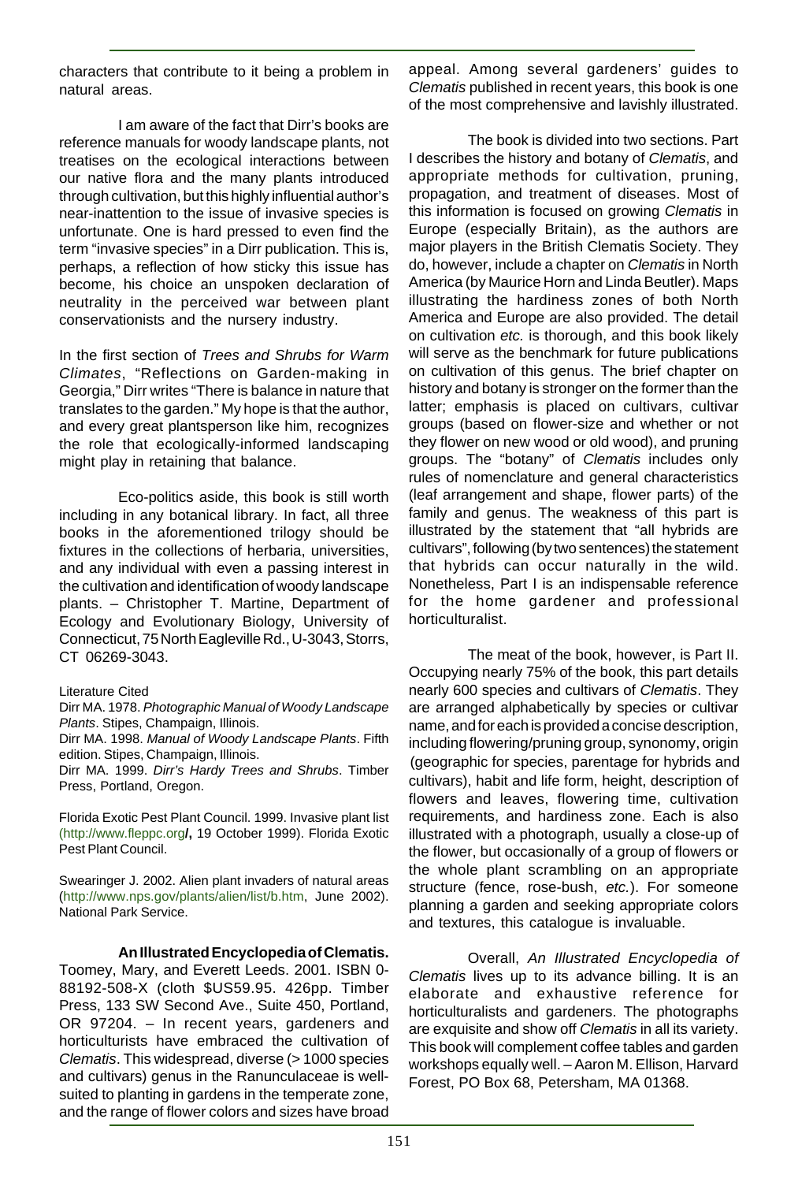characters that contribute to it being a problem in natural areas.

I am aware of the fact that Dirr's books are reference manuals for woody landscape plants, not treatises on the ecological interactions between our native flora and the many plants introduced through cultivation, but this highly influential author's near-inattention to the issue of invasive species is unfortunate. One is hard pressed to even find the term "invasive species" in a Dirr publication. This is, perhaps, a reflection of how sticky this issue has become, his choice an unspoken declaration of neutrality in the perceived war between plant conservationists and the nursery industry.

In the first section of *Trees and Shrubs for Warm Climates*, "Reflections on Garden-making in Georgia," Dirr writes "There is balance in nature that translates to the garden." My hope is that the author, and every great plantsperson like him, recognizes the role that ecologically-informed landscaping might play in retaining that balance.

Eco-politics aside, this book is still worth including in any botanical library. In fact, all three books in the aforementioned trilogy should be fixtures in the collections of herbaria, universities, and any individual with even a passing interest in the cultivation and identification of woody landscape plants. – Christopher T. Martine, Department of Ecology and Evolutionary Biology, University of Connecticut, 75 North Eagleville Rd., U-3043, Storrs, CT 06269-3043.

Literature Cited

Dirr MA. 1978. *Photographic Manual of Woody Landscape Plants*. Stipes, Champaign, Illinois.

Dirr MA. 1998. *Manual of Woody Landscape Plants*. Fifth edition. Stipes, Champaign, Illinois.

Dirr MA. 1999. *Dirr's Hardy Trees and Shrubs*. Timber Press, Portland, Oregon.

Florida Exotic Pest Plant Council. 1999. Invasive plant list (http://www.fleppc.org/, 19 October 1999). Florida Exotic Pest Plant Council.

Swearinger J. 2002. Alien plant invaders of natural areas (http://www.nps.gov/plants/alien/list/b.htm, June 2002). National Park Service.

**An Illustrated Encyclopedia of Clematis.** Toomey, Mary, and Everett Leeds. 2001. ISBN 0-88192-508-X (cloth $US59.95. 426pp. Timber Press, 133 SW Second Ave., Suite 450, Portland, OR 97204. – In recent years, gardeners and horticulturists have embraced the cultivation of *Clematis*. This widespread, diverse (> 1000 species and cultivars) genus in the Ranunculaceae is well-suited to planting in gardens in the temperate zone, and the range of flower colors and sizes have broad appeal. Among several gardeners' guides to *Clematis* published in recent years, this book is one of the most comprehensive and lavishly illustrated.

The book is divided into two sections. Part I describes the history and botany of *Clematis*, and appropriate methods for cultivation, pruning, propagation, and treatment of diseases. Most of this information is focused on growing *Clematis* in Europe (especially Britain), as the authors are major players in the British Clematis Society. They do, however, include a chapter on *Clematis* in North America (by Maurice Horn and Linda Beutler). Maps illustrating the hardiness zones of both North America and Europe are also provided. The detail on cultivation *etc.* is thorough, and this book likely will serve as the benchmark for future publications on cultivation of this genus. The brief chapter on history and botany is stronger on the former than the latter; emphasis is placed on cultivars, cultivar groups (based on flower-size and whether or not they flower on new wood or old wood), and pruning groups. The "botany" of *Clematis* includes only rules of nomenclature and general characteristics (leaf arrangement and shape, flower parts) of the family and genus. The weakness of this part is illustrated by the statement that "all hybrids are cultivars", following (by two sentences) the statement that hybrids can occur naturally in the wild. Nonetheless, Part I is an indispensable reference for the home gardener and professional horticulturalist.

The meat of the book, however, is Part II. Occupying nearly 75% of the book, this part details nearly 600 species and cultivars of *Clematis*. They are arranged alphabetically by species or cultivar name, and for each is provided a concise description, including flowering/pruning group, synonomy, origin (geographic for species, parentage for hybrids and cultivars), habit and life form, height, description of flowers and leaves, flowering time, cultivation requirements, and hardiness zone. Each is also illustrated with a photograph, usually a close-up of the flower, but occasionally of a group of flowers or the whole plant scrambling on an appropriate structure (fence, rose-bush, *etc.*). For someone planning a garden and seeking appropriate colors and textures, this catalogue is invaluable.

Overall, *An Illustrated Encyclopedia of Clematis* lives up to its advance billing. It is an elaborate and exhaustive reference for horticulturalists and gardeners. The photographs are exquisite and show off *Clematis* in all its variety. This book will complement coffee tables and garden workshops equally well. – Aaron M. Ellison, Harvard Forest, PO Box 68, Petersham, MA 01368.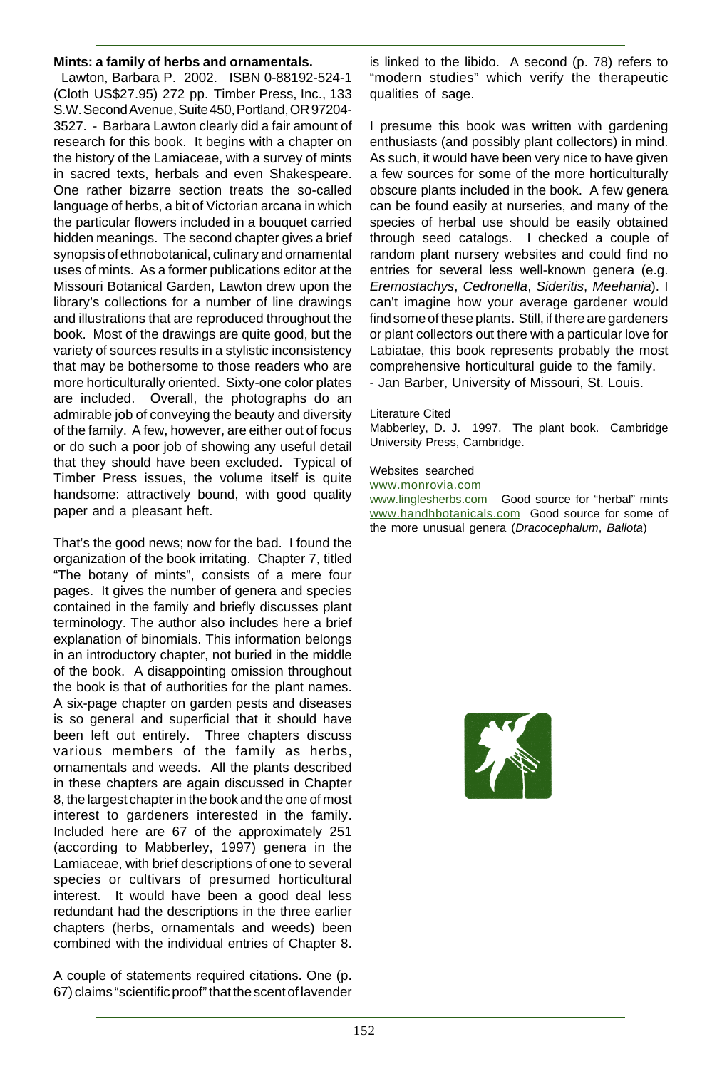**Mints: a family of herbs and ornamentals.**

Lawton, Barbara P. 2002. ISBN 0-88192-524-1 (Cloth US$27.95) 272 pp. Timber Press, Inc., 133 S.W. Second Avenue, Suite 450, Portland, OR 97204-3527. - Barbara Lawton clearly did a fair amount of research for this book. It begins with a chapter on the history of the Lamiaceae, with a survey of mints in sacred texts, herbals and even Shakespeare. One rather bizarre section treats the so-called language of herbs, a bit of Victorian arcana in which the particular flowers included in a bouquet carried hidden meanings. The second chapter gives a brief synopsis of ethnobotanical, culinary and ornamental uses of mints. As a former publications editor at the Missouri Botanical Garden, Lawton drew upon the library's collections for a number of line drawings and illustrations that are reproduced throughout the book. Most of the drawings are quite good, but the variety of sources results in a stylistic inconsistency that may be bothersome to those readers who are more horticulturally oriented. Sixty-one color plates are included. Overall, the photographs do an admirable job of conveying the beauty and diversity of the family. A few, however, are either out of focus or do such a poor job of showing any useful detail that they should have been excluded. Typical of Timber Press issues, the volume itself is quite handsome: attractively bound, with good quality paper and a pleasant heft.

That's the good news; now for the bad. I found the organization of the book irritating. Chapter 7, titled "The botany of mints", consists of a mere four pages. It gives the number of genera and species contained in the family and briefly discusses plant terminology. The author also includes here a brief explanation of binomials. This information belongs in an introductory chapter, not buried in the middle of the book. A disappointing omission throughout the book is that of authorities for the plant names. A six-page chapter on garden pests and diseases is so general and superficial that it should have been left out entirely. Three chapters discuss various members of the family as herbs, ornamentals and weeds. All the plants described in these chapters are again discussed in Chapter 8, the largest chapter in the book and the one of most interest to gardeners interested in the family. Included here are 67 of the approximately 251 (according to Mabberley, 1997) genera in the Lamiaceae, with brief descriptions of one to several species or cultivars of presumed horticultural interest. It would have been a good deal less redundant had the descriptions in the three earlier chapters (herbs, ornamentals and weeds) been combined with the individual entries of Chapter 8.

A couple of statements required citations. One (p. 67) claims "scientific proof" that the scent of lavender is linked to the libido. A second (p. 78) refers to "modern studies" which verify the therapeutic qualities of sage.

I presume this book was written with gardening enthusiasts (and possibly plant collectors) in mind. As such, it would have been very nice to have given a few sources for some of the more horticulturally obscure plants included in the book. A few genera can be found easily at nurseries, and many of the species of herbal use should be easily obtained through seed catalogs. I checked a couple of random plant nursery websites and could find no entries for several less well-known genera (e.g. *Eremostachys*, *Cedronella*, *Sideritis*, *Meehania*). I can't imagine how your average gardener would find some of these plants. Still, if there are gardeners or plant collectors out there with a particular love for Labiatae, this book represents probably the most comprehensive horticultural guide to the family.

- Jan Barber, University of Missouri, St. Louis.

Literature Cited

Mabberley, D. J. 1997. The plant book. Cambridge University Press, Cambridge.

Websites searched

www.monrovia.com

www.linglesherbs.com Good source for "herbal" mints

www.handhbotanicals.com Good source for some of the more unusual genera (*Dracocephalum*, *Ballota*)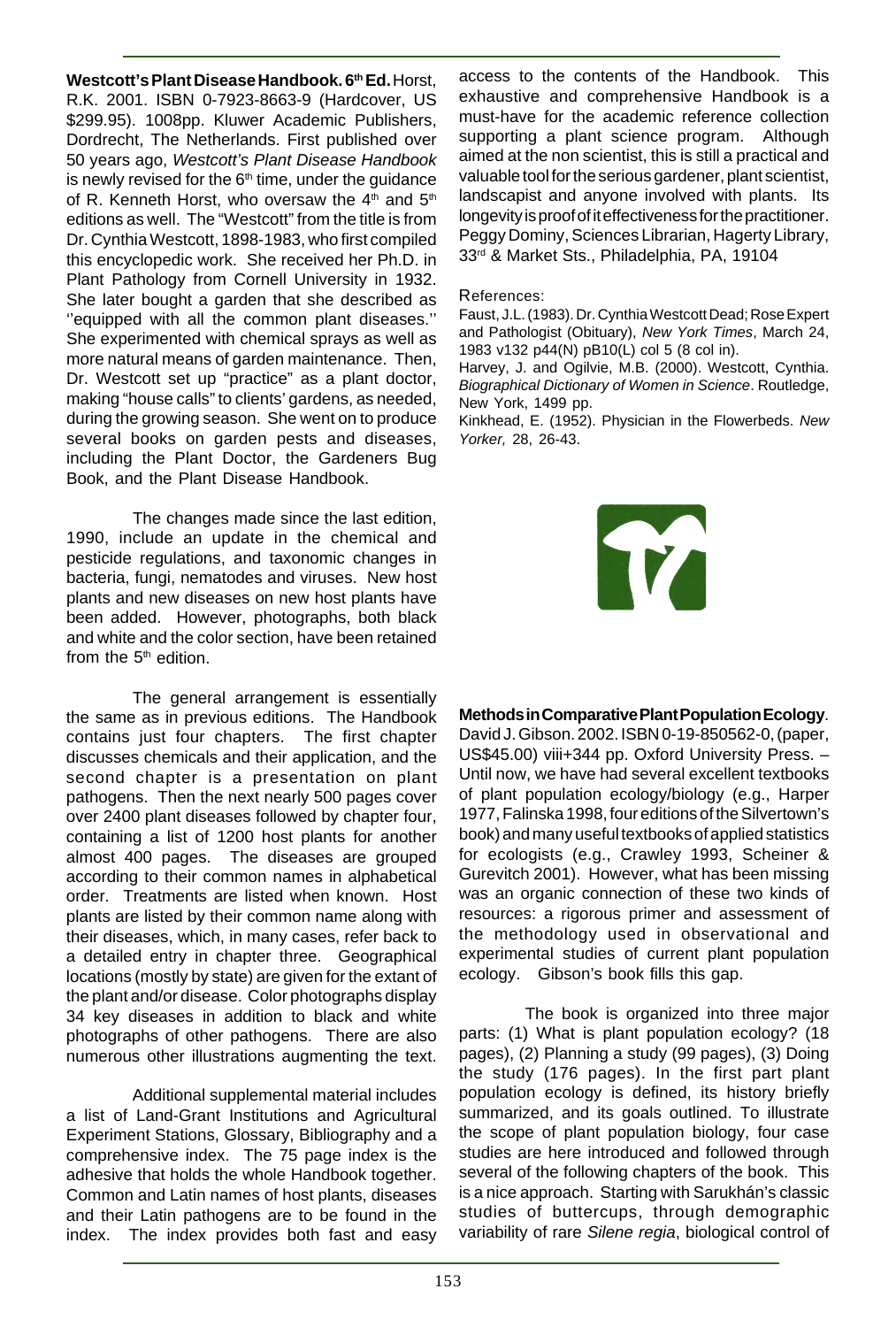**Westcott's Plant Disease Handbook. 6th Ed.** Horst, R.K. 2001. ISBN 0-7923-8663-9 (Hardcover, US $299.95). 1008pp. Kluwer Academic Publishers, Dordrecht, The Netherlands. First published over 50 years ago, *Westcott's Plant Disease Handbook* is newly revised for the 6th time, under the guidance of R. Kenneth Horst, who oversaw the 4th and 5th editions as well. The "Westcott" from the title is from Dr. Cynthia Westcott, 1898-1983, who first compiled this encyclopedic work. She received her Ph.D. in Plant Pathology from Cornell University in 1932. She later bought a garden that she described as ''equipped with all the common plant diseases.'' She experimented with chemical sprays as well as more natural means of garden maintenance. Then, Dr. Westcott set up "practice" as a plant doctor, making "house calls" to clients' gardens, as needed, during the growing season. She went on to produce several books on garden pests and diseases, including the Plant Doctor, the Gardeners Bug Book, and the Plant Disease Handbook.

The changes made since the last edition, 1990, include an update in the chemical and pesticide regulations, and taxonomic changes in bacteria, fungi, nematodes and viruses. New host plants and new diseases on new host plants have been added. However, photographs, both black and white and the color section, have been retained from the 5th edition.

The general arrangement is essentially the same as in previous editions. The Handbook contains just four chapters. The first chapter discusses chemicals and their application, and the second chapter is a presentation on plant pathogens. Then the next nearly 500 pages cover over 2400 plant diseases followed by chapter four, containing a list of 1200 host plants for another almost 400 pages. The diseases are grouped according to their common names in alphabetical order. Treatments are listed when known. Host plants are listed by their common name along with their diseases, which, in many cases, refer back to a detailed entry in chapter three. Geographical locations (mostly by state) are given for the extant of the plant and/or disease. Color photographs display 34 key diseases in addition to black and white photographs of other pathogens. There are also numerous other illustrations augmenting the text.

Additional supplemental material includes a list of Land-Grant Institutions and Agricultural Experiment Stations, Glossary, Bibliography and a comprehensive index. The 75 page index is the adhesive that holds the whole Handbook together. Common and Latin names of host plants, diseases and their Latin pathogens are to be found in the index. The index provides both fast and easy access to the contents of the Handbook. This exhaustive and comprehensive Handbook is a must-have for the academic reference collection supporting a plant science program. Although aimed at the non scientist, this is still a practical and valuable tool for the serious gardener, plant scientist, landscapist and anyone involved with plants. Its longevity is proof of it effectiveness for the practitioner. Peggy Dominy, Sciences Librarian, Hagerty Library, 33rd & Market Sts., Philadelphia, PA, 19104

References:

Faust, J.L. (1983). Dr. Cynthia Westcott Dead; Rose Expert and Pathologist (Obituary), *New York Times*, March 24, 1983 v132 p44(N) pB10(L) col 5 (8 col in).

Harvey, J. and Ogilvie, M.B. (2000). Westcott, Cynthia. *Biographical Dictionary of Women in Science*. Routledge, New York, 1499 pp.

Kinkhead, E. (1952). Physician in the Flowerbeds. *New Yorker,* 28, 26-43.

**Methods in Comparative Plant Population Ecology**. David J. Gibson. 2002. ISBN 0-19-850562-0, (paper, US$45.00) viii+344 pp. Oxford University Press. – Until now, we have had several excellent textbooks of plant population ecology/biology (e.g., Harper 1977, Falinska 1998, four editions of the Silvertown's book) and many useful textbooks of applied statistics for ecologists (e.g., Crawley 1993, Scheiner & Gurevitch 2001). However, what has been missing was an organic connection of these two kinds of resources: a rigorous primer and assessment of the methodology used in observational and experimental studies of current plant population ecology. Gibson's book fills this gap.

The book is organized into three major parts: (1) What is plant population ecology? (18 pages), (2) Planning a study (99 pages), (3) Doing the study (176 pages). In the first part plant population ecology is defined, its history briefly summarized, and its goals outlined. To illustrate the scope of plant population biology, four case studies are here introduced and followed through several of the following chapters of the book. This is a nice approach. Starting with Sarukhán's classic studies of buttercups, through demographic variability of rare *Silene regia*, biological control of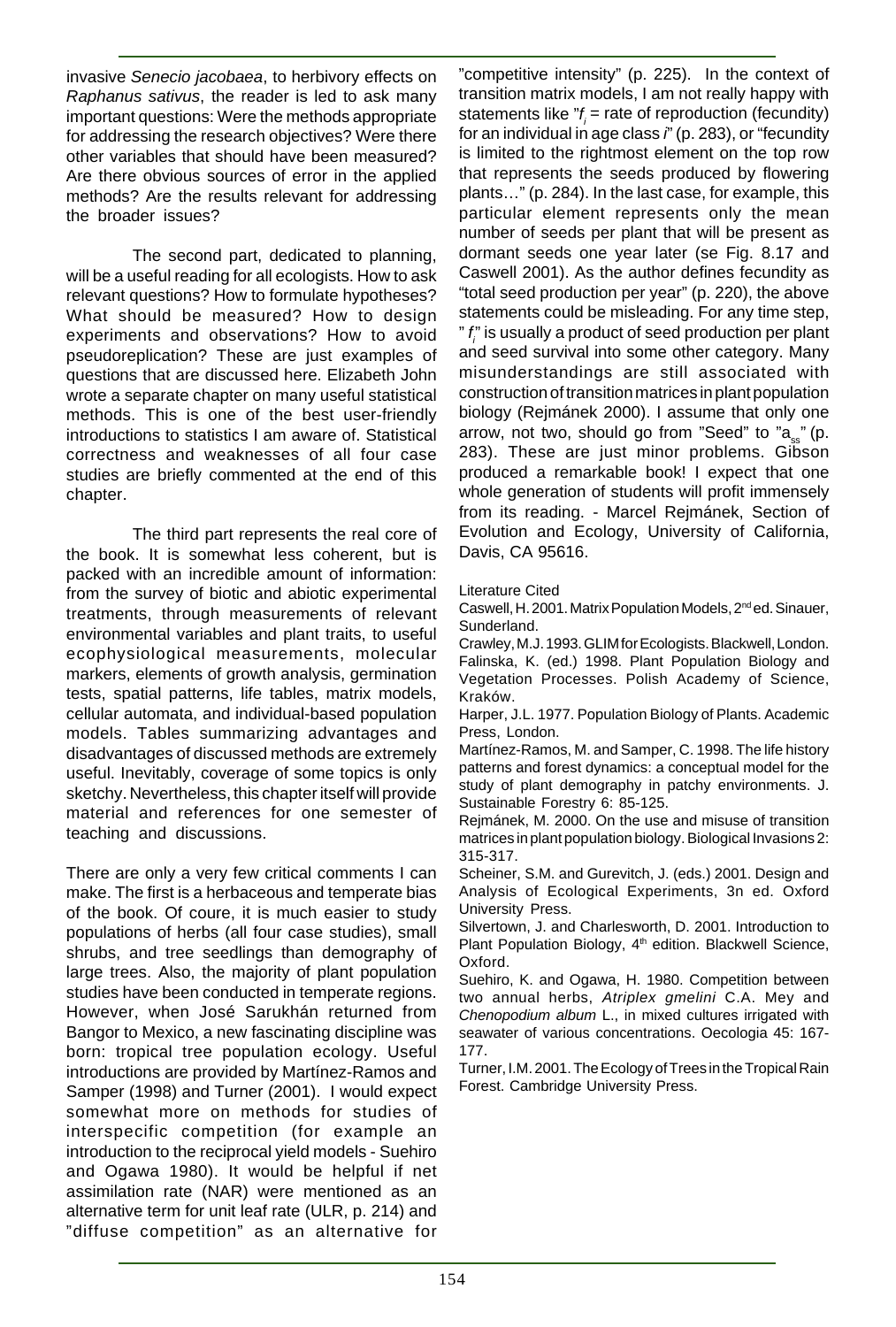invasive *Senecio jacobaea*, to herbivory effects on *Raphanus sativus*, the reader is led to ask many important questions: Were the methods appropriate for addressing the research objectives? Were there other variables that should have been measured? Are there obvious sources of error in the applied methods? Are the results relevant for addressing the broader issues?

The second part, dedicated to planning, will be a useful reading for all ecologists. How to ask relevant questions? How to formulate hypotheses? What should be measured? How to design experiments and observations? How to avoid pseudoreplication? These are just examples of questions that are discussed here. Elizabeth John wrote a separate chapter on many useful statistical methods. This is one of the best user-friendly introductions to statistics I am aware of. Statistical correctness and weaknesses of all four case studies are briefly commented at the end of this chapter.

The third part represents the real core of the book. It is somewhat less coherent, but is packed with an incredible amount of information: from the survey of biotic and abiotic experimental treatments, through measurements of relevant environmental variables and plant traits, to useful ecophysiological measurements, molecular markers, elements of growth analysis, germination tests, spatial patterns, life tables, matrix models, cellular automata, and individual-based population models. Tables summarizing advantages and disadvantages of discussed methods are extremely useful. Inevitably, coverage of some topics is only sketchy. Nevertheless, this chapter itself will provide material and references for one semester of teaching and discussions.

There are only a very few critical comments I can make. The first is a herbaceous and temperate bias of the book. Of coure, it is much easier to study populations of herbs (all four case studies), small shrubs, and tree seedlings than demography of large trees. Also, the majority of plant population studies have been conducted in temperate regions. However, when José Sarukhán returned from Bangor to Mexico, a new fascinating discipline was born: tropical tree population ecology. Useful introductions are provided by Martínez-Ramos and Samper (1998) and Turner (2001). I would expect somewhat more on methods for studies of interspecific competition (for example an introduction to the reciprocal yield models - Suehiro and Ogawa 1980). It would be helpful if net assimilation rate (NAR) were mentioned as an alternative term for unit leaf rate (ULR, p. 214) and "diffuse competition" as an alternative for "competitive intensity" (p. 225). In the context of transition matrix models, I am not really happy with statements like "$f_i$ = rate of reproduction (fecundity) for an individual in age class *i*" (p. 283), or "fecundity is limited to the rightmost element on the top row that represents the seeds produced by flowering plants…" (p. 284). In the last case, for example, this particular element represents only the mean number of seeds per plant that will be present as dormant seeds one year later (se Fig. 8.17 and Caswell 2001). As the author defines fecundity as "total seed production per year" (p. 220), the above statements could be misleading. For any time step, "$f_i$" is usually a product of seed production per plant and seed survival into some other category. Many misunderstandings are still associated with construction of transition matrices in plant population biology (Rejmánek 2000). I assume that only one arrow, not two, should go from "Seed" to "$a_{ss}$" (p. 283). These are just minor problems. Gibson produced a remarkable book! I expect that one whole generation of students will profit immensely from its reading. - Marcel Rejmánek, Section of Evolution and Ecology, University of California, Davis, CA 95616.

Literature Cited

Caswell, H. 2001. Matrix Population Models, 2nd ed. Sinauer, Sunderland.

Crawley, M.J. 1993. GLIM for Ecologists. Blackwell, London.

Falinska, K. (ed.) 1998. Plant Population Biology and Vegetation Processes. Polish Academy of Science, Kraków.

Harper, J.L. 1977. Population Biology of Plants. Academic Press, London.

Martínez-Ramos, M. and Samper, C. 1998. The life history patterns and forest dynamics: a conceptual model for the study of plant demography in patchy environments. J. Sustainable Forestry 6: 85-125.

Rejmánek, M. 2000. On the use and misuse of transition matrices in plant population biology. Biological Invasions 2: 315-317.

Scheiner, S.M. and Gurevitch, J. (eds.) 2001. Design and Analysis of Ecological Experiments, 3n ed. Oxford University Press.

Silvertown, J. and Charlesworth, D. 2001. Introduction to Plant Population Biology, 4th edition. Blackwell Science, Oxford.

Suehiro, K. and Ogawa, H. 1980. Competition between two annual herbs, *Atriplex gmelini* C.A. Mey and *Chenopodium album* L., in mixed cultures irrigated with seawater of various concentrations. Oecologia 45: 167-177.

Turner, I.M. 2001. The Ecology of Trees in the Tropical Rain Forest. Cambridge University Press.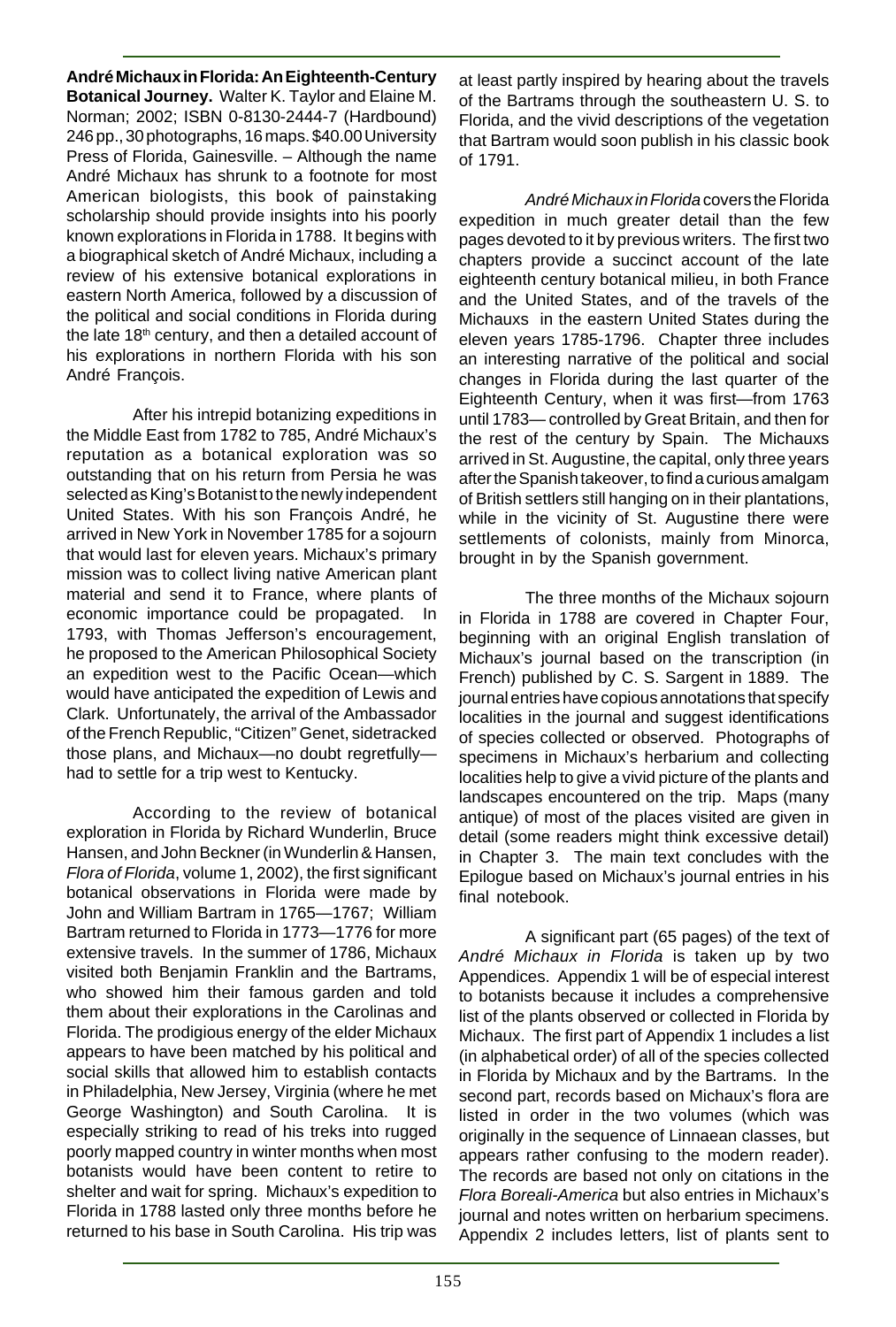**André Michaux in Florida: An Eighteenth-Century Botanical Journey.** Walter K. Taylor and Elaine M. Norman; 2002; ISBN 0-8130-2444-7 (Hardbound) 246 pp., 30 photographs, 16 maps. $40.00 University Press of Florida, Gainesville. – Although the name André Michaux has shrunk to a footnote for most American biologists, this book of painstaking scholarship should provide insights into his poorly known explorations in Florida in 1788. It begins with a biographical sketch of André Michaux, including a review of his extensive botanical explorations in eastern North America, followed by a discussion of the political and social conditions in Florida during the late 18th century, and then a detailed account of his explorations in northern Florida with his son André François.

After his intrepid botanizing expeditions in the Middle East from 1782 to 785, André Michaux's reputation as a botanical exploration was so outstanding that on his return from Persia he was selected as King's Botanist to the newly independent United States. With his son François André, he arrived in New York in November 1785 for a sojourn that would last for eleven years. Michaux's primary mission was to collect living native American plant material and send it to France, where plants of economic importance could be propagated. In 1793, with Thomas Jefferson's encouragement, he proposed to the American Philosophical Society an expedition west to the Pacific Ocean—which would have anticipated the expedition of Lewis and Clark. Unfortunately, the arrival of the Ambassador of the French Republic, "Citizen" Genet, sidetracked those plans, and Michaux—no doubt regretfully—had to settle for a trip west to Kentucky.

According to the review of botanical exploration in Florida by Richard Wunderlin, Bruce Hansen, and John Beckner (in Wunderlin & Hansen, *Flora of Florida*, volume 1, 2002), the first significant botanical observations in Florida were made by John and William Bartram in 1765—1767; William Bartram returned to Florida in 1773—1776 for more extensive travels. In the summer of 1786, Michaux visited both Benjamin Franklin and the Bartrams, who showed him their famous garden and told them about their explorations in the Carolinas and Florida. The prodigious energy of the elder Michaux appears to have been matched by his political and social skills that allowed him to establish contacts in Philadelphia, New Jersey, Virginia (where he met George Washington) and South Carolina. It is especially striking to read of his treks into rugged poorly mapped country in winter months when most botanists would have been content to retire to shelter and wait for spring. Michaux's expedition to Florida in 1788 lasted only three months before he returned to his base in South Carolina. His trip was at least partly inspired by hearing about the travels of the Bartrams through the southeastern U. S. to Florida, and the vivid descriptions of the vegetation that Bartram would soon publish in his classic book of 1791.

*André Michaux in Florida* covers the Florida expedition in much greater detail than the few pages devoted to it by previous writers. The first two chapters provide a succinct account of the late eighteenth century botanical milieu, in both France and the United States, and of the travels of the Michauxs in the eastern United States during the eleven years 1785-1796. Chapter three includes an interesting narrative of the political and social changes in Florida during the last quarter of the Eighteenth Century, when it was first—from 1763 until 1783— controlled by Great Britain, and then for the rest of the century by Spain. The Michauxs arrived in St. Augustine, the capital, only three years after the Spanish takeover, to find a curious amalgam of British settlers still hanging on in their plantations, while in the vicinity of St. Augustine there were settlements of colonists, mainly from Minorca, brought in by the Spanish government.

The three months of the Michaux sojourn in Florida in 1788 are covered in Chapter Four, beginning with an original English translation of Michaux's journal based on the transcription (in French) published by C. S. Sargent in 1889. The journal entries have copious annotations that specify localities in the journal and suggest identifications of species collected or observed. Photographs of specimens in Michaux's herbarium and collecting localities help to give a vivid picture of the plants and landscapes encountered on the trip. Maps (many antique) of most of the places visited are given in detail (some readers might think excessive detail) in Chapter 3. The main text concludes with the Epilogue based on Michaux's journal entries in his final notebook.

A significant part (65 pages) of the text of *André Michaux in Florida* is taken up by two Appendices. Appendix 1 will be of especial interest to botanists because it includes a comprehensive list of the plants observed or collected in Florida by Michaux. The first part of Appendix 1 includes a list (in alphabetical order) of all of the species collected in Florida by Michaux and by the Bartrams. In the second part, records based on Michaux's flora are listed in order in the two volumes (which was originally in the sequence of Linnaean classes, but appears rather confusing to the modern reader). The records are based not only on citations in the *Flora Boreali-America* but also entries in Michaux's journal and notes written on herbarium specimens. Appendix 2 includes letters, list of plants sent to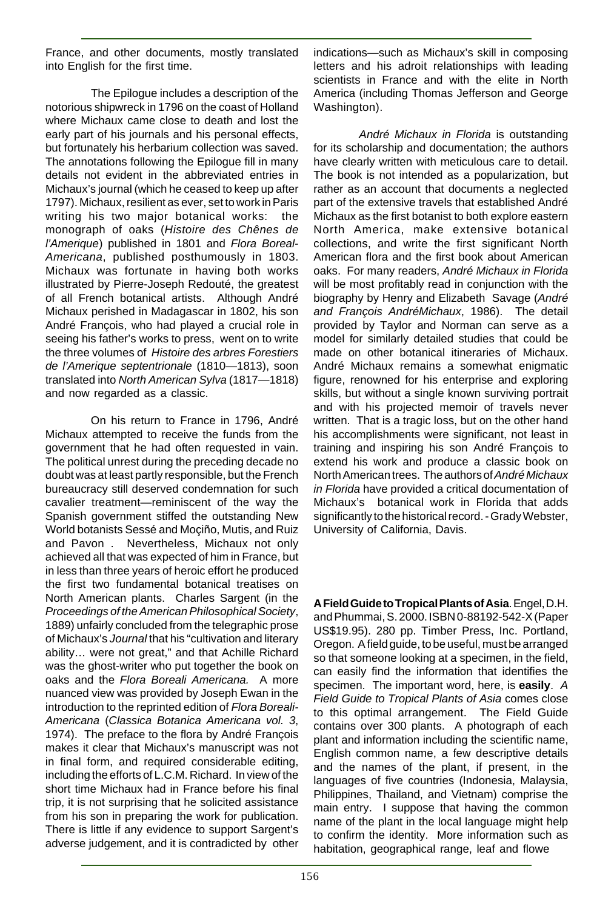France, and other documents, mostly translated into English for the first time.

The Epilogue includes a description of the notorious shipwreck in 1796 on the coast of Holland where Michaux came close to death and lost the early part of his journals and his personal effects, but fortunately his herbarium collection was saved. The annotations following the Epilogue fill in many details not evident in the abbreviated entries in Michaux's journal (which he ceased to keep up after 1797). Michaux, resilient as ever, set to work in Paris writing his two major botanical works: the monograph of oaks (*Histoire des Chênes de l'Amerique*) published in 1801 and *Flora Boreal-Americana*, published posthumously in 1803. Michaux was fortunate in having both works illustrated by Pierre-Joseph Redouté, the greatest of all French botanical artists. Although André Michaux perished in Madagascar in 1802, his son André François, who had played a crucial role in seeing his father's works to press, went on to write the three volumes of *Histoire des arbres Forestiers de l'Amerique septentrionale* (1810—1813), soon translated into *North American Sylva* (1817—1818) and now regarded as a classic.

On his return to France in 1796, André Michaux attempted to receive the funds from the government that he had often requested in vain. The political unrest during the preceding decade no doubt was at least partly responsible, but the French bureaucracy still deserved condemnation for such cavalier treatment—reminiscent of the way the Spanish government stiffed the outstanding New World botanists Sessé and Moçiño, Mutis, and Ruiz and Pavon . Nevertheless, Michaux not only achieved all that was expected of him in France, but in less than three years of heroic effort he produced the first two fundamental botanical treatises on North American plants. Charles Sargent (in the *Proceedings of the American Philosophical Society*, 1889) unfairly concluded from the telegraphic prose of Michaux's *Journal* that his "cultivation and literary ability… were not great," and that Achille Richard was the ghost-writer who put together the book on oaks and the *Flora Boreali Americana.* A more nuanced view was provided by Joseph Ewan in the introduction to the reprinted edition of *Flora Boreali-Americana* (*Classica Botanica Americana vol. 3*, 1974). The preface to the flora by André François makes it clear that Michaux's manuscript was not in final form, and required considerable editing, including the efforts of L.C.M. Richard. In view of the short time Michaux had in France before his final trip, it is not surprising that he solicited assistance from his son in preparing the work for publication. There is little if any evidence to support Sargent's adverse judgement, and it is contradicted by other indications—such as Michaux's skill in composing letters and his adroit relationships with leading scientists in France and with the elite in North America (including Thomas Jefferson and George Washington).

*André Michaux in Florida* is outstanding for its scholarship and documentation; the authors have clearly written with meticulous care to detail. The book is not intended as a popularization, but rather as an account that documents a neglected part of the extensive travels that established André Michaux as the first botanist to both explore eastern North America, make extensive botanical collections, and write the first significant North American flora and the first book about American oaks. For many readers, *André Michaux in Florida* will be most profitably read in conjunction with the biography by Henry and Elizabeth Savage (*André and François AndréMichaux*, 1986). The detail provided by Taylor and Norman can serve as a model for similarly detailed studies that could be made on other botanical itineraries of Michaux. André Michaux remains a somewhat enigmatic figure, renowned for his enterprise and exploring skills, but without a single known surviving portrait and with his projected memoir of travels never written. That is a tragic loss, but on the other hand his accomplishments were significant, not least in training and inspiring his son André François to extend his work and produce a classic book on North American trees. The authors of *André Michaux in Florida* have provided a critical documentation of Michaux's botanical work in Florida that adds significantly to the historical record. - Grady Webster, University of California, Davis.

**A Field Guide to Tropical Plants of Asia**. Engel, D.H. and Phummai, S. 2000. ISBN 0-88192-542-X (Paper US$19.95). 280 pp. Timber Press, Inc. Portland, Oregon. A field guide, to be useful, must be arranged so that someone looking at a specimen, in the field, can easily find the information that identifies the specimen. The important word, here, is **easily**. *A Field Guide to Tropical Plants of Asia* comes close to this optimal arrangement. The Field Guide contains over 300 plants. A photograph of each plant and information including the scientific name, English common name, a few descriptive details and the names of the plant, if present, in the languages of five countries (Indonesia, Malaysia, Philippines, Thailand, and Vietnam) comprise the main entry. I suppose that having the common name of the plant in the local language might help to confirm the identity. More information such as habitation, geographical range, leaf and flowe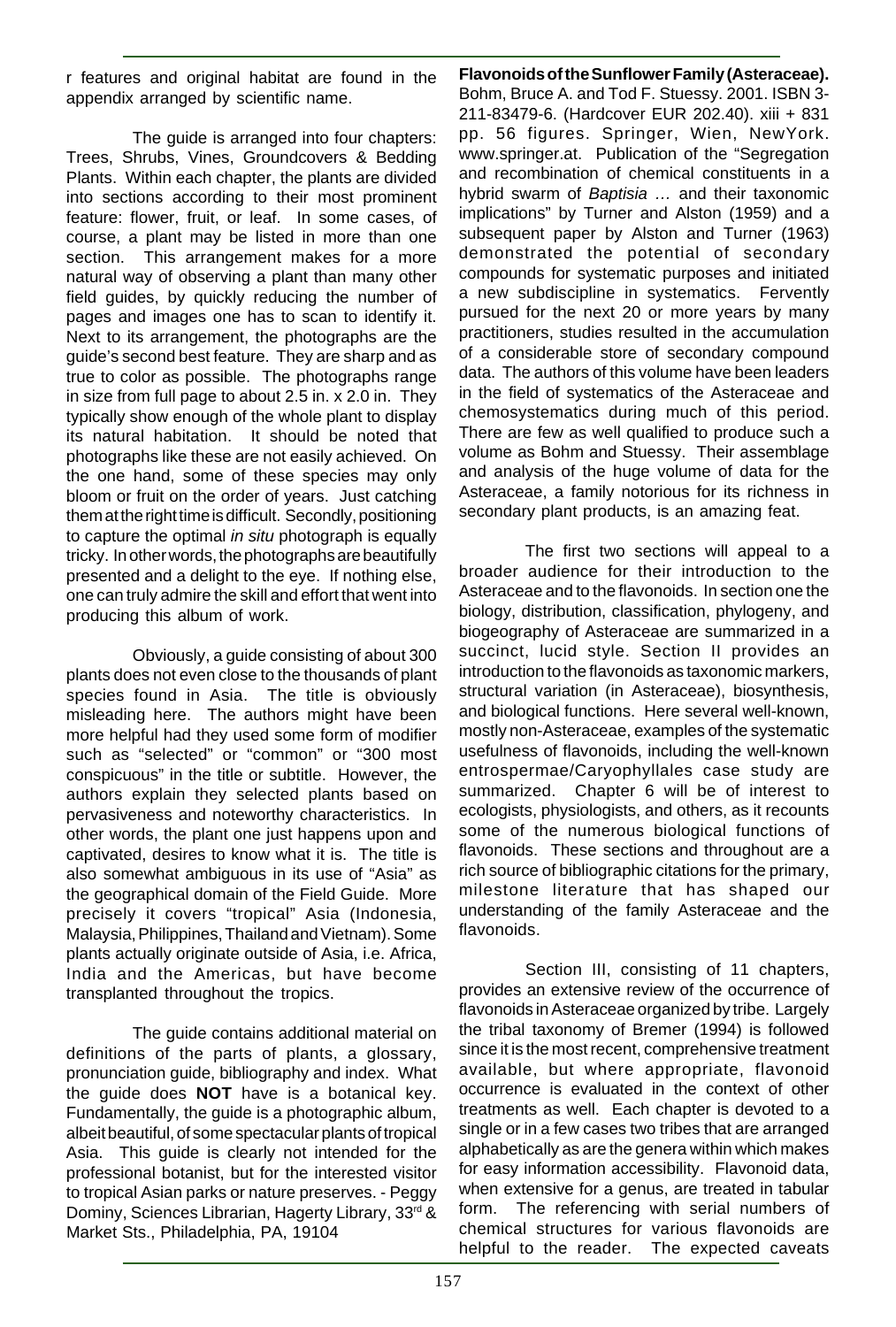r features and original habitat are found in the appendix arranged by scientific name.

The guide is arranged into four chapters: Trees, Shrubs, Vines, Groundcovers & Bedding Plants. Within each chapter, the plants are divided into sections according to their most prominent feature: flower, fruit, or leaf. In some cases, of course, a plant may be listed in more than one section. This arrangement makes for a more natural way of observing a plant than many other field guides, by quickly reducing the number of pages and images one has to scan to identify it. Next to its arrangement, the photographs are the guide's second best feature. They are sharp and as true to color as possible. The photographs range in size from full page to about 2.5 in. x 2.0 in. They typically show enough of the whole plant to display its natural habitation. It should be noted that photographs like these are not easily achieved. On the one hand, some of these species may only bloom or fruit on the order of years. Just catching them at the right time is difficult. Secondly, positioning to capture the optimal *in situ* photograph is equally tricky. In other words, the photographs are beautifully presented and a delight to the eye. If nothing else, one can truly admire the skill and effort that went into producing this album of work.

Obviously, a guide consisting of about 300 plants does not even close to the thousands of plant species found in Asia. The title is obviously misleading here. The authors might have been more helpful had they used some form of modifier such as "selected" or "common" or "300 most conspicuous" in the title or subtitle. However, the authors explain they selected plants based on pervasiveness and noteworthy characteristics. In other words, the plant one just happens upon and captivated, desires to know what it is. The title is also somewhat ambiguous in its use of "Asia" as the geographical domain of the Field Guide. More precisely it covers "tropical" Asia (Indonesia, Malaysia, Philippines, Thailand and Vietnam). Some plants actually originate outside of Asia, i.e. Africa, India and the Americas, but have become transplanted throughout the tropics.

The guide contains additional material on definitions of the parts of plants, a glossary, pronunciation guide, bibliography and index. What the guide does **NOT** have is a botanical key. Fundamentally, the guide is a photographic album, albeit beautiful, of some spectacular plants of tropical Asia. This guide is clearly not intended for the professional botanist, but for the interested visitor to tropical Asian parks or nature preserves. - Peggy Dominy, Sciences Librarian, Hagerty Library, 33rd & Market Sts., Philadelphia, PA, 19104

**Flavonoids of the Sunflower Family (Asteraceae).** Bohm, Bruce A. and Tod F. Stuessy. 2001. ISBN 3-211-83479-6. (Hardcover EUR 202.40). xiii + 831 pp. 56 figures. Springer, Wien, NewYork. www.springer.at. Publication of the "Segregation and recombination of chemical constituents in a hybrid swarm of *Baptisia* … and their taxonomic implications" by Turner and Alston (1959) and a subsequent paper by Alston and Turner (1963) demonstrated the potential of secondary compounds for systematic purposes and initiated a new subdiscipline in systematics. Fervently pursued for the next 20 or more years by many practitioners, studies resulted in the accumulation of a considerable store of secondary compound data. The authors of this volume have been leaders in the field of systematics of the Asteraceae and chemosystematics during much of this period. There are few as well qualified to produce such a volume as Bohm and Stuessy. Their assemblage and analysis of the huge volume of data for the Asteraceae, a family notorious for its richness in secondary plant products, is an amazing feat.

The first two sections will appeal to a broader audience for their introduction to the Asteraceae and to the flavonoids. In section one the biology, distribution, classification, phylogeny, and biogeography of Asteraceae are summarized in a succinct, lucid style. Section II provides an introduction to the flavonoids as taxonomic markers, structural variation (in Asteraceae), biosynthesis, and biological functions. Here several well-known, mostly non-Asteraceae, examples of the systematic usefulness of flavonoids, including the well-known entrospermae/Caryophyllales case study are summarized. Chapter 6 will be of interest to ecologists, physiologists, and others, as it recounts some of the numerous biological functions of flavonoids. These sections and throughout are a rich source of bibliographic citations for the primary, milestone literature that has shaped our understanding of the family Asteraceae and the flavonoids.

Section III, consisting of 11 chapters, provides an extensive review of the occurrence of flavonoids in Asteraceae organized by tribe. Largely the tribal taxonomy of Bremer (1994) is followed since it is the most recent, comprehensive treatment available, but where appropriate, flavonoid occurrence is evaluated in the context of other treatments as well. Each chapter is devoted to a single or in a few cases two tribes that are arranged alphabetically as are the genera within which makes for easy information accessibility. Flavonoid data, when extensive for a genus, are treated in tabular form. The referencing with serial numbers of chemical structures for various flavonoids are helpful to the reader. The expected caveats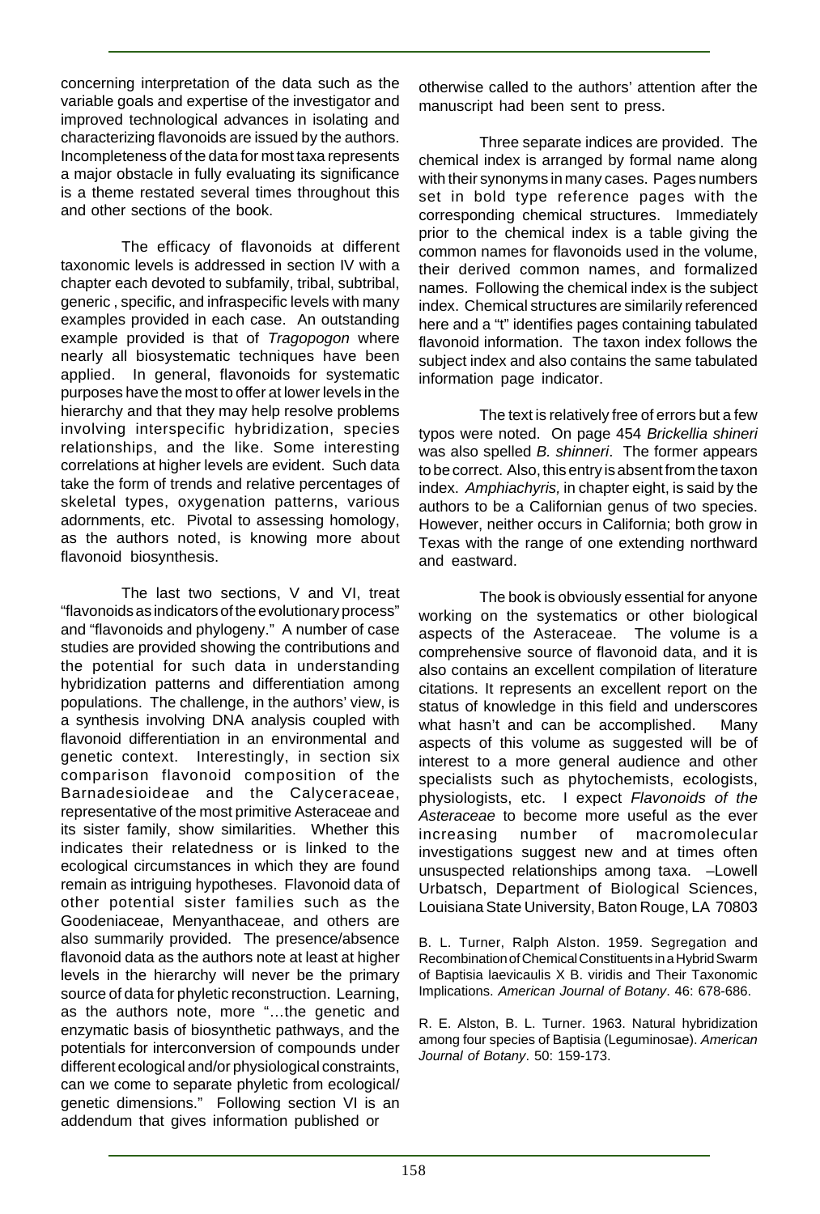concerning interpretation of the data such as the variable goals and expertise of the investigator and improved technological advances in isolating and characterizing flavonoids are issued by the authors. Incompleteness of the data for most taxa represents a major obstacle in fully evaluating its significance is a theme restated several times throughout this and other sections of the book.

The efficacy of flavonoids at different taxonomic levels is addressed in section IV with a chapter each devoted to subfamily, tribal, subtribal, generic , specific, and infraspecific levels with many examples provided in each case. An outstanding example provided is that of *Tragopogon* where nearly all biosystematic techniques have been applied. In general, flavonoids for systematic purposes have the most to offer at lower levels in the hierarchy and that they may help resolve problems involving interspecific hybridization, species relationships, and the like. Some interesting correlations at higher levels are evident. Such data take the form of trends and relative percentages of skeletal types, oxygenation patterns, various adornments, etc. Pivotal to assessing homology, as the authors noted, is knowing more about flavonoid biosynthesis.

The last two sections, V and VI, treat "flavonoids as indicators of the evolutionary process" and "flavonoids and phylogeny." A number of case studies are provided showing the contributions and the potential for such data in understanding hybridization patterns and differentiation among populations. The challenge, in the authors' view, is a synthesis involving DNA analysis coupled with flavonoid differentiation in an environmental and genetic context. Interestingly, in section six comparison flavonoid composition of the Barnadesioideae and the Calyceraceae, representative of the most primitive Asteraceae and its sister family, show similarities. Whether this indicates their relatedness or is linked to the ecological circumstances in which they are found remain as intriguing hypotheses. Flavonoid data of other potential sister families such as the Goodeniaceae, Menyanthaceae, and others are also summarily provided. The presence/absence flavonoid data as the authors note at least at higher levels in the hierarchy will never be the primary source of data for phyletic reconstruction. Learning, as the authors note, more "...the genetic and enzymatic basis of biosynthetic pathways, and the potentials for interconversion of compounds under different ecological and/or physiological constraints, can we come to separate phyletic from ecological/ genetic dimensions." Following section VI is an addendum that gives information published or otherwise called to the authors' attention after the manuscript had been sent to press.

Three separate indices are provided. The chemical index is arranged by formal name along with their synonyms in many cases. Pages numbers set in bold type reference pages with the corresponding chemical structures. Immediately prior to the chemical index is a table giving the common names for flavonoids used in the volume, their derived common names, and formalized names. Following the chemical index is the subject index. Chemical structures are similarily referenced here and a "t" identifies pages containing tabulated flavonoid information. The taxon index follows the subject index and also contains the same tabulated information page indicator.

The text is relatively free of errors but a few typos were noted. On page 454 *Brickellia shineri* was also spelled *B. shinneri*. The former appears to be correct. Also, this entry is absent from the taxon index. *Amphiachyris,* in chapter eight, is said by the authors to be a Californian genus of two species. However, neither occurs in California; both grow in Texas with the range of one extending northward and eastward.

The book is obviously essential for anyone working on the systematics or other biological aspects of the Asteraceae. The volume is a comprehensive source of flavonoid data, and it is also contains an excellent compilation of literature citations. It represents an excellent report on the status of knowledge in this field and underscores what hasn't and can be accomplished. Many aspects of this volume as suggested will be of interest to a more general audience and other specialists such as phytochemists, ecologists, physiologists, etc. I expect *Flavonoids of the Asteraceae* to become more useful as the ever increasing number of macromolecular investigations suggest new and at times often unsuspected relationships among taxa. –Lowell Urbatsch, Department of Biological Sciences, Louisiana State University, Baton Rouge, LA 70803

B. L. Turner, Ralph Alston. 1959. Segregation and Recombination of Chemical Constituents in a Hybrid Swarm of Baptisia laevicaulis X B. viridis and Their Taxonomic Implications. *American Journal of Botany*. 46: 678-686.

R. E. Alston, B. L. Turner. 1963. Natural hybridization among four species of Baptisia (Leguminosae). *American Journal of Botany*. 50: 159-173.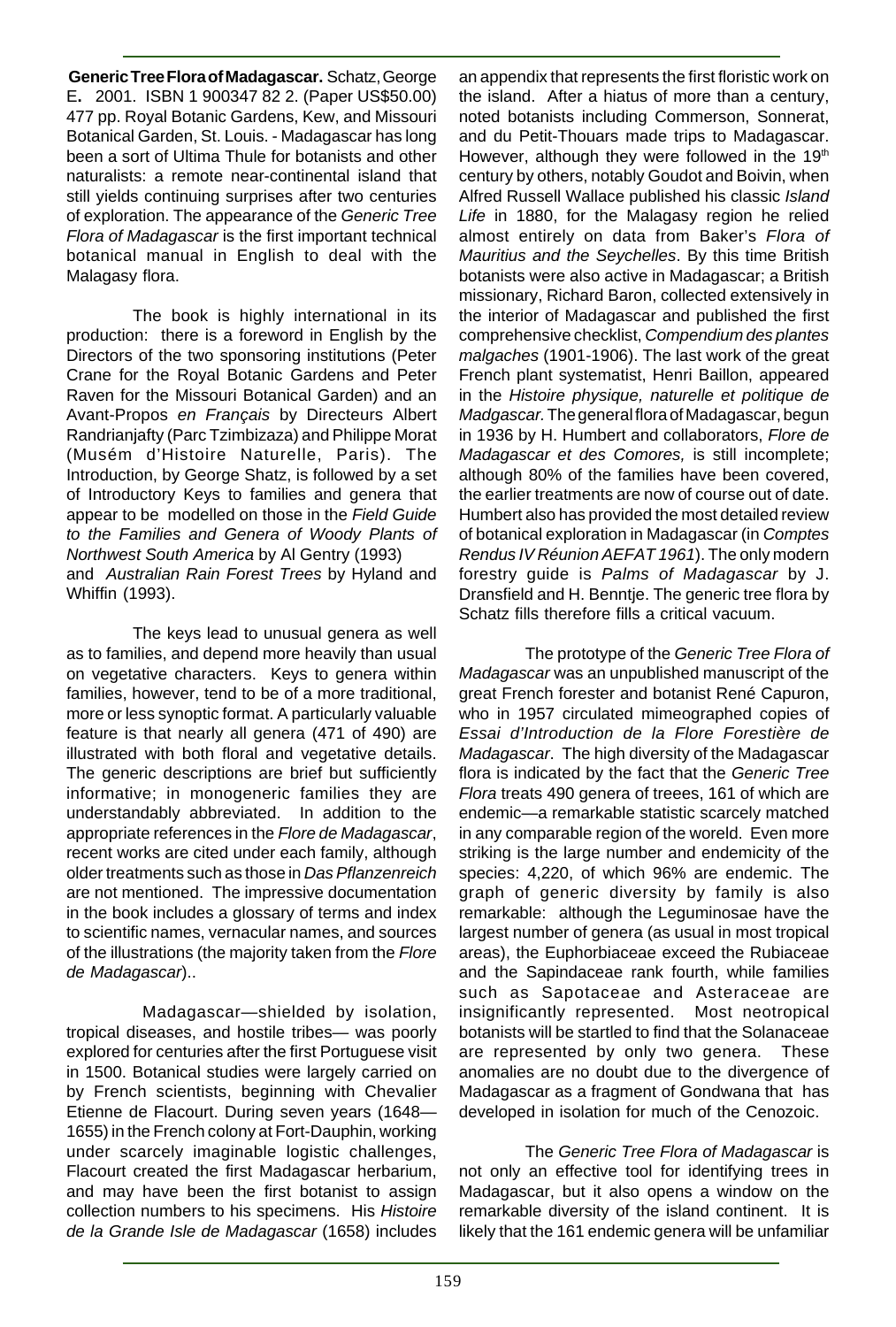**Generic Tree Flora of Madagascar.** Schatz, George E**.** 2001. ISBN 1 900347 82 2. (Paper US$50.00) 477 pp. Royal Botanic Gardens, Kew, and Missouri Botanical Garden, St. Louis. - Madagascar has long been a sort of Ultima Thule for botanists and other naturalists: a remote near-continental island that still yields continuing surprises after two centuries of exploration. The appearance of the *Generic Tree Flora of Madagascar* is the first important technical botanical manual in English to deal with the Malagasy flora.

The book is highly international in its production: there is a foreword in English by the Directors of the two sponsoring institutions (Peter Crane for the Royal Botanic Gardens and Peter Raven for the Missouri Botanical Garden) and an Avant-Propos *en Français* by Directeurs Albert Randrianjafty (Parc Tzimbizaza) and Philippe Morat (Musém d'Histoire Naturelle, Paris). The Introduction, by George Shatz, is followed by a set of Introductory Keys to families and genera that appear to be modelled on those in the *Field Guide to the Families and Genera of Woody Plants of Northwest South America* by Al Gentry (1993) and *Australian Rain Forest Trees* by Hyland and Whiffin (1993).

The keys lead to unusual genera as well as to families, and depend more heavily than usual on vegetative characters. Keys to genera within families, however, tend to be of a more traditional, more or less synoptic format. A particularly valuable feature is that nearly all genera (471 of 490) are illustrated with both floral and vegetative details. The generic descriptions are brief but sufficiently informative; in monogeneric families they are understandably abbreviated. In addition to the appropriate references in the *Flore de Madagascar*, recent works are cited under each family, although older treatments such as those in *Das Pflanzenreich* are not mentioned. The impressive documentation in the book includes a glossary of terms and index to scientific names, vernacular names, and sources of the illustrations (the majority taken from the *Flore de Madagascar*)..

Madagascar—shielded by isolation, tropical diseases, and hostile tribes— was poorly explored for centuries after the first Portuguese visit in 1500. Botanical studies were largely carried on by French scientists, beginning with Chevalier Etienne de Flacourt. During seven years (1648—1655) in the French colony at Fort-Dauphin, working under scarcely imaginable logistic challenges, Flacourt created the first Madagascar herbarium, and may have been the first botanist to assign collection numbers to his specimens. His *Histoire de la Grande Isle de Madagascar* (1658) includes an appendix that represents the first floristic work on the island. After a hiatus of more than a century, noted botanists including Commerson, Sonnerat, and du Petit-Thouars made trips to Madagascar. However, although they were followed in the 19th century by others, notably Goudot and Boivin, when Alfred Russell Wallace published his classic *Island Life* in 1880, for the Malagasy region he relied almost entirely on data from Baker's *Flora of Mauritius and the Seychelles*. By this time British botanists were also active in Madagascar; a British missionary, Richard Baron, collected extensively in the interior of Madagascar and published the first comprehensive checklist, *Compendium des plantes malgaches* (1901-1906). The last work of the great French plant systematist, Henri Baillon, appeared in the *Histoire physique, naturelle et politique de Madgascar*. The general flora of Madagascar, begun in 1936 by H. Humbert and collaborators, *Flore de Madagascar et des Comores,* is still incomplete; although 80% of the families have been covered, the earlier treatments are now of course out of date. Humbert also has provided the most detailed review of botanical exploration in Madagascar (in *Comptes Rendus IV Réunion AEFAT 1961*). The only modern forestry guide is *Palms of Madagascar* by J. Dransfield and H. Benntje. The generic tree flora by Schatz fills therefore fills a critical vacuum.

The prototype of the *Generic Tree Flora of Madagascar* was an unpublished manuscript of the great French forester and botanist René Capuron, who in 1957 circulated mimeographed copies of *Essai d'Introduction de la Flore Forestière de Madagascar*. The high diversity of the Madagascar flora is indicated by the fact that the *Generic Tree Flora* treats 490 genera of treees, 161 of which are endemic—a remarkable statistic scarcely matched in any comparable region of the woreld. Even more striking is the large number and endemicity of the species: 4,220, of which 96% are endemic. The graph of generic diversity by family is also remarkable: although the Leguminosae have the largest number of genera (as usual in most tropical areas), the Euphorbiaceae exceed the Rubiaceae and the Sapindaceae rank fourth, while families such as Sapotaceae and Asteraceae are insignificantly represented. Most neotropical botanists will be startled to find that the Solanaceae are represented by only two genera. These anomalies are no doubt due to the divergence of Madagascar as a fragment of Gondwana that has developed in isolation for much of the Cenozoic.

The *Generic Tree Flora of Madagascar* is not only an effective tool for identifying trees in Madagascar, but it also opens a window on the remarkable diversity of the island continent. It is likely that the 161 endemic genera will be unfamiliar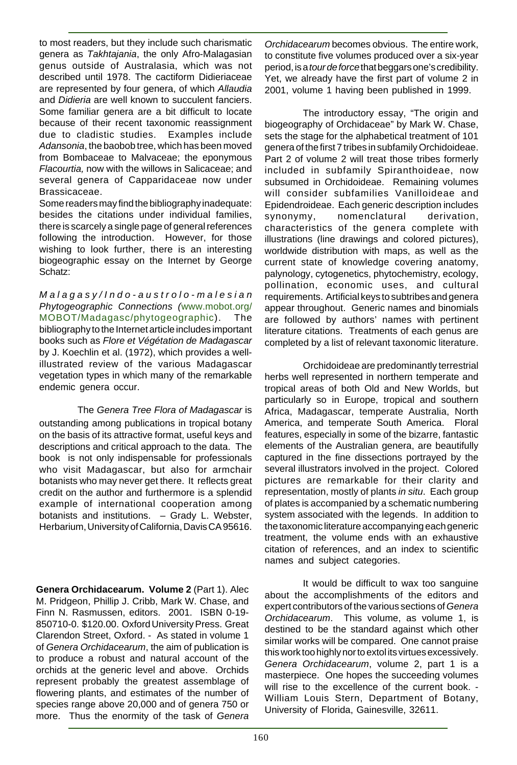to most readers, but they include such charismatic genera as *Takhtajania*, the only Afro-Malagasian genus outside of Australasia, which was not described until 1978. The cactiform Didieriaceae are represented by four genera, of which *Allaudia* and *Didieria* are well known to succulent fanciers. Some familiar genera are a bit difficult to locate because of their recent taxonomic reassignment due to cladistic studies. Examples include *Adansonia*, the baobob tree, which has been moved from Bombaceae to Malvaceae; the eponymous *Flacourtia,* now with the willows in Salicaceae; and several genera of Capparidaceae now under Brassicaceae.

Some readers may find the bibliography inadequate: besides the citations under individual families, there is scarcely a single page of general references following the introduction. However, for those wishing to look further, there is an interesting biogeographic essay on the Internet by George Schatz:

*Malagasy/Indo-australo-malesian Phytogeographic Connections (*www.mobot.org/MOBOT/Madagasc/phytogeographic). The bibliography to the Internet article includes important books such as *Flore et Végétation de Madagascar* by J. Koechlin et al. (1972), which provides a well-illustrated review of the various Madagascar vegetation types in which many of the remarkable endemic genera occur.

The *Genera Tree Flora of Madagascar* is outstanding among publications in tropical botany on the basis of its attractive format, useful keys and descriptions and critical approach to the data. The book is not only indispensable for professionals who visit Madagascar, but also for armchair botanists who may never get there. It reflects great credit on the author and furthermore is a splendid example of international cooperation among botanists and institutions. – Grady L. Webster, Herbarium, University of California, Davis CA 95616.

**Genera Orchidacearum. Volume 2** (Part 1). Alec M. Pridgeon, Phillip J. Cribb, Mark W. Chase, and Finn N. Rasmussen, editors. 2001. ISBN 0-19-850710-0. $120.00. Oxford University Press. Great Clarendon Street, Oxford. - As stated in volume 1 of *Genera Orchidacearum*, the aim of publication is to produce a robust and natural account of the orchids at the generic level and above. Orchids represent probably the greatest assemblage of flowering plants, and estimates of the number of species range above 20,000 and of genera 750 or more. Thus the enormity of the task of *Genera Orchidacearum* becomes obvious. The entire work, to constitute five volumes produced over a six-year period, is a *tour de force* that beggars one's credibility. Yet, we already have the first part of volume 2 in 2001, volume 1 having been published in 1999.

The introductory essay, "The origin and biogeography of Orchidaceae" by Mark W. Chase, sets the stage for the alphabetical treatment of 101 genera of the first 7 tribes in subfamily Orchidoideae. Part 2 of volume 2 will treat those tribes formerly included in subfamily Spiranthoideae, now subsumed in Orchidoideae. Remaining volumes will consider subfamilies Vanilloideae and Epidendroideae. Each generic description includes synonymy, nomenclatural derivation, characteristics of the genera complete with illustrations (line drawings and colored pictures), worldwide distribution with maps, as well as the current state of knowledge covering anatomy, palynology, cytogenetics, phytochemistry, ecology, pollination, economic uses, and cultural requirements. Artificial keys to subtribes and genera appear throughout. Generic names and binomials are followed by authors' names with pertinent literature citations. Treatments of each genus are completed by a list of relevant taxonomic literature.

Orchidoideae are predominantly terrestrial herbs well represented in northern temperate and tropical areas of both Old and New Worlds, but particularly so in Europe, tropical and southern Africa, Madagascar, temperate Australia, North America, and temperate South America. Floral features, especially in some of the bizarre, fantastic elements of the Australian genera, are beautifully captured in the fine dissections portrayed by the several illustrators involved in the project. Colored pictures are remarkable for their clarity and representation, mostly of plants *in situ*. Each group of plates is accompanied by a schematic numbering system associated with the legends. In addition to the taxonomic literature accompanying each generic treatment, the volume ends with an exhaustive citation of references, and an index to scientific names and subject categories.

It would be difficult to wax too sanguine about the accomplishments of the editors and expert contributors of the various sections of *Genera Orchidacearum*. This volume, as volume 1, is destined to be the standard against which other similar works will be compared. One cannot praise this work too highly nor to extol its virtues excessively. *Genera Orchidacearum*, volume 2, part 1 is a masterpiece. One hopes the succeeding volumes will rise to the excellence of the current book. - William Louis Stern, Department of Botany, University of Florida, Gainesville, 32611.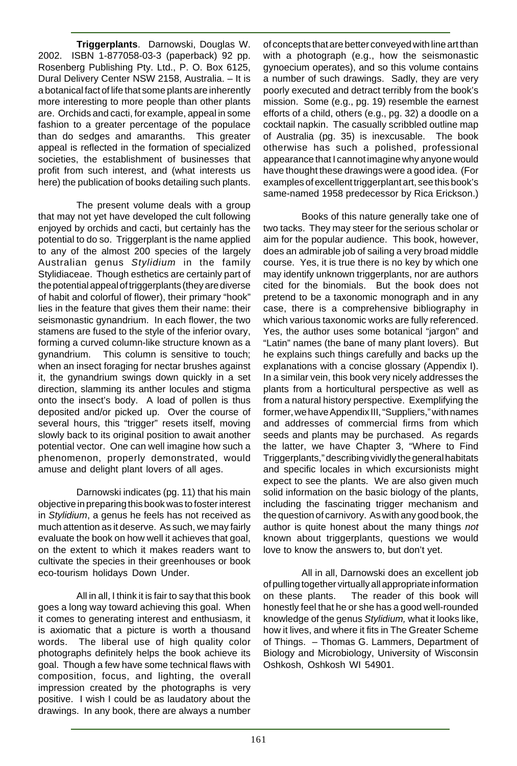**Triggerplants**. Darnowski, Douglas W. 2002. ISBN 1-877058-03-3 (paperback) 92 pp. Rosenberg Publishing Pty. Ltd., P. O. Box 6125, Dural Delivery Center NSW 2158, Australia. – It is a botanical fact of life that some plants are inherently more interesting to more people than other plants are. Orchids and cacti, for example, appeal in some fashion to a greater percentage of the populace than do sedges and amaranths. This greater appeal is reflected in the formation of specialized societies, the establishment of businesses that profit from such interest, and (what interests us here) the publication of books detailing such plants.

The present volume deals with a group that may not yet have developed the cult following enjoyed by orchids and cacti, but certainly has the potential to do so. Triggerplant is the name applied to any of the almost 200 species of the largely Australian genus *Stylidium* in the family Stylidiaceae. Though esthetics are certainly part of the potential appeal of triggerplants (they are diverse of habit and colorful of flower), their primary "hook" lies in the feature that gives them their name: their seismonastic gynandrium. In each flower, the two stamens are fused to the style of the inferior ovary, forming a curved column-like structure known as a gynandrium. This column is sensitive to touch; when an insect foraging for nectar brushes against it, the gynandrium swings down quickly in a set direction, slamming its anther locules and stigma onto the insect's body. A load of pollen is thus deposited and/or picked up. Over the course of several hours, this "trigger" resets itself, moving slowly back to its original position to await another potential vector. One can well imagine how such a phenomenon, properly demonstrated, would amuse and delight plant lovers of all ages.

Darnowski indicates (pg. 11) that his main objective in preparing this book was to foster interest in *Stylidium*, a genus he feels has not received as much attention as it deserve. As such, we may fairly evaluate the book on how well it achieves that goal, on the extent to which it makes readers want to cultivate the species in their greenhouses or book eco-tourism holidays Down Under.

All in all, I think it is fair to say that this book goes a long way toward achieving this goal. When it comes to generating interest and enthusiasm, it is axiomatic that a picture is worth a thousand words. The liberal use of high quality color photographs definitely helps the book achieve its goal. Though a few have some technical flaws with composition, focus, and lighting, the overall impression created by the photographs is very positive. I wish I could be as laudatory about the drawings. In any book, there are always a number of concepts that are better conveyed with line art than with a photograph (e.g., how the seismonastic gynoecium operates), and so this volume contains a number of such drawings. Sadly, they are very poorly executed and detract terribly from the book's mission. Some (e.g., pg. 19) resemble the earnest efforts of a child, others (e.g., pg. 32) a doodle on a cocktail napkin. The casually scribbled outline map of Australia (pg. 35) is inexcusable. The book otherwise has such a polished, professional appearance that I cannot imagine why anyone would have thought these drawings were a good idea. (For examples of excellent triggerplant art, see this book's same-named 1958 predecessor by Rica Erickson.)

Books of this nature generally take one of two tacks. They may steer for the serious scholar or aim for the popular audience. This book, however, does an admirable job of sailing a very broad middle course. Yes, it is true there is no key by which one may identify unknown triggerplants, nor are authors cited for the binomials. But the book does not pretend to be a taxonomic monograph and in any case, there is a comprehensive bibliography in which various taxonomic works are fully referenced. Yes, the author uses some botanical "jargon" and "Latin" names (the bane of many plant lovers). But he explains such things carefully and backs up the explanations with a concise glossary (Appendix I). In a similar vein, this book very nicely addresses the plants from a horticultural perspective as well as from a natural history perspective. Exemplifying the former, we have Appendix III, "Suppliers," with names and addresses of commercial firms from which seeds and plants may be purchased. As regards the latter, we have Chapter 3, "Where to Find Triggerplants," describing vividly the general habitats and specific locales in which excursionists might expect to see the plants. We are also given much solid information on the basic biology of the plants, including the fascinating trigger mechanism and the question of carnivory. As with any good book, the author is quite honest about the many things *not* known about triggerplants, questions we would love to know the answers to, but don't yet.

All in all, Darnowski does an excellent job of pulling together virtually all appropriate information on these plants. The reader of this book will honestly feel that he or she has a good well-rounded knowledge of the genus *Stylidium,* what it looks like, how it lives, and where it fits in The Greater Scheme of Things. – Thomas G. Lammers, Department of Biology and Microbiology, University of Wisconsin Oshkosh, Oshkosh WI 54901.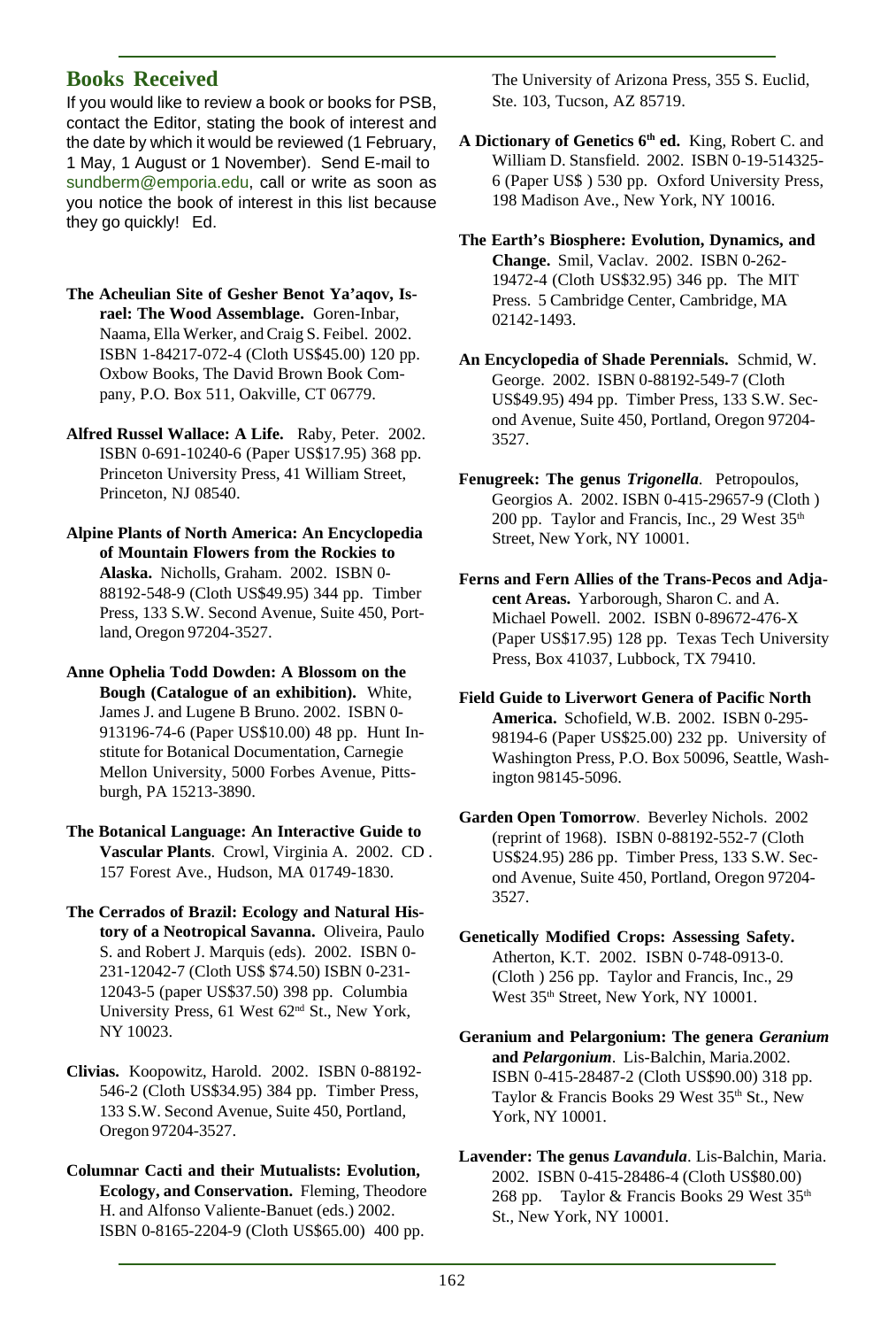## Books Received

If you would like to review a book or books for PSB, contact the Editor, stating the book of interest and the date by which it would be reviewed (1 February, 1 May, 1 August or 1 November). Send E-mail to sundberm@emporia.edu, call or write as soon as you notice the book of interest in this list because they go quickly! Ed.

**The Acheulian Site of Gesher Benot Ya'aqov, Israel: The Wood Assemblage.** Goren-Inbar, Naama, Ella Werker, and Craig S. Feibel. 2002. ISBN 1-84217-072-4 (Cloth US$45.00) 120 pp. Oxbow Books, The David Brown Book Company, P.O. Box 511, Oakville, CT 06779.

**Alfred Russel Wallace: A Life.** Raby, Peter. 2002. ISBN 0-691-10240-6 (Paper US$17.95) 368 pp. Princeton University Press, 41 William Street, Princeton, NJ 08540.

**Alpine Plants of North America: An Encyclopedia of Mountain Flowers from the Rockies to Alaska.** Nicholls, Graham. 2002. ISBN 0-88192-548-9 (Cloth US$49.95) 344 pp. Timber Press, 133 S.W. Second Avenue, Suite 450, Portland, Oregon 97204-3527.

**Anne Ophelia Todd Dowden: A Blossom on the Bough (Catalogue of an exhibition).** White, James J. and Lugene B Bruno. 2002. ISBN 0-913196-74-6 (Paper US$10.00) 48 pp. Hunt Institute for Botanical Documentation, Carnegie Mellon University, 5000 Forbes Avenue, Pittsburgh, PA 15213-3890.

**The Botanical Language: An Interactive Guide to Vascular Plants**. Crowl, Virginia A. 2002. CD . 157 Forest Ave., Hudson, MA 01749-1830.

**The Cerrados of Brazil: Ecology and Natural History of a Neotropical Savanna.** Oliveira, Paulo S. and Robert J. Marquis (eds). 2002. ISBN 0-231-12042-7 (Cloth US$ $74.50) ISBN 0-231-12043-5 (paper US$37.50) 398 pp. Columbia University Press, 61 West 62nd St., New York, NY 10023.

**Clivias.** Koopowitz, Harold. 2002. ISBN 0-88192-546-2 (Cloth US$34.95) 384 pp. Timber Press, 133 S.W. Second Avenue, Suite 450, Portland, Oregon 97204-3527.

**Columnar Cacti and their Mutualists: Evolution, Ecology, and Conservation.** Fleming, Theodore H. and Alfonso Valiente-Banuet (eds.) 2002. ISBN 0-8165-2204-9 (Cloth US$65.00) 400 pp. The University of Arizona Press, 355 S. Euclid, Ste. 103, Tucson, AZ 85719.

**A Dictionary of Genetics 6th ed.** King, Robert C. and William D. Stansfield. 2002. ISBN 0-19-514325-6 (Paper US$ ) 530 pp. Oxford University Press, 198 Madison Ave., New York, NY 10016.

**The Earth's Biosphere: Evolution, Dynamics, and Change.** Smil, Vaclav. 2002. ISBN 0-262-19472-4 (Cloth US$32.95) 346 pp. The MIT Press. 5 Cambridge Center, Cambridge, MA 02142-1493.

**An Encyclopedia of Shade Perennials.** Schmid, W. George. 2002. ISBN 0-88192-549-7 (Cloth US$49.95) 494 pp. Timber Press, 133 S.W. Second Avenue, Suite 450, Portland, Oregon 97204-3527.

**Fenugreek: The genus *Trigonella*.** Petropoulos, Georgios A. 2002. ISBN 0-415-29657-9 (Cloth ) 200 pp. Taylor and Francis, Inc., 29 West 35th Street, New York, NY 10001.

**Ferns and Fern Allies of the Trans-Pecos and Adjacent Areas.** Yarborough, Sharon C. and A. Michael Powell. 2002. ISBN 0-89672-476-X (Paper US$17.95) 128 pp. Texas Tech University Press, Box 41037, Lubbock, TX 79410.

**Field Guide to Liverwort Genera of Pacific North America.** Schofield, W.B. 2002. ISBN 0-295-98194-6 (Paper US$25.00) 232 pp. University of Washington Press, P.O. Box 50096, Seattle, Washington 98145-5096.

**Garden Open Tomorrow**. Beverley Nichols. 2002 (reprint of 1968). ISBN 0-88192-552-7 (Cloth US$24.95) 286 pp. Timber Press, 133 S.W. Second Avenue, Suite 450, Portland, Oregon 97204-3527.

**Genetically Modified Crops: Assessing Safety.** Atherton, K.T. 2002. ISBN 0-748-0913-0. (Cloth ) 256 pp. Taylor and Francis, Inc., 29 West 35th Street, New York, NY 10001.

**Geranium and Pelargonium: The genera *Geranium* and *Pelargonium***. Lis-Balchin, Maria.2002. ISBN 0-415-28487-2 (Cloth US$90.00) 318 pp. Taylor & Francis Books 29 West 35th St., New York, NY 10001.

**Lavender: The genus *Lavandula***. Lis-Balchin, Maria. 2002. ISBN 0-415-28486-4 (Cloth US$80.00) 268 pp. Taylor & Francis Books 29 West 35th St., New York, NY 10001.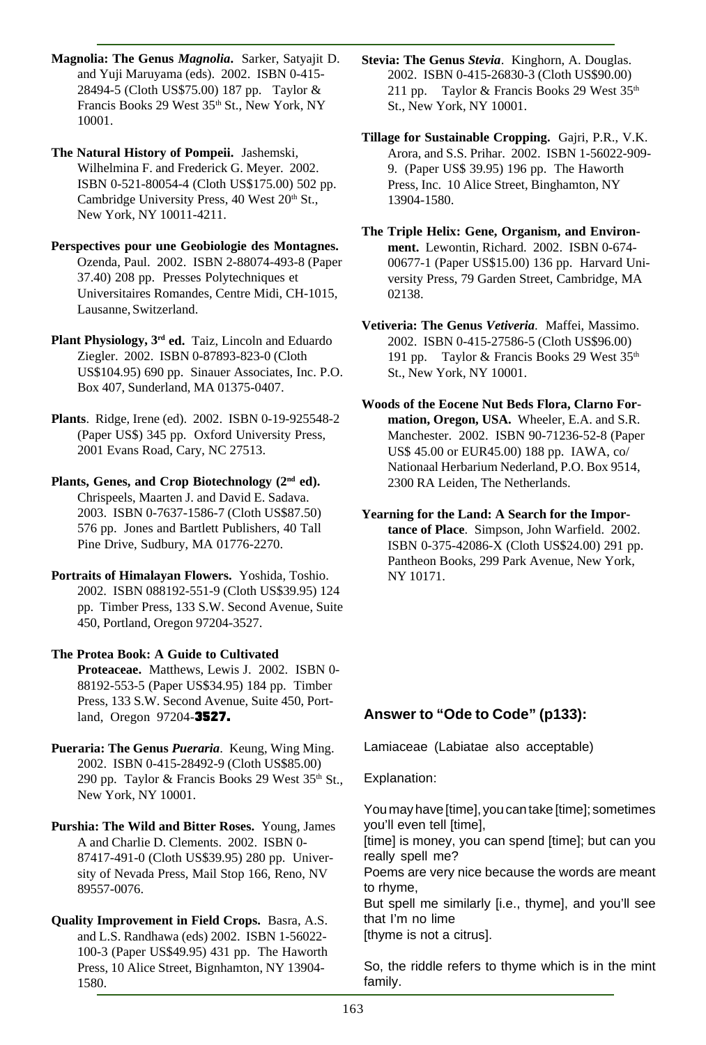**Magnolia: The Genus *Magnolia*.** Sarker, Satyajit D. and Yuji Maruyama (eds). 2002. ISBN 0-415-28494-5 (Cloth US$75.00) 187 pp. Taylor & Francis Books 29 West 35th St., New York, NY 10001.

**The Natural History of Pompeii.** Jashemski, Wilhelmina F. and Frederick G. Meyer. 2002. ISBN 0-521-80054-4 (Cloth US$175.00) 502 pp. Cambridge University Press, 40 West 20th St., New York, NY 10011-4211.

**Perspectives pour une Geobiologie des Montagnes.** Ozenda, Paul. 2002. ISBN 2-88074-493-8 (Paper 37.40) 208 pp. Presses Polytechniques et Universitaires Romandes, Centre Midi, CH-1015, Lausanne, Switzerland.

**Plant Physiology, 3rd ed.** Taiz, Lincoln and Eduardo Ziegler. 2002. ISBN 0-87893-823-0 (Cloth US$104.95) 690 pp. Sinauer Associates, Inc. P.O. Box 407, Sunderland, MA 01375-0407.

**Plants**. Ridge, Irene (ed). 2002. ISBN 0-19-925548-2 (Paper US$) 345 pp. Oxford University Press, 2001 Evans Road, Cary, NC 27513.

**Plants, Genes, and Crop Biotechnology (2nd ed).** Chrispeels, Maarten J. and David E. Sadava. 2003. ISBN 0-7637-1586-7 (Cloth US$87.50) 576 pp. Jones and Bartlett Publishers, 40 Tall Pine Drive, Sudbury, MA 01776-2270.

**Portraits of Himalayan Flowers.** Yoshida, Toshio. 2002. ISBN 088192-551-9 (Cloth US$39.95) 124 pp. Timber Press, 133 S.W. Second Avenue, Suite 450, Portland, Oregon 97204-3527.

**The Protea Book: A Guide to Cultivated Proteaceae.** Matthews, Lewis J. 2002. ISBN 0-88192-553-5 (Paper US$34.95) 184 pp. Timber Press, 133 S.W. Second Avenue, Suite 450, Portland, Oregon 97204-**3527.**

**Pueraria: The Genus *Pueraria*.** Keung, Wing Ming. 2002. ISBN 0-415-28492-9 (Cloth US$85.00) 290 pp. Taylor & Francis Books 29 West 35th St., New York, NY 10001.

**Purshia: The Wild and Bitter Roses.** Young, James A and Charlie D. Clements. 2002. ISBN 0-87417-491-0 (Cloth US$39.95) 280 pp. University of Nevada Press, Mail Stop 166, Reno, NV 89557-0076.

**Quality Improvement in Field Crops.** Basra, A.S. and L.S. Randhawa (eds) 2002. ISBN 1-56022-100-3 (Paper US$49.95) 431 pp. The Haworth Press, 10 Alice Street, Bignhamton, NY 13904-1580.

**Stevia: The Genus *Stevia*.** Kinghorn, A. Douglas. 2002. ISBN 0-415-26830-3 (Cloth US$90.00) 211 pp. Taylor & Francis Books 29 West 35th St., New York, NY 10001.

**Tillage for Sustainable Cropping.** Gajri, P.R., V.K. Arora, and S.S. Prihar. 2002. ISBN 1-56022-909-9. (Paper US$ 39.95) 196 pp. The Haworth Press, Inc. 10 Alice Street, Binghamton, NY 13904-1580.

**The Triple Helix: Gene, Organism, and Environment.** Lewontin, Richard. 2002. ISBN 0-674-00677-1 (Paper US$15.00) 136 pp. Harvard University Press, 79 Garden Street, Cambridge, MA 02138.

**Vetiveria: The Genus *Vetiveria*.** Maffei, Massimo. 2002. ISBN 0-415-27586-5 (Cloth US$96.00) 191 pp. Taylor & Francis Books 29 West 35th St., New York, NY 10001.

**Woods of the Eocene Nut Beds Flora, Clarno Formation, Oregon, USA.** Wheeler, E.A. and S.R. Manchester. 2002. ISBN 90-71236-52-8 (Paper US$ 45.00 or EUR45.00) 188 pp. IAWA, co/ Nationaal Herbarium Nederland, P.O. Box 9514, 2300 RA Leiden, The Netherlands.

**Yearning for the Land: A Search for the Importance of Place**. Simpson, John Warfield. 2002. ISBN 0-375-42086-X (Cloth US$24.00) 291 pp. Pantheon Books, 299 Park Avenue, New York, NY 10171.

## Answer to "Ode to Code" (p133):

Lamiaceae (Labiatae also acceptable)

Explanation:

You may have [time], you can take [time]; sometimes you'll even tell [time],
[time] is money, you can spend [time]; but can you really spell me?
Poems are very nice because the words are meant to rhyme,
But spell me similarly [i.e., thyme], and you'll see that I'm no lime
[thyme is not a citrus].

So, the riddle refers to thyme which is in the mint family.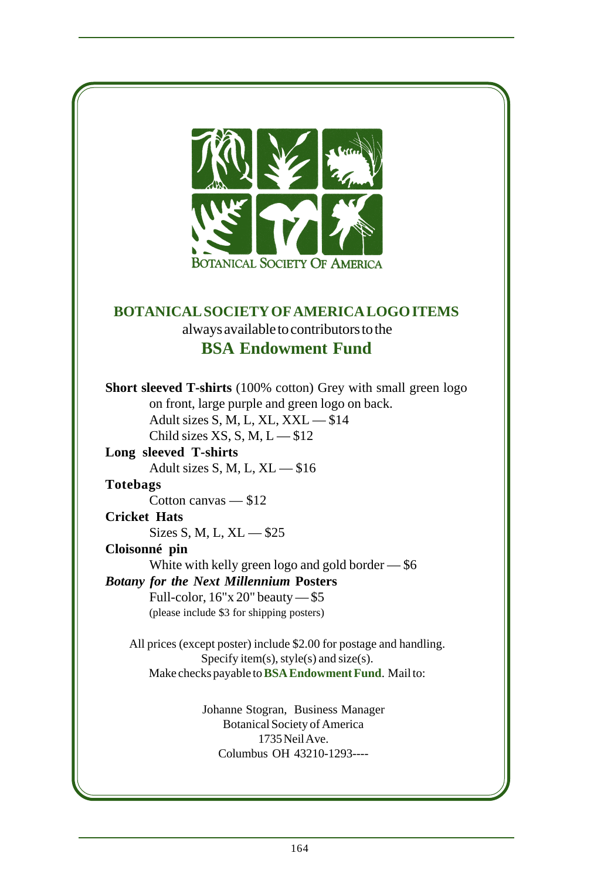BOTANICAL SOCIETY OF AMERICA

## BOTANICAL SOCIETY OF AMERICA LOGO ITEMS

always available to contributors to the

## BSA Endowment Fund

**Short sleeved T-shirts** (100% cotton) Grey with small green logo on front, large purple and green logo on back.
Adult sizes S, M, L, XL, XXL — $14
Child sizes XS, S, M, L — $12

**Long sleeved T-shirts**
Adult sizes S, M, L, XL — $16

**Totebags**
Cotton canvas — $12

**Cricket Hats**
Sizes S, M, L, XL — $25

**Cloisonné pin**
White with kelly green logo and gold border — $6

***Botany for the Next Millennium* Posters**
Full-color, 16"x 20" beauty — $5
(please include $3 for shipping posters)

All prices (except poster) include $2.00 for postage and handling.
Specify item(s), style(s) and size(s).
Make checks payable to **BSA Endowment Fund**. Mail to:

Johanne Stogran, Business Manager
Botanical Society of America
1735 Neil Ave.
Columbus OH 43210-1293----